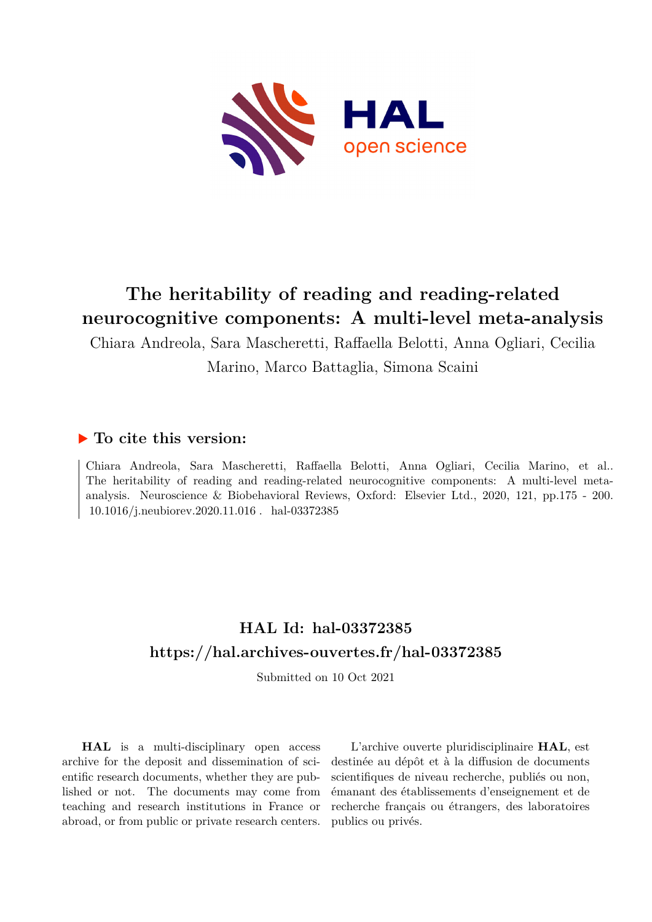# The heritability of reading and reading-related neurocognitive components: A multi-level meta-analysis

Chiara Andreola, Sara Mascheretti, Raffaella Belotti, Anna Ogliari, Cecilia Marino, Marco Battaglia, Simona Scaini

## ▶ To cite this version:

Chiara Andreola, Sara Mascheretti, Raffaella Belotti, Anna Ogliari, Cecilia Marino, et al.. The heritability of reading and reading-related neurocognitive components: A multi-level meta-analysis. Neuroscience & Biobehavioral Reviews, Oxford: Elsevier Ltd., 2020, 121, pp.175 - 200. 10.1016/j.neubiorev.2020.11.016 . hal-03372385

## HAL Id: hal-03372385

## https://hal.archives-ouvertes.fr/hal-03372385

Submitted on 10 Oct 2021

**HAL** is a multi-disciplinary open access archive for the deposit and dissemination of scientific research documents, whether they are published or not. The documents may come from teaching and research institutions in France or abroad, or from public or private research centers.

L'archive ouverte pluridisciplinaire **HAL**, est destinée au dépôt et à la diffusion de documents scientifiques de niveau recherche, publiés ou non, émanant des établissements d'enseignement et de recherche français ou étrangers, des laboratoires publics ou privés.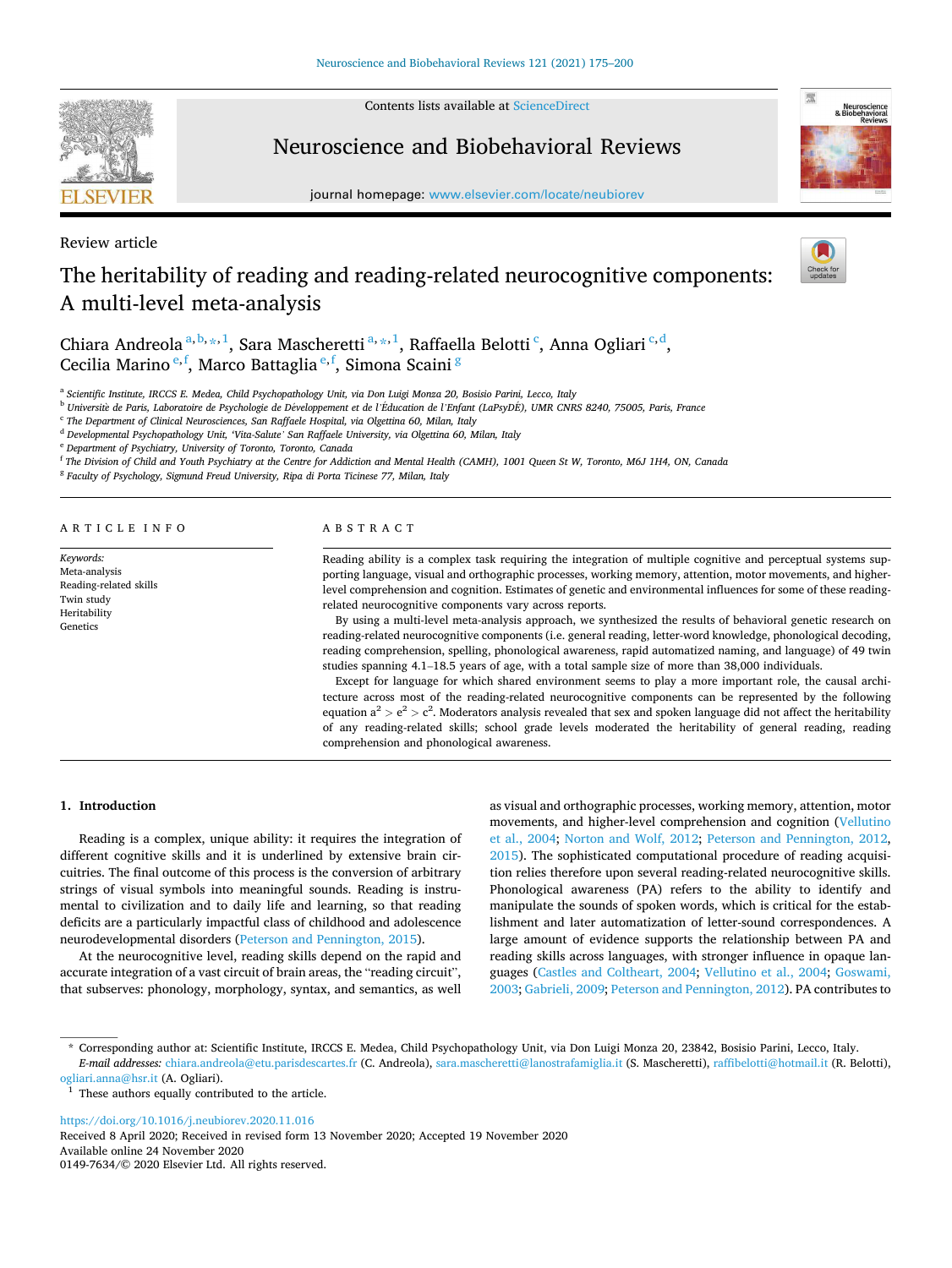Review article

# The heritability of reading and reading-related neurocognitive components: A multi-level meta-analysis

Chiara Andreola[a,b,*,1], Sara Mascheretti[a,*,1], Raffaella Belotti[c], Anna Ogliari[c,d], Cecilia Marino[e,f], Marco Battaglia[e,f], Simona Scaini[g]

[a] Scientific Institute, IRCCS E. Medea, Child Psychopathology Unit, via Don Luigi Monza 20, Bosisio Parini, Lecco, Italy
[b] Université de Paris, Laboratoire de Psychologie de Développement et de l'Éducation de l'Enfant (LaPsyDÉ), UMR CNRS 8240, 75005, Paris, France
[c] The Department of Clinical Neurosciences, San Raffaele Hospital, via Olgettina 60, Milan, Italy
[d] Developmental Psychopathology Unit, 'Vita-Salute' San Raffaele University, via Olgettina 60, Milan, Italy
[e] Department of Psychiatry, University of Toronto, Toronto, Canada
[f] The Division of Child and Youth Psychiatry at the Centre for Addiction and Mental Health (CAMH), 1001 Queen St W, Toronto, M6J 1H4, ON, Canada
[g] Faculty of Psychology, Sigmund Freud University, Ripa di Porta Ticinese 77, Milan, Italy

## ARTICLE INFO

*Keywords:*
Meta-analysis
Reading-related skills
Twin study
Heritability
Genetics

## ABSTRACT

Reading ability is a complex task requiring the integration of multiple cognitive and perceptual systems supporting language, visual and orthographic processes, working memory, attention, motor movements, and higher-level comprehension and cognition. Estimates of genetic and environmental influences for some of these reading-related neurocognitive components vary across reports.

By using a multi-level meta-analysis approach, we synthesized the results of behavioral genetic research on reading-related neurocognitive components (i.e. general reading, letter-word knowledge, phonological decoding, reading comprehension, spelling, phonological awareness, rapid automatized naming, and language) of 49 twin studies spanning 4.1–18.5 years of age, with a total sample size of more than 38,000 individuals.

Except for language for which shared environment seems to play a more important role, the causal architecture across most of the reading-related neurocognitive components can be represented by the following equation $a^2 > e^2 > c^2$. Moderators analysis revealed that sex and spoken language did not affect the heritability of any reading-related skills; school grade levels moderated the heritability of general reading, reading comprehension and phonological awareness.

## 1. Introduction

Reading is a complex, unique ability: it requires the integration of different cognitive skills and it is underlined by extensive brain circuitries. The final outcome of this process is the conversion of arbitrary strings of visual symbols into meaningful sounds. Reading is instrumental to civilization and to daily life and learning, so that reading deficits are a particularly impactful class of childhood and adolescence neurodevelopmental disorders (Peterson and Pennington, 2015).

At the neurocognitive level, reading skills depend on the rapid and accurate integration of a vast circuit of brain areas, the "reading circuit", that subserves: phonology, morphology, syntax, and semantics, as well as visual and orthographic processes, working memory, attention, motor movements, and higher-level comprehension and cognition (Vellutino et al., 2004; Norton and Wolf, 2012; Peterson and Pennington, 2012, 2015). The sophisticated computational procedure of reading acquisition relies therefore upon several reading-related neurocognitive skills. Phonological awareness (PA) refers to the ability to identify and manipulate the sounds of spoken words, which is critical for the establishment and later automatization of letter-sound correspondences. A large amount of evidence supports the relationship between PA and reading skills across languages, with stronger influence in opaque languages (Castles and Coltheart, 2004; Vellutino et al., 2004; Goswami, 2003; Gabrieli, 2009; Peterson and Pennington, 2012). PA contributes to

\* Corresponding author at: Scientific Institute, IRCCS E. Medea, Child Psychopathology Unit, via Don Luigi Monza 20, 23842, Bosisio Parini, Lecco, Italy.
*E-mail addresses:* chiara.andreola@etu.parisdescartes.fr (C. Andreola), sara.mascheretti@lanostrafamiglia.it (S. Mascheretti), raffibelotti@hotmail.it (R. Belotti), ogliari.anna@hsr.it (A. Ogliari).

[1] These authors equally contributed to the article.

https://doi.org/10.1016/j.neubiorev.2020.11.016
Received 8 April 2020; Received in revised form 13 November 2020; Accepted 19 November 2020
Available online 24 November 2020
0149-7634/© 2020 Elsevier Ltd. All rights reserved.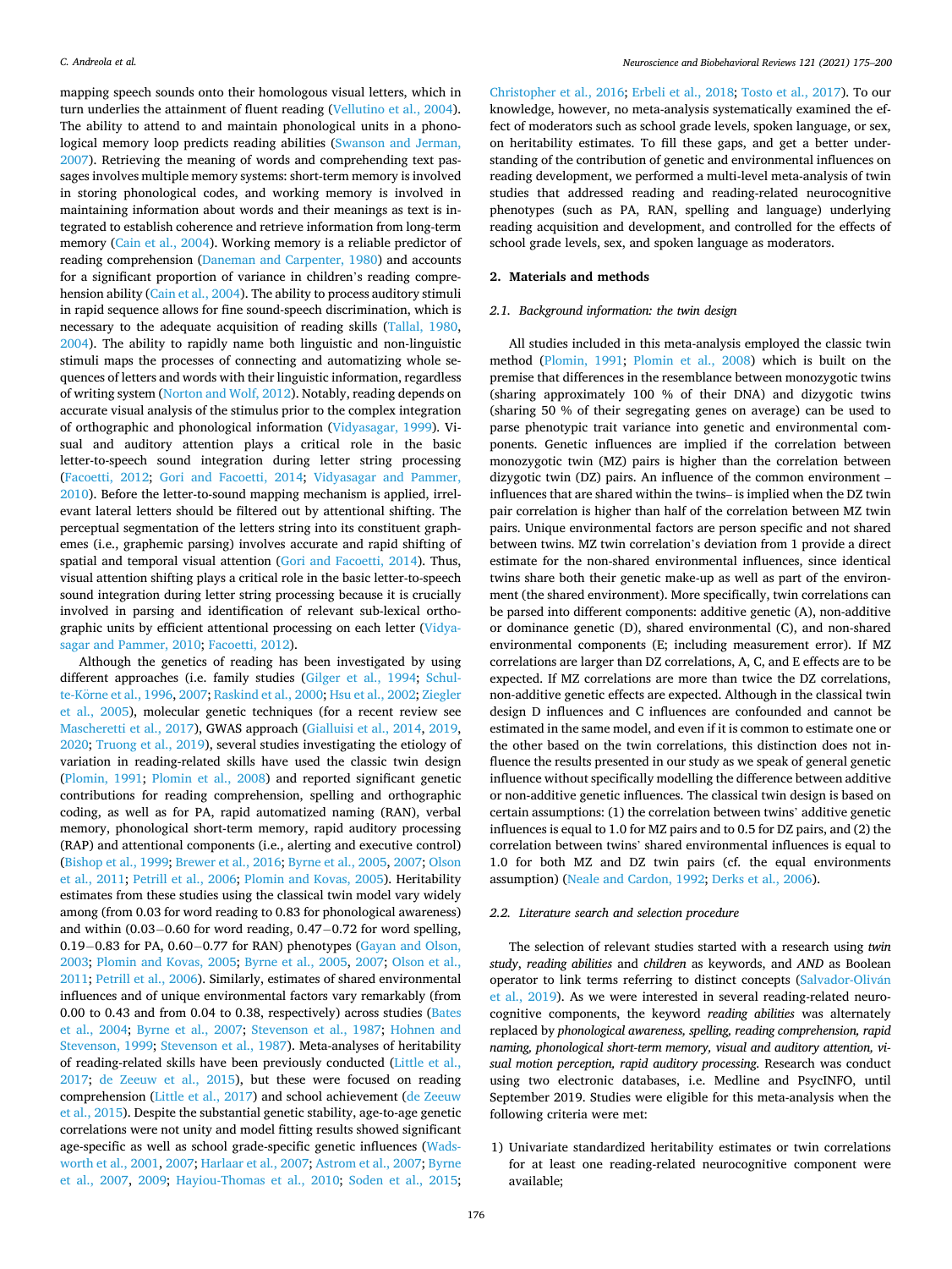mapping speech sounds onto their homologous visual letters, which in turn underlies the attainment of fluent reading (Vellutino et al., 2004). The ability to attend to and maintain phonological units in a phonological memory loop predicts reading abilities (Swanson and Jerman, 2007). Retrieving the meaning of words and comprehending text passages involves multiple memory systems: short-term memory is involved in storing phonological codes, and working memory is involved in maintaining information about words and their meanings as text is integrated to establish coherence and retrieve information from long-term memory (Cain et al., 2004). Working memory is a reliable predictor of reading comprehension (Daneman and Carpenter, 1980) and accounts for a significant proportion of variance in children's reading comprehension ability (Cain et al., 2004). The ability to process auditory stimuli in rapid sequence allows for fine sound-speech discrimination, which is necessary to the adequate acquisition of reading skills (Tallal, 1980, 2004). The ability to rapidly name both linguistic and non-linguistic stimuli maps the processes of connecting and automatizing whole sequences of letters and words with their linguistic information, regardless of writing system (Norton and Wolf, 2012). Notably, reading depends on accurate visual analysis of the stimulus prior to the complex integration of orthographic and phonological information (Vidyasagar, 1999). Visual and auditory attention plays a critical role in the basic letter-to-speech sound integration during letter string processing (Facoetti, 2012; Gori and Facoetti, 2014; Vidyasagar and Pammer, 2010). Before the letter-to-sound mapping mechanism is applied, irrelevant lateral letters should be filtered out by attentional shifting. The perceptual segmentation of the letters string into its constituent graphemes (i.e., graphemic parsing) involves accurate and rapid shifting of spatial and temporal visual attention (Gori and Facoetti, 2014). Thus, visual attention shifting plays a critical role in the basic letter-to-speech sound integration during letter string processing because it is crucially involved in parsing and identification of relevant sub-lexical orthographic units by efficient attentional processing on each letter (Vidyasagar and Pammer, 2010; Facoetti, 2012).

Although the genetics of reading has been investigated by using different approaches (i.e. family studies (Gilger et al., 1994; Schulte-Körne et al., 1996, 2007; Raskind et al., 2000; Hsu et al., 2002; Ziegler et al., 2005), molecular genetic techniques (for a recent review see Mascheretti et al., 2017), GWAS approach (Gialluisi et al., 2014, 2019, 2020; Truong et al., 2019), several studies investigating the etiology of variation in reading-related skills have used the classic twin design (Plomin, 1991; Plomin et al., 2008) and reported significant genetic contributions for reading comprehension, spelling and orthographic coding, as well as for PA, rapid automatized naming (RAN), verbal memory, phonological short-term memory, rapid auditory processing (RAP) and attentional components (i.e., alerting and executive control) (Bishop et al., 1999; Brewer et al., 2016; Byrne et al., 2005, 2007; Olson et al., 2011; Petrill et al., 2006; Plomin and Kovas, 2005). Heritability estimates from these studies using the classical twin model vary widely among (from 0.03 for word reading to 0.83 for phonological awareness) and within (0.03−0.60 for word reading, 0.47−0.72 for word spelling, 0.19−0.83 for PA, 0.60−0.77 for RAN) phenotypes (Gayan and Olson, 2003; Plomin and Kovas, 2005; Byrne et al., 2005, 2007; Olson et al., 2011; Petrill et al., 2006). Similarly, estimates of shared environmental influences and of unique environmental factors vary remarkably (from 0.00 to 0.43 and from 0.04 to 0.38, respectively) across studies (Bates et al., 2004; Byrne et al., 2007; Stevenson et al., 1987; Hohnen and Stevenson, 1999; Stevenson et al., 1987). Meta-analyses of heritability of reading-related skills have been previously conducted (Little et al., 2017; de Zeeuw et al., 2015), but these were focused on reading comprehension (Little et al., 2017) and school achievement (de Zeeuw et al., 2015). Despite the substantial genetic stability, age-to-age genetic correlations were not unity and model fitting results showed significant age-specific as well as school grade-specific genetic influences (Wadsworth et al., 2001, 2007; Harlaar et al., 2007; Astrom et al., 2007; Byrne et al., 2007, 2009; Hayiou-Thomas et al., 2010; Soden et al., 2015; Christopher et al., 2016; Erbeli et al., 2018; Tosto et al., 2017). To our knowledge, however, no meta-analysis systematically examined the effect of moderators such as school grade levels, spoken language, or sex, on heritability estimates. To fill these gaps, and get a better understanding of the contribution of genetic and environmental influences on reading development, we performed a multi-level meta-analysis of twin studies that addressed reading and reading-related neurocognitive phenotypes (such as PA, RAN, spelling and language) underlying reading acquisition and development, and controlled for the effects of school grade levels, sex, and spoken language as moderators.

## 2. Materials and methods

### 2.1. Background information: the twin design

All studies included in this meta-analysis employed the classic twin method (Plomin, 1991; Plomin et al., 2008) which is built on the premise that differences in the resemblance between monozygotic twins (sharing approximately 100 % of their DNA) and dizygotic twins (sharing 50 % of their segregating genes on average) can be used to parse phenotypic trait variance into genetic and environmental components. Genetic influences are implied if the correlation between monozygotic twin (MZ) pairs is higher than the correlation between dizygotic twin (DZ) pairs. An influence of the common environment – influences that are shared within the twins– is implied when the DZ twin pair correlation is higher than half of the correlation between MZ twin pairs. Unique environmental factors are person specific and not shared between twins. MZ twin correlation's deviation from 1 provide a direct estimate for the non-shared environmental influences, since identical twins share both their genetic make-up as well as part of the environment (the shared environment). More specifically, twin correlations can be parsed into different components: additive genetic (A), non-additive or dominance genetic (D), shared environmental (C), and non-shared environmental components (E; including measurement error). If MZ correlations are larger than DZ correlations, A, C, and E effects are to be expected. If MZ correlations are more than twice the DZ correlations, non-additive genetic effects are expected. Although in the classical twin design D influences and C influences are confounded and cannot be estimated in the same model, and even if it is common to estimate one or the other based on the twin correlations, this distinction does not influence the results presented in our study as we speak of general genetic influence without specifically modelling the difference between additive or non-additive genetic influences. The classical twin design is based on certain assumptions: (1) the correlation between twins' additive genetic influences is equal to 1.0 for MZ pairs and to 0.5 for DZ pairs, and (2) the correlation between twins' shared environmental influences is equal to 1.0 for both MZ and DZ twin pairs (cf. the equal environments assumption) (Neale and Cardon, 1992; Derks et al., 2006).

### 2.2. Literature search and selection procedure

The selection of relevant studies started with a research using *twin study*, *reading abilities* and *children* as keywords, and *AND* as Boolean operator to link terms referring to distinct concepts (Salvador-Oliván et al., 2019). As we were interested in several reading-related neurocognitive components, the keyword *reading abilities* was alternately replaced by *phonological awareness, spelling, reading comprehension, rapid naming, phonological short-term memory, visual and auditory attention, visual motion perception, rapid auditory processing*. Research was conduct using two electronic databases, i.e. Medline and PsycINFO, until September 2019. Studies were eligible for this meta-analysis when the following criteria were met:

1) Univariate standardized heritability estimates or twin correlations for at least one reading-related neurocognitive component were available;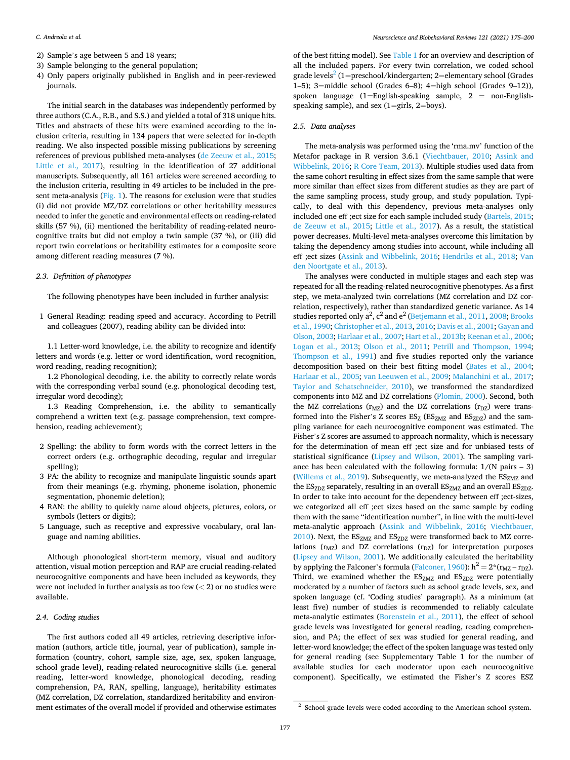2) Sample's age between 5 and 18 years;
3) Sample belonging to the general population;
4) Only papers originally published in English and in peer-reviewed journals.

The initial search in the databases was independently performed by three authors (C.A., R.B., and S.S.) and yielded a total of 318 unique hits. Titles and abstracts of these hits were examined according to the inclusion criteria, resulting in 134 papers that were selected for in-depth reading. We also inspected possible missing publications by screening references of previous published meta-analyses (de Zeeuw et al., 2015; Little et al., 2017), resulting in the identification of 27 additional manuscripts. Subsequently, all 161 articles were screened according to the inclusion criteria, resulting in 49 articles to be included in the present meta-analysis (Fig. 1). The reasons for exclusion were that studies (i) did not provide MZ/DZ correlations or other heritability measures needed to infer the genetic and environmental effects on reading-related skills (57 %), (ii) mentioned the heritability of reading-related neurocognitive traits but did not employ a twin sample (37 %), or (iii) did report twin correlations or heritability estimates for a composite score among different reading measures (7 %).

### 2.3. Definition of phenotypes

The following phenotypes have been included in further analysis:

1 General Reading: reading speed and accuracy. According to Petrill and colleagues (2007), reading ability can be divided into:

1.1 Letter-word knowledge, i.e. the ability to recognize and identify letters and words (e.g. letter or word identification, word recognition, word reading, reading recognition);

1.2 Phonological decoding, i.e. the ability to correctly relate words with the corresponding verbal sound (e.g. phonological decoding test, irregular word decoding);

1.3 Reading Comprehension, i.e. the ability to semantically comprehend a written text (e.g. passage comprehension, text comprehension, reading achievement);

2 Spelling: the ability to form words with the correct letters in the correct orders (e.g. orthographic decoding, regular and irregular spelling);
3 PA: the ability to recognize and manipulate linguistic sounds apart from their meanings (e.g. rhyming, phoneme isolation, phonemic segmentation, phonemic deletion);
4 RAN: the ability to quickly name aloud objects, pictures, colors, or symbols (letters or digits);
5 Language, such as receptive and expressive vocabulary, oral language and naming abilities.

Although phonological short-term memory, visual and auditory attention, visual motion perception and RAP are crucial reading-related neurocognitive components and have been included as keywords, they were not included in further analysis as too few (< 2) or no studies were available.

### 2.4. Coding studies

The first authors coded all 49 articles, retrieving descriptive information (authors, article title, journal, year of publication), sample information (country, cohort, sample size, age, sex, spoken language, school grade level), reading-related neurocognitive skills (i.e. general reading, letter-word knowledge, phonological decoding, reading comprehension, PA, RAN, spelling, language), heritability estimates (MZ correlation, DZ correlation, standardized heritability and environment estimates of the overall model if provided and otherwise estimates of the best fitting model). See Table 1 for an overview and description of all the included papers. For every twin correlation, we coded school grade levels[2] (1=preschool/kindergarten; 2=elementary school (Grades 1–5); 3=middle school (Grades 6–8); 4=high school (Grades 9–12)), spoken language (1=English-speaking sample, 2 = non-English-speaking sample), and sex (1=girls, 2=boys).

### 2.5. Data analyses

The meta-analysis was performed using the 'rma.mv' function of the Metafor package in R version 3.6.1 (Viechtbauer, 2010; Assink and Wibbelink, 2016; R Core Team, 2013). Multiple studies used data from the same cohort resulting in effect sizes from the same sample that were more similar than effect sizes from different studies as they are part of the same sampling process, study group, and study population. Typically, to deal with this dependency, previous meta-analyses only included one effect size for each sample included study (Bartels, 2015; de Zeeuw et al., 2015; Little et al., 2017). As a result, the statistical power decreases. Multi-level meta-analyses overcome this limitation by taking the dependency among studies into account, while including all effect sizes (Assink and Wibbelink, 2016; Hendriks et al., 2018; Van den Noortgate et al., 2013).

The analyses were conducted in multiple stages and each step was repeated for all the reading-related neurocognitive phenotypes. As a first step, we meta-analyzed twin correlations (MZ correlation and DZ correlation, respectively), rather than standardized genetic variance. As 14 studies reported only $a^2$, $c^2$ and $e^2$ (Betjemann et al., 2011, 2008; Brooks et al., 1990; Christopher et al., 2013, 2016; Davis et al., 2001; Gayan and Olson, 2003; Harlaar et al., 2007; Hart et al., 2013b; Keenan et al., 2006; Logan et al., 2013; Olson et al., 2011; Petrill and Thompson, 1994; Thompson et al., 1991) and five studies reported only the variance decomposition based on their best fitting model (Bates et al., 2004; Harlaar et al., 2005; van Leeuwen et al., 2009; Malanchini et al., 2017; Taylor and Schatschneider, 2010), we transformed the standardized components into MZ and DZ correlations (Plomin, 2000). Second, both the MZ correlations ($r_{MZ}$) and the DZ correlations ($r_{DZ}$) were transformed into the Fisher's Z scores $ES_Z$ ($ES_{ZMZ}$ and $ES_{ZDZ}$) and the sampling variance for each neurocognitive component was estimated. The Fisher's Z scores are assumed to approach normality, which is necessary for the determination of mean effect size and for unbiased tests of statistical significance (Lipsey and Wilson, 2001). The sampling variance has been calculated with the following formula: 1/(N pairs – 3) (Willems et al., 2019). Subsequently, we meta-analyzed the $ES_{ZMZ}$ and the $ES_{ZDZ}$ separately, resulting in an overall $ES_{ZMZ}$ and an overall $ES_{ZDZ}$. In order to take into account for the dependency between effect-sizes, we categorized all effect sizes based on the same sample by coding them with the same "identification number", in line with the multi-level meta-analytic approach (Assink and Wibbelink, 2016; Viechtbauer, 2010). Next, the $ES_{ZMZ}$ and $ES_{ZDZ}$ were transformed back to MZ correlations ($r_{MZ}$) and DZ correlations ($r_{DZ}$) for interpretation purposes (Lipsey and Wilson, 2001). We additionally calculated the heritability by applying the Falconer's formula (Falconer, 1960): $h^2 = 2*(r_{MZ} - r_{DZ})$. Third, we examined whether the $ES_{ZMZ}$ and $ES_{ZDZ}$ were potentially moderated by a number of factors such as school grade levels, sex, and spoken language (cf. 'Coding studies' paragraph). As a minimum (at least five) number of studies is recommended to reliably calculate meta-analytic estimates (Borenstein et al., 2011), the effect of school grade levels was investigated for general reading, reading comprehension, and PA; the effect of sex was studied for general reading, and letter-word knowledge; the effect of the spoken language was tested only for general reading (see Supplementary Table 1 for the number of available studies for each moderator upon each neurocognitive component). Specifically, we estimated the Fisher's Z scores ESZ

[2] School grade levels were coded according to the American school system.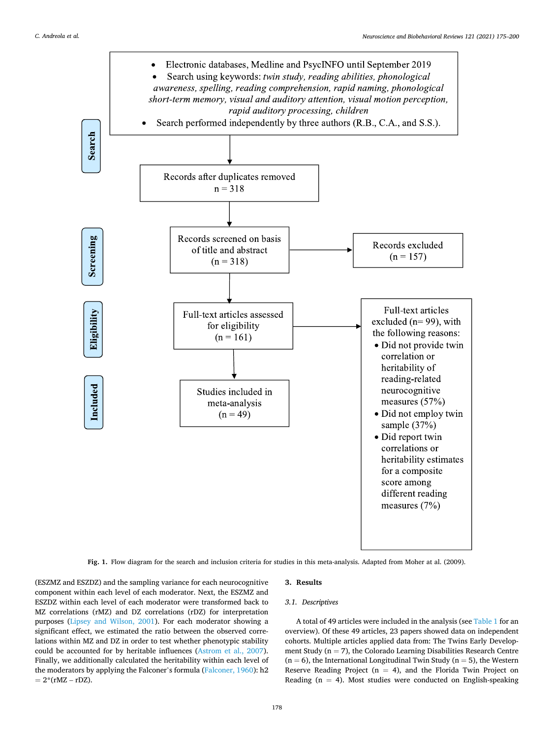- Electronic databases, Medline and PsycINFO until September 2019
- Search using keywords: *twin study, reading abilities, phonological awareness, spelling, reading comprehension, rapid naming, phonological short-term memory, visual and auditory attention, visual motion perception, rapid auditory processing, children*
- Search performed independently by three authors (R.B., C.A., and S.S.).

**Search**

Records after duplicates removed
n = 318

**Screening**

Records screened on basis of title and abstract
(n = 318)

Records excluded
(n = 157)

**Eligibility**

Full-text articles assessed for eligibility
(n = 161)

Full-text articles excluded (n= 99), with the following reasons:

- Did not provide twin correlation or heritability of reading-related neurocognitive measures (57%)
- Did not employ twin sample (37%)
- Did report twin correlations or heritability estimates for a composite score among different reading measures (7%)

**Included**

Studies included in meta-analysis
(n = 49)

**Fig. 1.** Flow diagram for the search and inclusion criteria for studies in this meta-analysis. Adapted from Moher at al. (2009).

(ESZMZ and ESZDZ) and the sampling variance for each neurocognitive component within each level of each moderator. Next, the ESZMZ and ESZDZ within each level of each moderator were transformed back to MZ correlations (rMZ) and DZ correlations (rDZ) for interpretation purposes (Lipsey and Wilson, 2001). For each moderator showing a significant effect, we estimated the ratio between the observed correlations within MZ and DZ in order to test whether phenotypic stability could be accounted for by heritable influences (Astrom et al., 2007). Finally, we additionally calculated the heritability within each level of the moderators by applying the Falconer's formula (Falconer, 1960): h2 = 2*(rMZ – rDZ).

## 3. Results

### 3.1. Descriptives

A total of 49 articles were included in the analysis (see Table 1 for an overview). Of these 49 articles, 23 papers showed data on independent cohorts. Multiple articles applied data from: The Twins Early Development Study (n = 7), the Colorado Learning Disabilities Research Centre (n = 6), the International Longitudinal Twin Study (n = 5), the Western Reserve Reading Project (n = 4), and the Florida Twin Project on Reading (n = 4). Most studies were conducted on English-speaking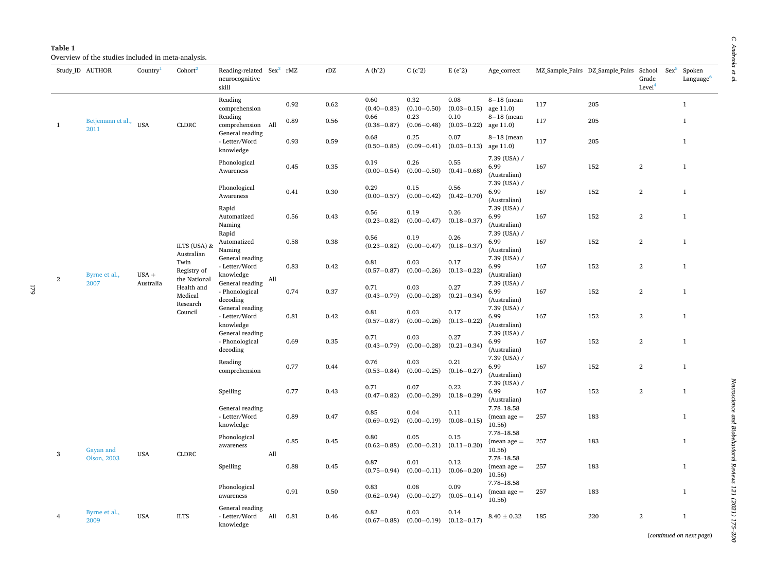**Table 1**
Overview of the studies included in meta-analysis.

| Study_ID | AUTHOR | Country[1] | Cohort[2] | Reading-related neurocognitive skill | Sex[3] | rMZ | rDZ | A (h^2) | C (c^2) | E (e^2) | Age_correct | MZ_Sample_Pairs | DZ_Sample_Pairs | School Grade Level[4] | Sex[5] | Spoken Language[6] |
|---|---|---|---|---|---|---|---|---|---|---|---|---|---|---|---|---|
| 1 | Betjemann et al., 2011 | USA | CLDRC | Reading comprehension | All | 0.92 | 0.62 | 0.60 (0.40−0.83) | 0.32 (0.10−0.50) | 0.08 (0.03−0.15) | 8−18 (mean age 11.0) | 117 | 205 | | | 1 |
| | | | | Reading comprehension | | 0.89 | 0.56 | 0.66 (0.38−0.87) | 0.23 (0.06−0.48) | 0.10 (0.03−0.22) | 8−18 (mean age 11.0) | 117 | 205 | | | 1 |
| | | | | General reading - Letter/Word knowledge | | 0.93 | 0.59 | 0.68 (0.50−0.85) | 0.25 (0.09−0.41) | 0.07 (0.03−0.13) | 8−18 (mean age 11.0) | 117 | 205 | | | 1 |
| 2 | Byrne et al., 2007 | USA + Australia | ILTS (USA) & Australian Twin Registry of the National Health and Medical Research Council | Phonological Awareness | All | 0.45 | 0.35 | 0.19 (0.00−0.54) | 0.26 (0.00−0.50) | 0.55 (0.41−0.68) | 7.39 (USA) / 6.99 (Australian) | 167 | 152 | 2 | | 1 |
| | | | | Phonological Awareness | | 0.41 | 0.30 | 0.29 (0.00−0.57) | 0.15 (0.00−0.42) | 0.56 (0.42−0.70) | 7.39 (USA) / 6.99 (Australian) | 167 | 152 | 2 | | 1 |
| | | | | Rapid Automatized Naming | | 0.56 | 0.43 | 0.56 (0.23−0.82) | 0.19 (0.00−0.47) | 0.26 (0.18−0.37) | 7.39 (USA) / 6.99 (Australian) | 167 | 152 | 2 | | 1 |
| | | | | Rapid Automatized Naming | | 0.58 | 0.38 | 0.56 (0.23−0.82) | 0.19 (0.00−0.47) | 0.26 (0.18−0.37) | 7.39 (USA) / 6.99 (Australian) | 167 | 152 | 2 | | 1 |
| | | | | General reading - Letter/Word knowledge | | 0.83 | 0.42 | 0.81 (0.57−0.87) | 0.03 (0.00−0.26) | 0.17 (0.13−0.22) | 7.39 (USA) / 6.99 (Australian) | 167 | 152 | 2 | | 1 |
| | | | | General reading - Phonological decoding | | 0.74 | 0.37 | 0.71 (0.43−0.79) | 0.03 (0.00−0.28) | 0.27 (0.21−0.34) | 7.39 (USA) / 6.99 (Australian) | 167 | 152 | 2 | | 1 |
| | | | | General reading - Letter/Word knowledge | | 0.81 | 0.42 | 0.81 (0.57−0.87) | 0.03 (0.00−0.26) | 0.17 (0.13−0.22) | 7.39 (USA) / 6.99 (Australian) | 167 | 152 | 2 | | 1 |
| | | | | General reading - Phonological decoding | | 0.69 | 0.35 | 0.71 (0.43−0.79) | 0.03 (0.00−0.28) | 0.27 (0.21−0.34) | 7.39 (USA) / 6.99 (Australian) | 167 | 152 | 2 | | 1 |
| | | | | Reading comprehension | | 0.77 | 0.44 | 0.76 (0.53−0.84) | 0.03 (0.00−0.25) | 0.21 (0.16−0.27) | 7.39 (USA) / 6.99 (Australian) | 167 | 152 | 2 | | 1 |
| | | | | Spelling | | 0.77 | 0.43 | 0.71 (0.47−0.82) | 0.07 (0.00−0.29) | 0.22 (0.18−0.29) | 7.39 (USA) / 6.99 (Australian) | 167 | 152 | 2 | | 1 |
| 3 | Gayan and Olson, 2003 | USA | CLDRC | General reading - Letter/Word knowledge | All | 0.89 | 0.47 | 0.85 (0.69−0.92) | 0.04 (0.00−0.19) | 0.11 (0.08−0.15) | 7.78–18.58 (mean age = 10.56) | 257 | 183 | | | 1 |
| | | | | Phonological awareness | | 0.85 | 0.45 | 0.80 (0.62−0.88) | 0.05 (0.00−0.21) | 0.15 (0.11−0.20) | 7.78–18.58 (mean age = 10.56) | 257 | 183 | | | 1 |
| | | | | Spelling | | 0.88 | 0.45 | 0.87 (0.75−0.94) | 0.01 (0.00−0.11) | 0.12 (0.06−0.20) | 7.78–18.58 (mean age = 10.56) | 257 | 183 | | | 1 |
| | | | | Phonological awareness | | 0.91 | 0.50 | 0.83 (0.62−0.94) | 0.08 (0.00−0.27) | 0.09 (0.05−0.14) | 7.78–18.58 (mean age = 10.56) | 257 | 183 | | | 1 |
| 4 | Byrne et al., 2009 | USA | ILTS | General reading - Letter/Word knowledge | All | 0.81 | 0.46 | 0.82 (0.67−0.88) | 0.03 (0.00−0.19) | 0.14 (0.12−0.17) | 8.40 ± 0.32 | 185 | 220 | 2 | | 1 |

(*continued on next page*)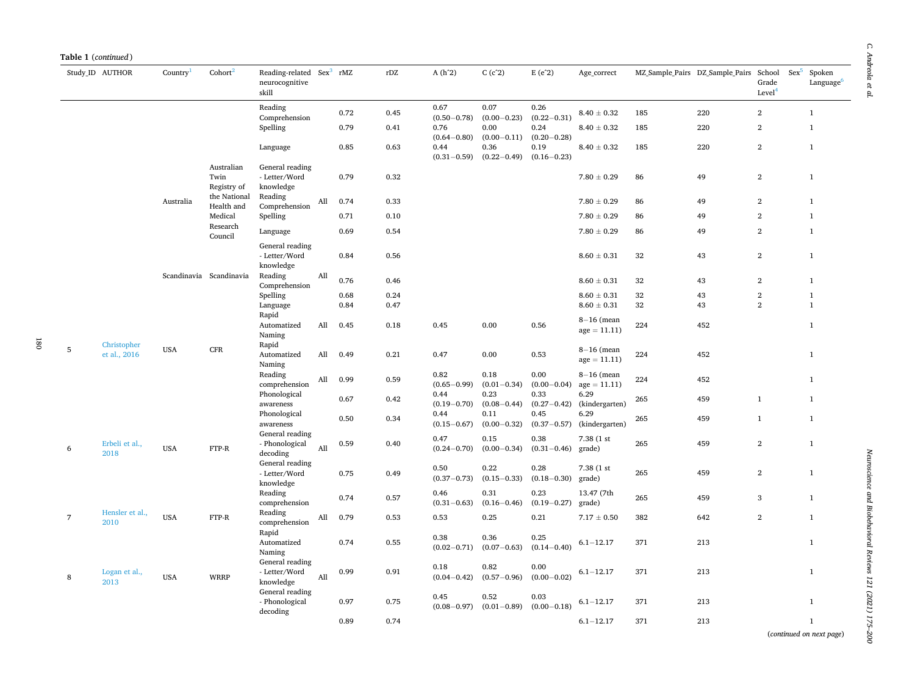**Table 1** (*continued*)

| Study_ID | AUTHOR | Country[1] | Cohort[2] | Reading-related neurocognitive skill | Sex[3] | rMZ | rDZ | A (h^2) | C (c^2) | E (e^2) | Age_correct | MZ_Sample_Pairs | DZ_Sample_Pairs | School Grade Level[4] | Sex[5] | Spoken Language[6] |
|---|---|---|---|---|---|---|---|---|---|---|---|---|---|---|---|---|
| | | | | Reading Comprehension | | 0.72 | 0.45 | 0.67 (0.50−0.78) | 0.07 (0.00−0.23) | 0.26 (0.22−0.31) | 8.40 ± 0.32 | 185 | 220 | 2 | | 1 |
| | | | | Spelling | | 0.79 | 0.41 | 0.76 (0.64−0.80) | 0.00 (0.00−0.11) | 0.24 (0.20−0.28) | 8.40 ± 0.32 | 185 | 220 | 2 | | 1 |
| | | | | Language | | 0.85 | 0.63 | 0.44 (0.31−0.59) | 0.36 (0.22−0.49) | 0.19 (0.16−0.23) | 8.40 ± 0.32 | 185 | 220 | 2 | | 1 |
| | | Australia | Australian Twin Registry of the National Health and Medical Research Council | General reading - Letter/Word knowledge | All | 0.79 | 0.32 | | | | 7.80 ± 0.29 | 86 | 49 | 2 | | 1 |
| | | | | Reading Comprehension | | 0.74 | 0.33 | | | | 7.80 ± 0.29 | 86 | 49 | 2 | | 1 |
| | | | | Spelling | | 0.71 | 0.10 | | | | 7.80 ± 0.29 | 86 | 49 | 2 | | 1 |
| | | | | Language | | 0.69 | 0.54 | | | | 7.80 ± 0.29 | 86 | 49 | 2 | | 1 |
| | | Scandinavia | Scandinavia | General reading - Letter/Word knowledge | All | 0.84 | 0.56 | | | | 8.60 ± 0.31 | 32 | 43 | 2 | | 1 |
| | | | | Reading Comprehension | | 0.76 | 0.46 | | | | 8.60 ± 0.31 | 32 | 43 | 2 | | 1 |
| | | | | Spelling | | 0.68 | 0.24 | | | | 8.60 ± 0.31 | 32 | 43 | 2 | | 1 |
| | | | | Language | | 0.84 | 0.47 | | | | 8.60 ± 0.31 | 32 | 43 | 2 | | 1 |
| 5 | Christopher et al., 2016 | USA | CFR | Rapid Automatized Naming | All | 0.45 | 0.18 | 0.45 | 0.00 | 0.56 | 8−16 (mean age = 11.11) | 224 | 452 | | | 1 |
| | | | | Rapid Automatized Naming | All | 0.49 | 0.21 | 0.47 | 0.00 | 0.53 | 8−16 (mean age = 11.11) | 224 | 452 | | | 1 |
| | | | | Reading comprehension | All | 0.99 | 0.59 | 0.82 (0.65−0.99) | 0.18 (0.01−0.34) | 0.00 (0.00−0.04) | 8−16 (mean age = 11.11) | 224 | 452 | | | 1 |
| 6 | Erbeli et al., 2018 | USA | FTP-R | Phonological awareness | All | 0.67 | 0.42 | 0.44 (0.19−0.70) | 0.23 (0.08−0.44) | 0.33 (0.27−0.42) | 6.29 (kindergarten) | 265 | 459 | 1 | | 1 |
| | | | | Phonological awareness | | 0.50 | 0.34 | 0.44 (0.15−0.67) | 0.11 (0.00−0.32) | 0.45 (0.37−0.57) | 6.29 (kindergarten) | 265 | 459 | 1 | | 1 |
| | | | | General reading - Phonological decoding | | 0.59 | 0.40 | 0.47 (0.24−0.70) | 0.15 (0.00−0.34) | 0.38 (0.31−0.46) | 7.38 (1 st grade) | 265 | 459 | 2 | | 1 |
| | | | | General reading - Letter/Word knowledge | | 0.75 | 0.49 | 0.50 (0.37−0.73) | 0.22 (0.15−0.33) | 0.28 (0.18−0.30) | 7.38 (1 st grade) | 265 | 459 | 2 | | 1 |
| | | | | Reading comprehension | | 0.74 | 0.57 | 0.46 (0.31−0.63) | 0.31 (0.16−0.46) | 0.23 (0.19−0.27) | 13.47 (7th grade) | 265 | 459 | 3 | | 1 |
| 7 | Hensler et al., 2010 | USA | FTP-R | Reading comprehension | All | 0.79 | 0.53 | 0.53 | 0.25 | 0.21 | 7.17 ± 0.50 | 382 | 642 | 2 | | 1 |
| 8 | Logan et al., 2013 | USA | WRRP | Rapid Automatized Naming | All | 0.74 | 0.55 | 0.38 (0.02−0.71) | 0.36 (0.07−0.63) | 0.25 (0.14−0.40) | 6.1−12.17 | 371 | 213 | | | 1 |
| | | | | General reading - Letter/Word knowledge | | 0.99 | 0.91 | 0.18 (0.04−0.42) | 0.82 (0.57−0.96) | 0.00 (0.00−0.02) | 6.1−12.17 | 371 | 213 | | | 1 |
| | | | | General reading - Phonological decoding | | 0.97 | 0.75 | 0.45 (0.08−0.97) | 0.52 (0.01−0.89) | 0.03 (0.00−0.18) | 6.1−12.17 | 371 | 213 | | | 1 |
| | | | | | | 0.89 | 0.74 | | | | 6.1−12.17 | 371 | 213 | | | 1 |

(*continued on next page*)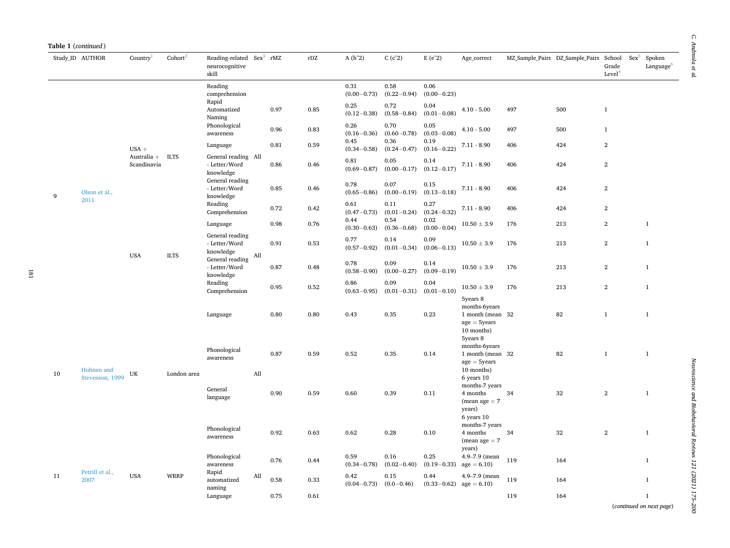**Table 1** (*continued*)

| Study_ID | AUTHOR | Country[1] | Cohort[2] | Reading-related neurocognitive skill | Sex[3] | rMZ | rDZ | A (h^2) | C (c^2) | E (e^2) | Age_correct | MZ_Sample_Pairs | DZ_Sample_Pairs | School Grade Level[4] | Sex[5] | Spoken Language[6] |
|---|---|---|---|---|---|---|---|---|---|---|---|---|---|---|---|---|
| 9 | Olson et al., 2011 | USA + Australia + Scandinavia | ILTS | Reading comprehension | All | | | 0.31 (0.00−0.73) | 0.58 (0.22−0.94) | 0.06 (0.00−0.23) | | | | | | |
| | | | | Rapid Automatized Naming | | 0.97 | 0.85 | 0.25 (0.12−0.38) | 0.72 (0.58−0.84) | 0.04 (0.01−0.08) | 4.10 - 5.00 | 497 | 500 | 1 | | |
| | | | | Phonological awareness | | 0.96 | 0.83 | 0.26 (0.16−0.36) | 0.70 (0.60−0.78) | 0.05 (0.03−0.08) | 4.10 - 5.00 | 497 | 500 | 1 | | |
| | | | | Language | | 0.81 | 0.59 | 0.45 (0.34−0.58) | 0.36 (0.24−0.47) | 0.19 (0.16−0.22) | 7.11 - 8.90 | 406 | 424 | 2 | | |
| | | | | General reading - Letter/Word knowledge | | 0.86 | 0.46 | 0.81 (0.69−0.87) | 0.05 (0.00−0.17) | 0.14 (0.12−0.17) | 7.11 - 8.90 | 406 | 424 | 2 | | |
| | | | | General reading - Letter/Word knowledge | | 0.85 | 0.46 | 0.78 (0.65−0.86) | 0.07 (0.00−0.19) | 0.15 (0.13−0.18) | 7.11 - 8.90 | 406 | 424 | 2 | | |
| | | | | Reading Comprehension | | 0.72 | 0.42 | 0.61 (0.47−0.73) | 0.11 (0.01−0.24) | 0.27 (0.24−0.32) | 7.11 - 8.90 | 406 | 424 | 2 | | |
| | | USA | ILTS | Language | All | 0.98 | 0.76 | 0.44 (0.30−0.63) | 0.54 (0.36−0.68) | 0.02 (0.00−0.04) | 10.50 ± 3.9 | 176 | 213 | 2 | | 1 |
| | | | | General reading - Letter/Word knowledge | | 0.91 | 0.53 | 0.77 (0.57−0.92) | 0.14 (0.01−0.34) | 0.09 (0.06−0.13) | 10.50 ± 3.9 | 176 | 213 | 2 | | 1 |
| | | | | General reading - Letter/Word knowledge | | 0.87 | 0.48 | 0.78 (0.58−0.90) | 0.09 (0.00−0.27) | 0.14 (0.09−0.19) | 10.50 ± 3.9 | 176 | 213 | 2 | | 1 |
| | | | | Reading Comprehension | | 0.95 | 0.52 | 0.86 (0.63−0.95) | 0.09 (0.01−0.31) | 0.04 (0.01−0.10) | 10.50 ± 3.9 | 176 | 213 | 2 | | 1 |
| 10 | Hohnen and Stevenson, 1999 | UK | London area | Language | All | 0.80 | 0.80 | 0.43 | 0.35 | 0.23 | 5years 8 months-6years 1 month (mean age = 5years 10 months) | 32 | 82 | 1 | | 1 |
| | | | | Phonological awareness | | 0.87 | 0.59 | 0.52 | 0.35 | 0.14 | 5years 8 months-6years 1 month (mean age = 5years 10 months) | 32 | 82 | 1 | | 1 |
| | | | | General language | | 0.90 | 0.59 | 0.60 | 0.39 | 0.11 | 6 years 10 months-7 years 4 months (mean age = 7 years) | 34 | 32 | 2 | | 1 |
| | | | | Phonological awareness | | 0.92 | 0.63 | 0.62 | 0.28 | 0.10 | 6 years 10 months-7 years 4 months (mean age = 7 years) | 34 | 32 | 2 | | 1 |
| 11 | Petrill et al., 2007 | USA | WRRP | Phonological awareness | All | 0.76 | 0.44 | 0.59 (0.34−0.78) | 0.16 (0.02−0.40) | 0.25 (0.19−0.33) | 4.9–7.9 (mean age = 6.10) | 119 | 164 | | | 1 |
| | | | | Rapid automatized naming | | 0.58 | 0.33 | 0.42 (0.04−0.73) | 0.15 (0.0−0.46) | 0.44 (0.33−0.62) | 4.9–7.9 (mean age = 6.10) | 119 | 164 | | | 1 |
| | | | | Language | | 0.75 | 0.61 | | | | | 119 | 164 | | | 1 |

(*continued on next page*)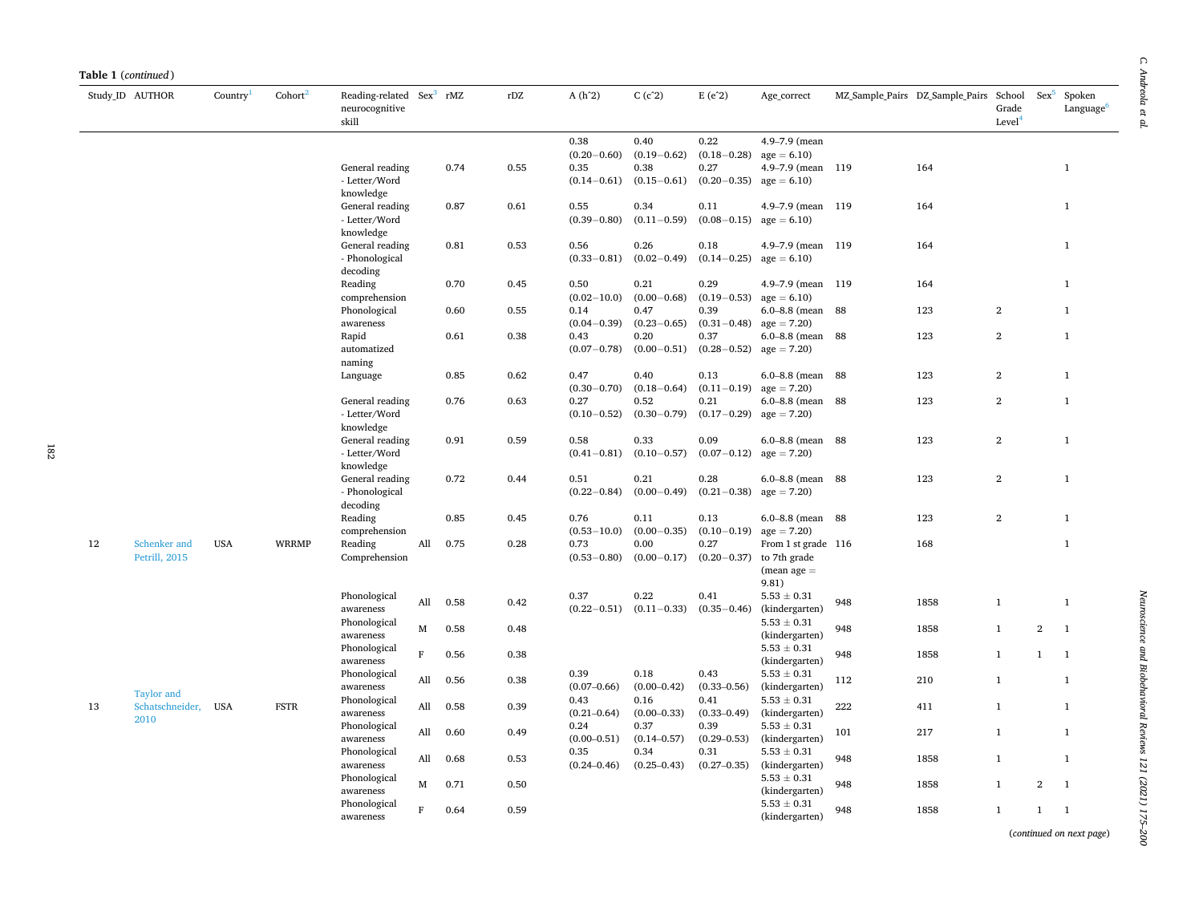**Table 1** (*continued*)

| Study_ID | AUTHOR | Country[1] | Cohort[2] | Reading-related neurocognitive skill | Sex[3] | rMZ | rDZ | A (h^2) | C (c^2) | E (e^2) | Age_correct | MZ_Sample_Pairs | DZ_Sample_Pairs | School Grade Level[4] | Sex[5] | Spoken Language[6] |
|---|---|---|---|---|---|---|---|---|---|---|---|---|---|---|---|---|
| | | | | | | | | 0.38 (0.20−0.60) | 0.40 (0.19−0.62) | 0.22 (0.18−0.28) | 4.9–7.9 (mean age = 6.10) | | | | | |
| | | | | General reading - Letter/Word knowledge | | 0.74 | 0.55 | 0.35 (0.14−0.61) | 0.38 (0.15−0.61) | 0.27 (0.20−0.35) | 4.9–7.9 (mean age = 6.10) | 119 | 164 | | | 1 |
| | | | | General reading - Letter/Word knowledge | | 0.87 | 0.61 | 0.55 (0.39−0.80) | 0.34 (0.11−0.59) | 0.11 (0.08−0.15) | 4.9–7.9 (mean age = 6.10) | 119 | 164 | | | 1 |
| | | | | General reading - Phonological decoding | | 0.81 | 0.53 | 0.56 (0.33−0.81) | 0.26 (0.02−0.49) | 0.18 (0.14−0.25) | 4.9–7.9 (mean age = 6.10) | 119 | 164 | | | 1 |
| | | | | Reading comprehension | | 0.70 | 0.45 | 0.50 (0.02−10.0) | 0.21 (0.00−0.68) | 0.29 (0.19−0.53) | 4.9–7.9 (mean age = 6.10) | 119 | 164 | | | 1 |
| | | | | Phonological awareness | | 0.60 | 0.55 | 0.14 (0.04−0.39) | 0.47 (0.23−0.65) | 0.39 (0.31−0.48) | 6.0–8.8 (mean age = 7.20) | 88 | 123 | 2 | | 1 |
| | | | | Rapid automatized naming | | 0.61 | 0.38 | 0.43 (0.07−0.78) | 0.20 (0.00−0.51) | 0.37 (0.28−0.52) | 6.0–8.8 (mean age = 7.20) | 88 | 123 | 2 | | 1 |
| | | | | Language | | 0.85 | 0.62 | 0.47 (0.30−0.70) | 0.40 (0.18−0.64) | 0.13 (0.11−0.19) | 6.0–8.8 (mean age = 7.20) | 88 | 123 | 2 | | 1 |
| | | | | General reading - Letter/Word knowledge | | 0.76 | 0.63 | 0.27 (0.10−0.52) | 0.52 (0.30−0.79) | 0.21 (0.17−0.29) | 6.0–8.8 (mean age = 7.20) | 88 | 123 | 2 | | 1 |
| | | | | General reading - Letter/Word knowledge | | 0.91 | 0.59 | 0.58 (0.41−0.81) | 0.33 (0.10−0.57) | 0.09 (0.07−0.12) | 6.0–8.8 (mean age = 7.20) | 88 | 123 | 2 | | 1 |
| | | | | General reading - Phonological decoding | | 0.72 | 0.44 | 0.51 (0.22−0.84) | 0.21 (0.00−0.49) | 0.28 (0.21−0.38) | 6.0–8.8 (mean age = 7.20) | 88 | 123 | 2 | | 1 |
| | | | | Reading comprehension | | 0.85 | 0.45 | 0.76 (0.53−10.0) | 0.11 (0.00−0.35) | 0.13 (0.10−0.19) | 6.0–8.8 (mean age = 7.20) | 88 | 123 | 2 | | 1 |
| 12 | Schenker and Petrill, 2015 | USA | WRRMP | Reading Comprehension | All | 0.75 | 0.28 | 0.73 (0.53−0.80) | 0.00 (0.00−0.17) | 0.27 (0.20−0.37) | From 1 st grade to 7th grade (mean age = 9.81) | 116 | 168 | | | 1 |
| | | | | Phonological awareness | All | 0.58 | 0.42 | 0.37 (0.22−0.51) | 0.22 (0.11−0.33) | 0.41 (0.35−0.46) | 5.53 ± 0.31 (kindergarten) | 948 | 1858 | 1 | | 1 |
| | | | | Phonological awareness | M | 0.58 | 0.48 | | | | 5.53 ± 0.31 (kindergarten) | 948 | 1858 | 1 | 2 | 1 |
| | | | | Phonological awareness | F | 0.56 | 0.38 | | | | 5.53 ± 0.31 (kindergarten) | 948 | 1858 | 1 | 1 | 1 |
| | | | | Phonological awareness | All | 0.56 | 0.38 | 0.39 (0.07–0.66) | 0.18 (0.00–0.42) | 0.43 (0.33–0.56) | 5.53 ± 0.31 (kindergarten) | 112 | 210 | 1 | | 1 |
| 13 | Taylor and Schatschneider, 2010 | USA | FSTR | Phonological awareness | All | 0.58 | 0.39 | 0.43 (0.21–0.64) | 0.16 (0.00–0.33) | 0.41 (0.33–0.49) | 5.53 ± 0.31 (kindergarten) | 222 | 411 | 1 | | 1 |
| | | | | Phonological awareness | All | 0.60 | 0.49 | 0.24 (0.00–0.51) | 0.37 (0.14–0.57) | 0.39 (0.29–0.53) | 5.53 ± 0.31 (kindergarten) | 101 | 217 | 1 | | 1 |
| | | | | Phonological awareness | All | 0.68 | 0.53 | 0.35 (0.24–0.46) | 0.34 (0.25–0.43) | 0.31 (0.27–0.35) | 5.53 ± 0.31 (kindergarten) | 948 | 1858 | 1 | | 1 |
| | | | | Phonological awareness | M | 0.71 | 0.50 | | | | 5.53 ± 0.31 (kindergarten) | 948 | 1858 | 1 | 2 | 1 |
| | | | | Phonological awareness | F | 0.64 | 0.59 | | | | 5.53 ± 0.31 (kindergarten) | 948 | 1858 | 1 | 1 | 1 |

(*continued on next page*)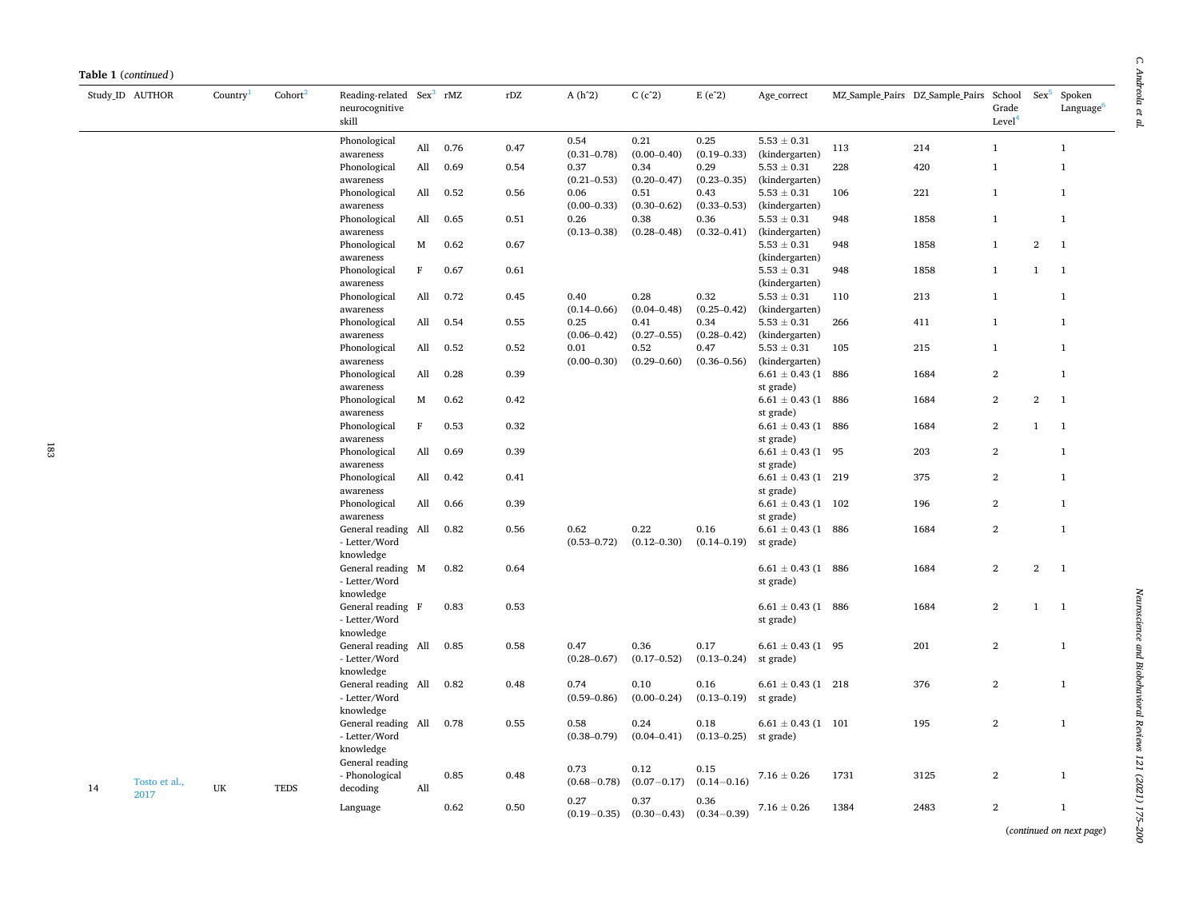**Table 1** (*continued*)

| Study_ID | AUTHOR | Country[1] | Cohort[2] | Reading-related neurocognitive skill | Sex[3] | rMZ | rDZ | A (h^2) | C (c^2) | E (e^2) | Age_correct | MZ_Sample_Pairs | DZ_Sample_Pairs | School Grade Level[4] | Sex[5] | Spoken Language[6] |
|---|---|---|---|---|---|---|---|---|---|---|---|---|---|---|---|---|
| | | | | Phonological awareness | All | 0.76 | 0.47 | 0.54 (0.31–0.78) | 0.21 (0.00–0.40) | 0.25 (0.19–0.33) | 5.53 ± 0.31 (kindergarten) | 113 | 214 | 1 | | 1 |
| | | | | Phonological awareness | All | 0.69 | 0.54 | 0.37 (0.21–0.53) | 0.34 (0.20–0.47) | 0.29 (0.23–0.35) | 5.53 ± 0.31 (kindergarten) | 228 | 420 | 1 | | 1 |
| | | | | Phonological awareness | All | 0.52 | 0.56 | 0.06 (0.00–0.33) | 0.51 (0.30–0.62) | 0.43 (0.33–0.53) | 5.53 ± 0.31 (kindergarten) | 106 | 221 | 1 | | 1 |
| | | | | Phonological awareness | All | 0.65 | 0.51 | 0.26 (0.13–0.38) | 0.38 (0.28–0.48) | 0.36 (0.32–0.41) | 5.53 ± 0.31 (kindergarten) | 948 | 1858 | 1 | | 1 |
| | | | | Phonological awareness | M | 0.62 | 0.67 | | | | 5.53 ± 0.31 (kindergarten) | 948 | 1858 | 1 | 2 | 1 |
| | | | | Phonological awareness | F | 0.67 | 0.61 | | | | 5.53 ± 0.31 (kindergarten) | 948 | 1858 | 1 | 1 | 1 |
| | | | | Phonological awareness | All | 0.72 | 0.45 | 0.40 (0.14–0.66) | 0.28 (0.04–0.48) | 0.32 (0.25–0.42) | 5.53 ± 0.31 (kindergarten) | 110 | 213 | 1 | | 1 |
| | | | | Phonological awareness | All | 0.54 | 0.55 | 0.25 (0.06–0.42) | 0.41 (0.27–0.55) | 0.34 (0.28–0.42) | 5.53 ± 0.31 (kindergarten) | 266 | 411 | 1 | | 1 |
| | | | | Phonological awareness | All | 0.52 | 0.52 | 0.01 (0.00–0.30) | 0.52 (0.29–0.60) | 0.47 (0.36–0.56) | 5.53 ± 0.31 (kindergarten) | 105 | 215 | 1 | | 1 |
| | | | | Phonological awareness | All | 0.28 | 0.39 | | | | 6.61 ± 0.43 (1 st grade) | 886 | 1684 | 2 | | 1 |
| | | | | Phonological awareness | M | 0.62 | 0.42 | | | | 6.61 ± 0.43 (1 st grade) | 886 | 1684 | 2 | 2 | 1 |
| | | | | Phonological awareness | F | 0.53 | 0.32 | | | | 6.61 ± 0.43 (1 st grade) | 886 | 1684 | 2 | 1 | 1 |
| | | | | Phonological awareness | All | 0.69 | 0.39 | | | | 6.61 ± 0.43 (1 st grade) | 95 | 203 | 2 | | 1 |
| | | | | Phonological awareness | All | 0.42 | 0.41 | | | | 6.61 ± 0.43 (1 st grade) | 219 | 375 | 2 | | 1 |
| | | | | Phonological awareness | All | 0.66 | 0.39 | | | | 6.61 ± 0.43 (1 st grade) | 102 | 196 | 2 | | 1 |
| | | | | General reading - Letter/Word knowledge | All | 0.82 | 0.56 | 0.62 (0.53–0.72) | 0.22 (0.12–0.30) | 0.16 (0.14–0.19) | 6.61 ± 0.43 (1 st grade) | 886 | 1684 | 2 | | 1 |
| | | | | General reading - Letter/Word knowledge | M | 0.82 | 0.64 | | | | 6.61 ± 0.43 (1 st grade) | 886 | 1684 | 2 | 2 | 1 |
| | | | | General reading - Letter/Word knowledge | F | 0.83 | 0.53 | | | | 6.61 ± 0.43 (1 st grade) | 886 | 1684 | 2 | 1 | 1 |
| | | | | General reading - Letter/Word knowledge | All | 0.85 | 0.58 | 0.47 (0.28–0.67) | 0.36 (0.17–0.52) | 0.17 (0.13–0.24) | 6.61 ± 0.43 (1 st grade) | 95 | 201 | 2 | | 1 |
| | | | | General reading - Letter/Word knowledge | All | 0.82 | 0.48 | 0.74 (0.59–0.86) | 0.10 (0.00–0.24) | 0.16 (0.13–0.19) | 6.61 ± 0.43 (1 st grade) | 218 | 376 | 2 | | 1 |
| | | | | General reading - Letter/Word knowledge | All | 0.78 | 0.55 | 0.58 (0.38–0.79) | 0.24 (0.04–0.41) | 0.18 (0.13–0.25) | 6.61 ± 0.43 (1 st grade) | 101 | 195 | 2 | | 1 |
| 14 | Tosto et al., 2017 | UK | TEDS | General reading - Phonological decoding | All | 0.85 | 0.48 | 0.73 (0.68–0.78) | 0.12 (0.07–0.17) | 0.15 (0.14–0.16) | 7.16 ± 0.26 | 1731 | 3125 | 2 | | 1 |
| | | | | Language | | 0.62 | 0.50 | 0.27 (0.19–0.35) | 0.37 (0.30–0.43) | 0.36 (0.34–0.39) | 7.16 ± 0.26 | 1384 | 2483 | 2 | | 1 |

(*continued on next page*)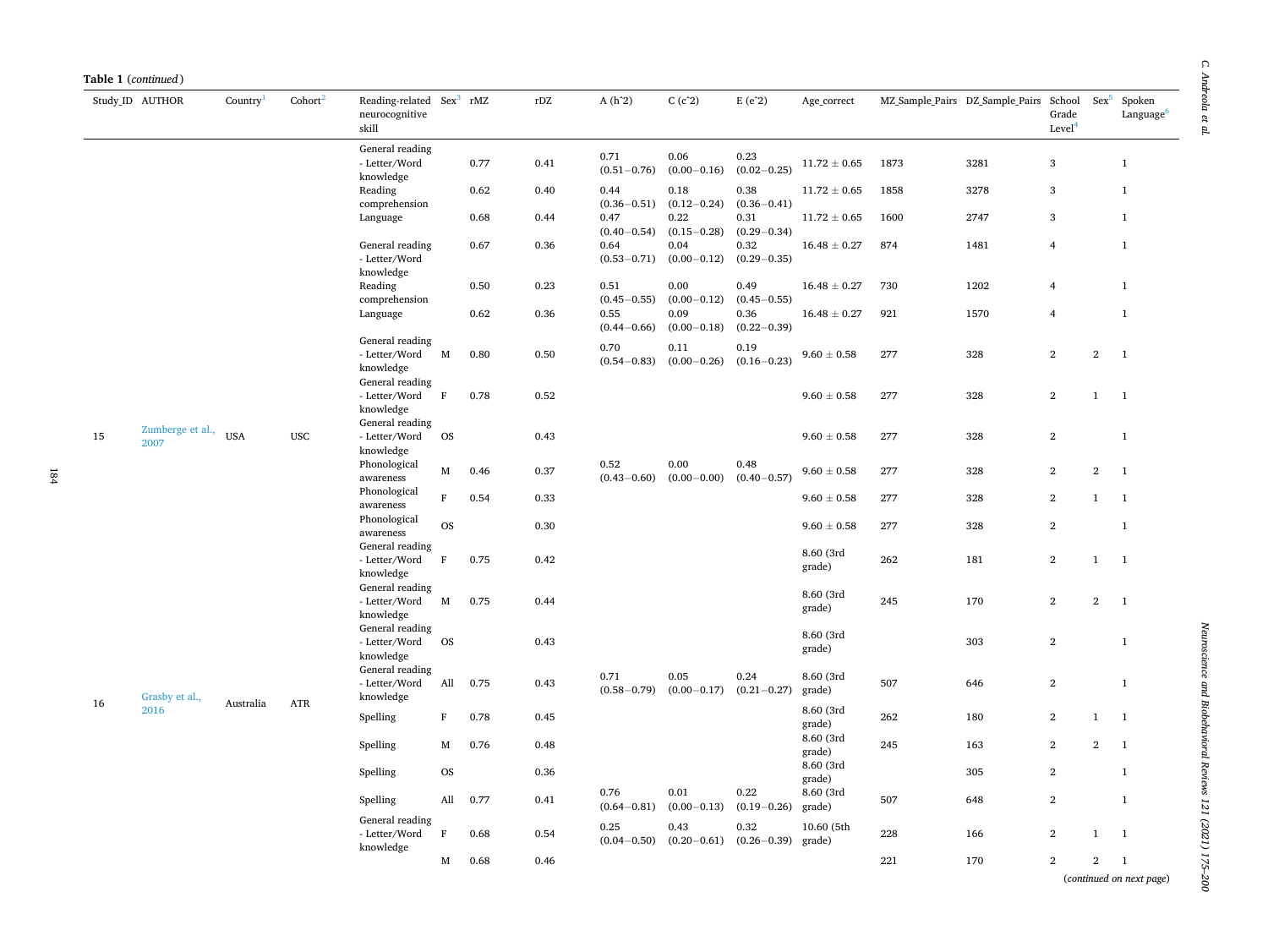**Table 1** (*continued*)

| Study_ID | AUTHOR | Country[1] | Cohort[2] | Reading-related neurocognitive skill | Sex[3] | rMZ | rDZ | A (h^2) | C (c^2) | E (e^2) | Age_correct | MZ_Sample_Pairs | DZ_Sample_Pairs | School Grade Level[4] | Sex[5] | Spoken Language[6] |
|---|---|---|---|---|---|---|---|---|---|---|---|---|---|---|---|---|
| | | | | General reading - Letter/Word knowledge | | 0.77 | 0.41 | 0.71 (0.51−0.76) | 0.06 (0.00−0.16) | 0.23 (0.02−0.25) | 11.72 ± 0.65 | 1873 | 3281 | 3 | | 1 |
| | | | | Reading comprehension | | 0.62 | 0.40 | 0.44 (0.36−0.51) | 0.18 (0.12−0.24) | 0.38 (0.36−0.41) | 11.72 ± 0.65 | 1858 | 3278 | 3 | | 1 |
| | | | | Language | | 0.68 | 0.44 | 0.47 (0.40−0.54) | 0.22 (0.15−0.28) | 0.31 (0.29−0.34) | 11.72 ± 0.65 | 1600 | 2747 | 3 | | 1 |
| | | | | General reading - Letter/Word knowledge | | 0.67 | 0.36 | 0.64 (0.53−0.71) | 0.04 (0.00−0.12) | 0.32 (0.29−0.35) | 16.48 ± 0.27 | 874 | 1481 | 4 | | 1 |
| | | | | Reading comprehension | | 0.50 | 0.23 | 0.51 (0.45−0.55) | 0.00 (0.00−0.12) | 0.49 (0.45−0.55) | 16.48 ± 0.27 | 730 | 1202 | 4 | | 1 |
| | | | | Language | | 0.62 | 0.36 | 0.55 (0.44−0.66) | 0.09 (0.00−0.18) | 0.36 (0.22−0.39) | 16.48 ± 0.27 | 921 | 1570 | 4 | | 1 |
| 15 | Zumberge et al., 2007 | USA | USC | General reading - Letter/Word knowledge | M | 0.80 | 0.50 | 0.70 (0.54−0.83) | 0.11 (0.00−0.26) | 0.19 (0.16−0.23) | 9.60 ± 0.58 | 277 | 328 | 2 | 2 | 1 |
| | | | | General reading - Letter/Word knowledge | F | 0.78 | 0.52 | | | | 9.60 ± 0.58 | 277 | 328 | 2 | 1 | 1 |
| | | | | General reading - Letter/Word knowledge | OS | | 0.43 | | | | 9.60 ± 0.58 | 277 | 328 | 2 | | 1 |
| | | | | Phonological awareness | M | 0.46 | 0.37 | 0.52 (0.43−0.60) | 0.00 (0.00−0.00) | 0.48 (0.40−0.57) | 9.60 ± 0.58 | 277 | 328 | 2 | 2 | 1 |
| | | | | Phonological awareness | F | 0.54 | 0.33 | | | | 9.60 ± 0.58 | 277 | 328 | 2 | 1 | 1 |
| | | | | Phonological awareness | OS | | 0.30 | | | | 9.60 ± 0.58 | 277 | 328 | 2 | | 1 |
| 16 | Grasby et al., 2016 | Australia | ATR | General reading - Letter/Word knowledge | F | 0.75 | 0.42 | | | | 8.60 (3rd grade) | 262 | 181 | 2 | 1 | 1 |
| | | | | General reading - Letter/Word knowledge | M | 0.75 | 0.44 | | | | 8.60 (3rd grade) | 245 | 170 | 2 | 2 | 1 |
| | | | | General reading - Letter/Word knowledge | OS | | 0.43 | | | | 8.60 (3rd grade) | | 303 | 2 | | 1 |
| | | | | General reading - Letter/Word knowledge | All | 0.75 | 0.43 | 0.71 (0.58−0.79) | 0.05 (0.00−0.17) | 0.24 (0.21−0.27) | 8.60 (3rd grade) | 507 | 646 | 2 | | 1 |
| | | | | Spelling | F | 0.78 | 0.45 | | | | 8.60 (3rd grade) | 262 | 180 | 2 | 1 | 1 |
| | | | | Spelling | M | 0.76 | 0.48 | | | | 8.60 (3rd grade) | 245 | 163 | 2 | 2 | 1 |
| | | | | Spelling | OS | | 0.36 | | | | 8.60 (3rd grade) | | 305 | 2 | | 1 |
| | | | | Spelling | All | 0.77 | 0.41 | 0.76 (0.64−0.81) | 0.01 (0.00−0.13) | 0.22 (0.19−0.26) | 8.60 (3rd grade) | 507 | 648 | 2 | | 1 |
| | | | | General reading - Letter/Word knowledge | F | 0.68 | 0.54 | 0.25 (0.04−0.50) | 0.43 (0.20−0.61) | 0.32 (0.26−0.39) | 10.60 (5th grade) | 228 | 166 | 2 | 1 | 1 |
| | | | | | M | 0.68 | 0.46 | | | | | 221 | 170 | 2 | 2 | 1 |

(*continued on next page*)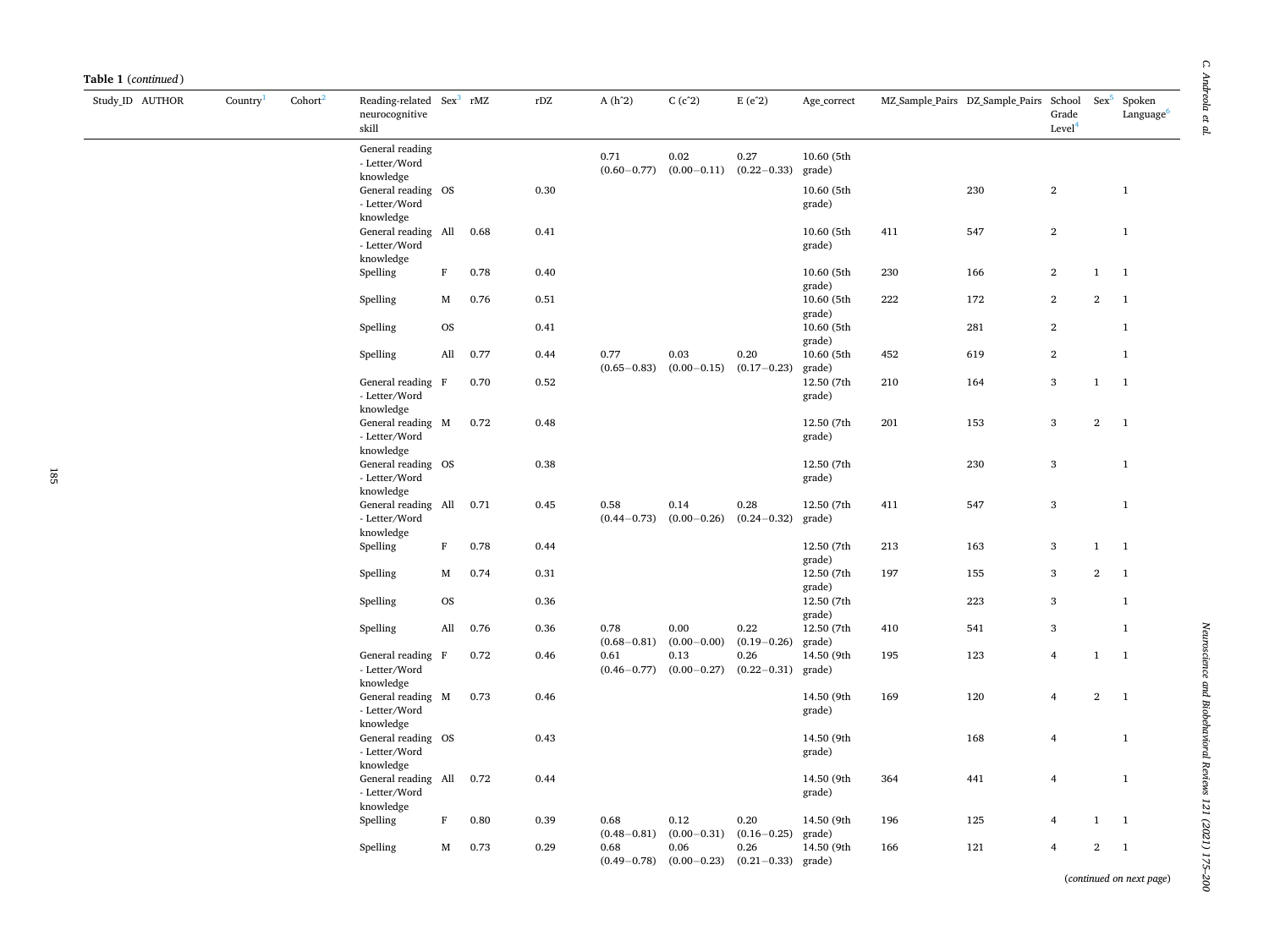**Table 1** (*continued*)

| Study_ID | AUTHOR | Country[1] | Cohort[2] | Reading-related neurocognitive skill | Sex[3] | rMZ | rDZ | A (h^2) | C (c^2) | E (e^2) | Age_correct | MZ_Sample_Pairs | DZ_Sample_Pairs | School Grade Level[4] | Sex[5] | Spoken Language[6] |
|---|---|---|---|---|---|---|---|---|---|---|---|---|---|---|---|---|
| | | | | General reading - Letter/Word knowledge | | | | 0.71 (0.60−0.77) | 0.02 (0.00−0.11) | 0.27 (0.22−0.33) | 10.60 (5th grade) | | | | | |
| | | | | General reading - Letter/Word knowledge | OS | | 0.30 | | | | 10.60 (5th grade) | | 230 | 2 | | 1 |
| | | | | General reading - Letter/Word knowledge | All | 0.68 | 0.41 | | | | 10.60 (5th grade) | 411 | 547 | 2 | | 1 |
| | | | | Spelling | F | 0.78 | 0.40 | | | | 10.60 (5th grade) | 230 | 166 | 2 | 1 | 1 |
| | | | | Spelling | M | 0.76 | 0.51 | | | | 10.60 (5th grade) | 222 | 172 | 2 | 2 | 1 |
| | | | | Spelling | OS | | 0.41 | | | | 10.60 (5th grade) | | 281 | 2 | | 1 |
| | | | | Spelling | All | 0.77 | 0.44 | 0.77 (0.65−0.83) | 0.03 (0.00−0.15) | 0.20 (0.17−0.23) | 10.60 (5th grade) | 452 | 619 | 2 | | 1 |
| | | | | General reading - Letter/Word knowledge | F | 0.70 | 0.52 | | | | 12.50 (7th grade) | 210 | 164 | 3 | 1 | 1 |
| | | | | General reading - Letter/Word knowledge | M | 0.72 | 0.48 | | | | 12.50 (7th grade) | 201 | 153 | 3 | 2 | 1 |
| | | | | General reading - Letter/Word knowledge | OS | | 0.38 | | | | 12.50 (7th grade) | | 230 | 3 | | 1 |
| | | | | General reading - Letter/Word knowledge | All | 0.71 | 0.45 | 0.58 (0.44−0.73) | 0.14 (0.00−0.26) | 0.28 (0.24−0.32) | 12.50 (7th grade) | 411 | 547 | 3 | | 1 |
| | | | | Spelling | F | 0.78 | 0.44 | | | | 12.50 (7th grade) | 213 | 163 | 3 | 1 | 1 |
| | | | | Spelling | M | 0.74 | 0.31 | | | | 12.50 (7th grade) | 197 | 155 | 3 | 2 | 1 |
| | | | | Spelling | OS | | 0.36 | | | | 12.50 (7th grade) | | 223 | 3 | | 1 |
| | | | | Spelling | All | 0.76 | 0.36 | 0.78 (0.68−0.81) | 0.00 (0.00−0.00) | 0.22 (0.19−0.26) | 12.50 (7th grade) | 410 | 541 | 3 | | 1 |
| | | | | General reading - Letter/Word knowledge | F | 0.72 | 0.46 | 0.61 (0.46−0.77) | 0.13 (0.00−0.27) | 0.26 (0.22−0.31) | 14.50 (9th grade) | 195 | 123 | 4 | 1 | 1 |
| | | | | General reading - Letter/Word knowledge | M | 0.73 | 0.46 | | | | 14.50 (9th grade) | 169 | 120 | 4 | 2 | 1 |
| | | | | General reading - Letter/Word knowledge | OS | | 0.43 | | | | 14.50 (9th grade) | | 168 | 4 | | 1 |
| | | | | General reading - Letter/Word knowledge | All | 0.72 | 0.44 | | | | 14.50 (9th grade) | 364 | 441 | 4 | | 1 |
| | | | | Spelling | F | 0.80 | 0.39 | 0.68 (0.48−0.81) | 0.12 (0.00−0.31) | 0.20 (0.16−0.25) | 14.50 (9th grade) | 196 | 125 | 4 | 1 | 1 |
| | | | | Spelling | M | 0.73 | 0.29 | 0.68 (0.49−0.78) | 0.06 (0.00−0.23) | 0.26 (0.21−0.33) | 14.50 (9th grade) | 166 | 121 | 4 | 2 | 1 |

(*continued on next page*)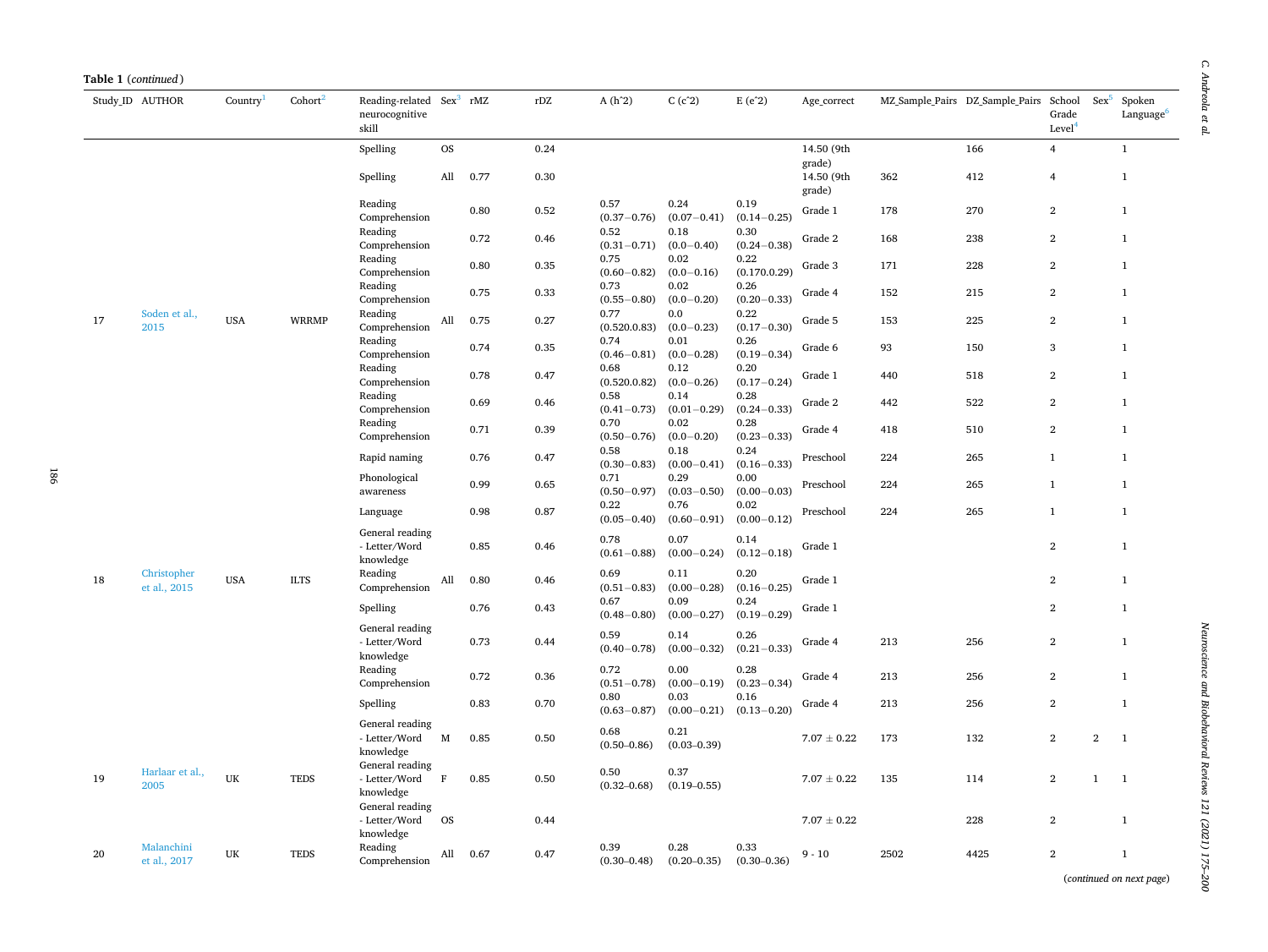**Table 1** (*continued*)

| Study_ID | AUTHOR | Country[1] | Cohort[2] | Reading-related neurocognitive skill | Sex[3] | rMZ | rDZ | A (h^2) | C (c^2) | E (e^2) | Age_correct | MZ_Sample_Pairs | DZ_Sample_Pairs | School Grade Level[4] | Sex[5] | Spoken Language[6] |
|---|---|---|---|---|---|---|---|---|---|---|---|---|---|---|---|---|
| | | | | Spelling | OS | | 0.24 | | | | 14.50 (9th grade) | | 166 | 4 | | 1 |
| | | | | Spelling | All | 0.77 | 0.30 | | | | 14.50 (9th grade) | 362 | 412 | 4 | | 1 |
| 17 | Soden et al., 2015 | USA | WRRMP | Reading Comprehension | All | 0.80 | 0.52 | 0.57 (0.37−0.76) | 0.24 (0.07−0.41) | 0.19 (0.14−0.25) | Grade 1 | 178 | 270 | 2 | | 1 |
| | | | | Reading Comprehension | | 0.72 | 0.46 | 0.52 (0.31−0.71) | 0.18 (0.0−0.40) | 0.30 (0.24−0.38) | Grade 2 | 168 | 238 | 2 | | 1 |
| | | | | Reading Comprehension | | 0.80 | 0.35 | 0.75 (0.60−0.82) | 0.02 (0.0−0.16) | 0.22 (0.170.0.29) | Grade 3 | 171 | 228 | 2 | | 1 |
| | | | | Reading Comprehension | | 0.75 | 0.33 | 0.73 (0.55−0.80) | 0.02 (0.0−0.20) | 0.26 (0.20−0.33) | Grade 4 | 152 | 215 | 2 | | 1 |
| | | | | Reading Comprehension | | 0.75 | 0.27 | 0.77 (0.520.0.83) | 0.0 (0.0−0.23) | 0.22 (0.17−0.30) | Grade 5 | 153 | 225 | 2 | | 1 |
| | | | | Reading Comprehension | | 0.74 | 0.35 | 0.74 (0.46−0.81) | 0.01 (0.0−0.28) | 0.26 (0.19−0.34) | Grade 6 | 93 | 150 | 3 | | 1 |
| | | | | Reading Comprehension | | 0.78 | 0.47 | 0.68 (0.520.0.82) | 0.12 (0.0−0.26) | 0.20 (0.17−0.24) | Grade 1 | 440 | 518 | 2 | | 1 |
| | | | | Reading Comprehension | | 0.69 | 0.46 | 0.58 (0.41−0.73) | 0.14 (0.01−0.29) | 0.28 (0.24−0.33) | Grade 2 | 442 | 522 | 2 | | 1 |
| | | | | Reading Comprehension | | 0.71 | 0.39 | 0.70 (0.50−0.76) | 0.02 (0.0−0.20) | 0.28 (0.23−0.33) | Grade 4 | 418 | 510 | 2 | | 1 |
| 18 | Christopher et al., 2015 | USA | ILTS | Rapid naming | All | 0.76 | 0.47 | 0.58 (0.30−0.83) | 0.18 (0.00−0.41) | 0.24 (0.16−0.33) | Preschool | 224 | 265 | 1 | | 1 |
| | | | | Phonological awareness | | 0.99 | 0.65 | 0.71 (0.50−0.97) | 0.29 (0.03−0.50) | 0.00 (0.00−0.03) | Preschool | 224 | 265 | 1 | | 1 |
| | | | | Language | | 0.98 | 0.87 | 0.22 (0.05−0.40) | 0.76 (0.60−0.91) | 0.02 (0.00−0.12) | Preschool | 224 | 265 | 1 | | 1 |
| | | | | General reading - Letter/Word knowledge | | 0.85 | 0.46 | 0.78 (0.61−0.88) | 0.07 (0.00−0.24) | 0.14 (0.12−0.18) | Grade 1 | | | 2 | | 1 |
| | | | | Reading Comprehension | | 0.80 | 0.46 | 0.69 (0.51−0.83) | 0.11 (0.00−0.28) | 0.20 (0.16−0.25) | Grade 1 | | | 2 | | 1 |
| | | | | Spelling | | 0.76 | 0.43 | 0.67 (0.48−0.80) | 0.09 (0.00−0.27) | 0.24 (0.19−0.29) | Grade 1 | | | 2 | | 1 |
| | | | | General reading - Letter/Word knowledge | | 0.73 | 0.44 | 0.59 (0.40−0.78) | 0.14 (0.00−0.32) | 0.26 (0.21−0.33) | Grade 4 | 213 | 256 | 2 | | 1 |
| | | | | Reading Comprehension | | 0.72 | 0.36 | 0.72 (0.51−0.78) | 0.00 (0.00−0.19) | 0.28 (0.23−0.34) | Grade 4 | 213 | 256 | 2 | | 1 |
| | | | | Spelling | | 0.83 | 0.70 | 0.80 (0.63−0.87) | 0.03 (0.00−0.21) | 0.16 (0.13−0.20) | Grade 4 | 213 | 256 | 2 | | 1 |
| 19 | Harlaar et al., 2005 | UK | TEDS | General reading - Letter/Word knowledge | M | 0.85 | 0.50 | 0.68 (0.50–0.86) | 0.21 (0.03–0.39) | | 7.07 ± 0.22 | 173 | 132 | 2 | 2 | 1 |
| | | | | General reading - Letter/Word knowledge | F | 0.85 | 0.50 | 0.50 (0.32–0.68) | 0.37 (0.19–0.55) | | 7.07 ± 0.22 | 135 | 114 | 2 | 1 | 1 |
| | | | | General reading - Letter/Word knowledge | OS | | 0.44 | | | | 7.07 ± 0.22 | | 228 | 2 | | 1 |
| 20 | Malanchini et al., 2017 | UK | TEDS | Reading Comprehension | All | 0.67 | 0.47 | 0.39 (0.30–0.48) | 0.28 (0.20–0.35) | 0.33 (0.30–0.36) | 9 - 10 | 2502 | 4425 | 2 | | 1 |

(*continued on next page*)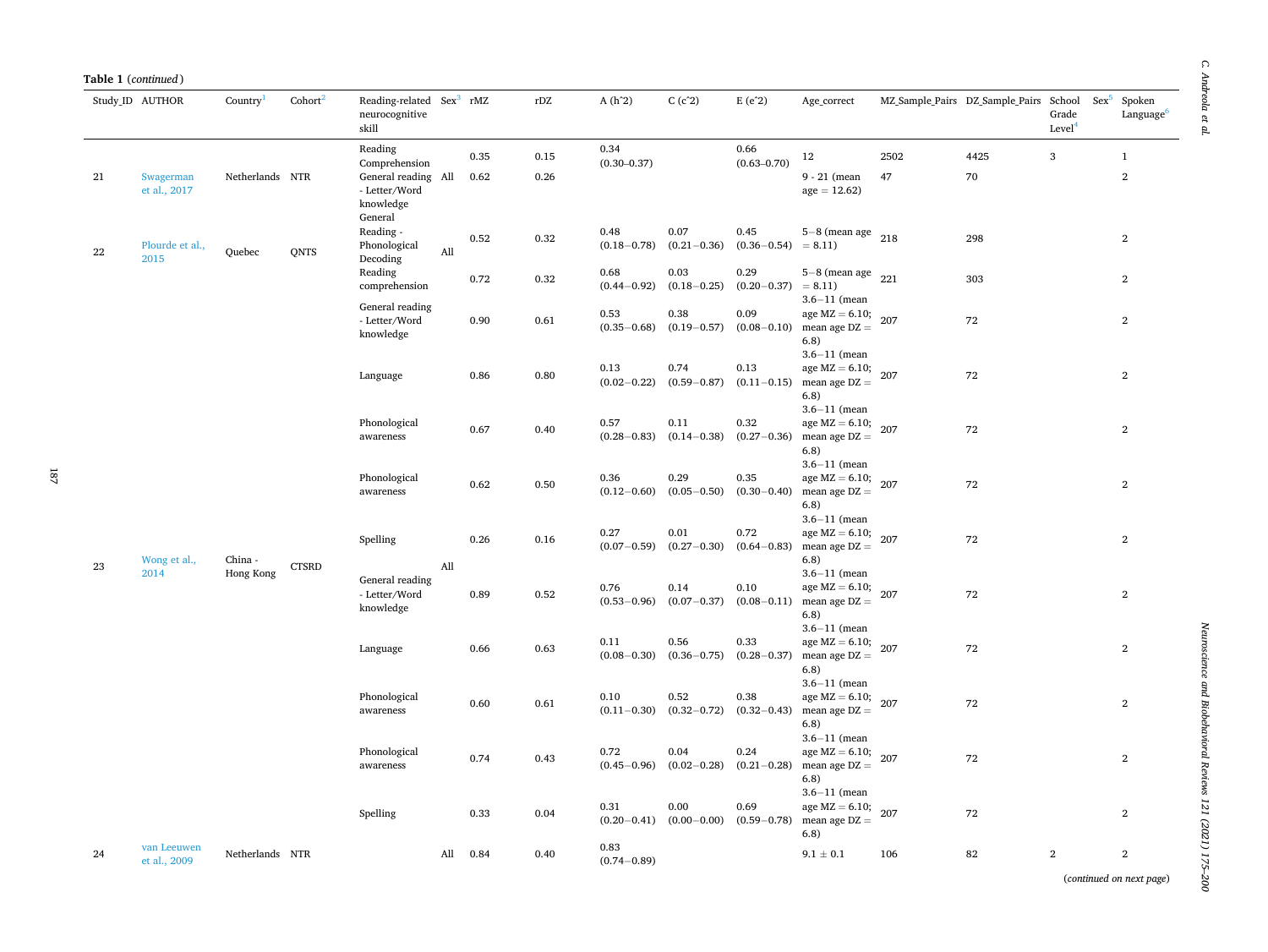**Table 1** (*continued*)

| Study_ID | AUTHOR | Country[1] | Cohort[2] | Reading-related neurocognitive skill | Sex[3] | rMZ | rDZ | A (h^2) | C (c^2) | E (e^2) | Age_correct | MZ_Sample_Pairs | DZ_Sample_Pairs | School Grade Level[4] | Sex[5] | Spoken Language[6] |
|---|---|---|---|---|---|---|---|---|---|---|---|---|---|---|---|---|
| | | | | Reading Comprehension | | 0.35 | 0.15 | 0.34 (0.30–0.37) | | 0.66 (0.63–0.70) | 12 | 2502 | 4425 | 3 | | 1 |
| 21 | Swagerman et al., 2017 | Netherlands | NTR | General reading - Letter/Word knowledge | All | 0.62 | 0.26 | | | | 9 - 21 (mean age = 12.62) | 47 | 70 | | | 2 |
| 22 | Plourde et al., 2015 | Quebec | QNTS | General Reading - Phonological Decoding | All | 0.52 | 0.32 | 0.48 (0.18−0.78) | 0.07 (0.21−0.36) | 0.45 (0.36−0.54) | 5−8 (mean age = 8.11) | 218 | 298 | | | 2 |
| | | | | Reading comprehension | | 0.72 | 0.32 | 0.68 (0.44−0.92) | 0.03 (0.18−0.25) | 0.29 (0.20−0.37) | 5−8 (mean age = 8.11) | 221 | 303 | | | 2 |
| 23 | Wong et al., 2014 | China - Hong Kong | CTSRD | General reading - Letter/Word knowledge | All | 0.90 | 0.61 | 0.53 (0.35−0.68) | 0.38 (0.19−0.57) | 0.09 (0.08−0.10) | 3.6−11 (mean age MZ = 6.10; mean age DZ = 6.8) | 207 | 72 | | | 2 |
| | | | | Language | | 0.86 | 0.80 | 0.13 (0.02−0.22) | 0.74 (0.59−0.87) | 0.13 (0.11−0.15) | 3.6−11 (mean age MZ = 6.10; mean age DZ = 6.8) | 207 | 72 | | | 2 |
| | | | | Phonological awareness | | 0.67 | 0.40 | 0.57 (0.28−0.83) | 0.11 (0.14−0.38) | 0.32 (0.27−0.36) | 3.6−11 (mean age MZ = 6.10; mean age DZ = 6.8) | 207 | 72 | | | 2 |
| | | | | Phonological awareness | | 0.62 | 0.50 | 0.36 (0.12−0.60) | 0.29 (0.05−0.50) | 0.35 (0.30−0.40) | 3.6−11 (mean age MZ = 6.10; mean age DZ = 6.8) | 207 | 72 | | | 2 |
| | | | | Spelling | | 0.26 | 0.16 | 0.27 (0.07−0.59) | 0.01 (0.27−0.30) | 0.72 (0.64−0.83) | 3.6−11 (mean age MZ = 6.10; mean age DZ = 6.8) | 207 | 72 | | | 2 |
| | | | | General reading - Letter/Word knowledge | | 0.89 | 0.52 | 0.76 (0.53−0.96) | 0.14 (0.07−0.37) | 0.10 (0.08−0.11) | 3.6−11 (mean age MZ = 6.10; mean age DZ = 6.8) | 207 | 72 | | | 2 |
| | | | | Language | | 0.66 | 0.63 | 0.11 (0.08−0.30) | 0.56 (0.36−0.75) | 0.33 (0.28−0.37) | 3.6−11 (mean age MZ = 6.10; mean age DZ = 6.8) | 207 | 72 | | | 2 |
| | | | | Phonological awareness | | 0.60 | 0.61 | 0.10 (0.11−0.30) | 0.52 (0.32−0.72) | 0.38 (0.32−0.43) | 3.6−11 (mean age MZ = 6.10; mean age DZ = 6.8) | 207 | 72 | | | 2 |
| | | | | Phonological awareness | | 0.74 | 0.43 | 0.72 (0.45−0.96) | 0.04 (0.02−0.28) | 0.24 (0.21−0.28) | 3.6−11 (mean age MZ = 6.10; mean age DZ = 6.8) | 207 | 72 | | | 2 |
| | | | | Spelling | | 0.33 | 0.04 | 0.31 (0.20−0.41) | 0.00 (0.00−0.00) | 0.69 (0.59−0.78) | 3.6−11 (mean age MZ = 6.10; mean age DZ = 6.8) | 207 | 72 | | | 2 |
| 24 | van Leeuwen et al., 2009 | Netherlands | NTR | | All | 0.84 | 0.40 | 0.83 (0.74−0.89) | | | 9.1 ± 0.1 | 106 | 82 | 2 | | 2 |

(*continued on next page*)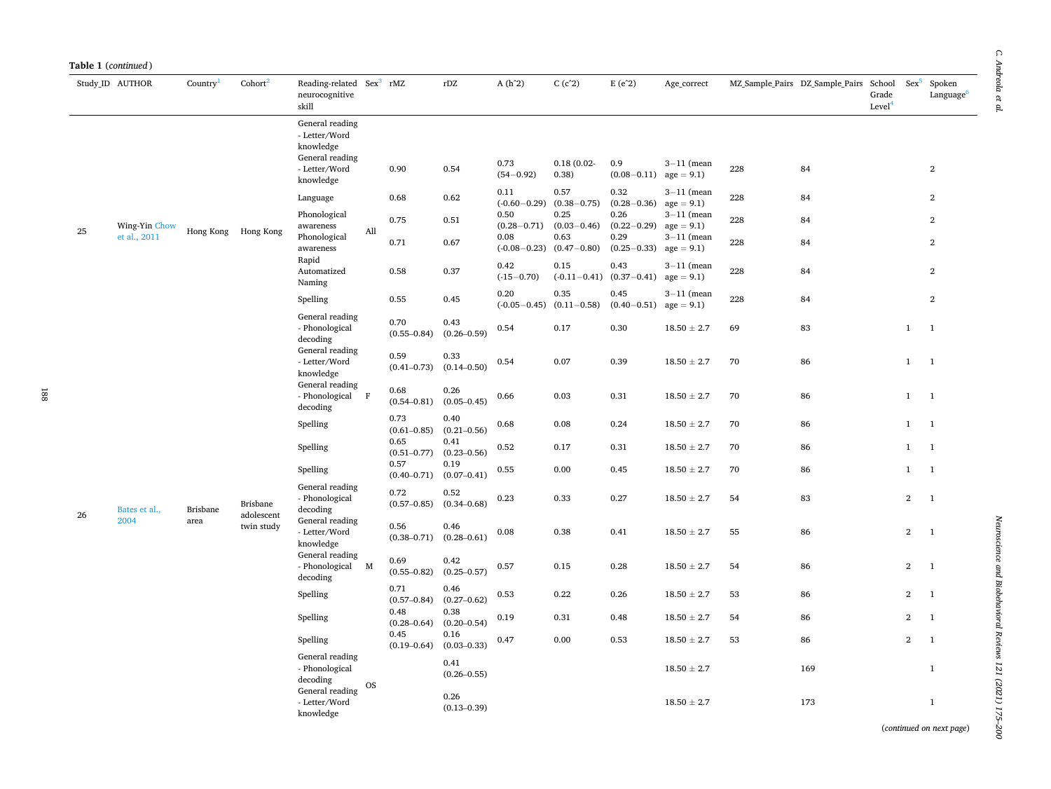**Table 1** (*continued*)

| Study_ID | AUTHOR | Country[1] | Cohort[2] | Reading-related neurocognitive skill | Sex[3] | rMZ | rDZ | A (h^2) | C (c^2) | E (e^2) | Age_correct | MZ_Sample_Pairs | DZ_Sample_Pairs | School Grade Level[4] | Sex[5] | Spoken Language[6] |
|---|---|---|---|---|---|---|---|---|---|---|---|---|---|---|---|---|
| 25 | Wing-Yin Chow et al., 2011 | Hong Kong | Hong Kong | General reading - Letter/Word knowledge | All | | | | | | | | | | | |
| | | | | General reading - Letter/Word knowledge | | 0.90 | 0.54 | 0.73 (54−0.92) | 0.18 (0.02-0.38) | 0.9 (0.08−0.11) | 3−11 (mean age = 9.1) | 228 | 84 | | | 2 |
| | | | | Language | | 0.68 | 0.62 | 0.11 (-0.60−0.29) | 0.57 (0.38−0.75) | 0.32 (0.28−0.36) | 3−11 (mean age = 9.1) | 228 | 84 | | | 2 |
| | | | | Phonological awareness | | 0.75 | 0.51 | 0.50 (0.28−0.71) | 0.25 (0.03−0.46) | 0.26 (0.22−0.29) | 3−11 (mean age = 9.1) | 228 | 84 | | | 2 |
| | | | | Phonological awareness | | 0.71 | 0.67 | 0.08 (-0.08−0.23) | 0.63 (0.47−0.80) | 0.29 (0.25−0.33) | 3−11 (mean age = 9.1) | 228 | 84 | | | 2 |
| | | | | Rapid Automatized Naming | | 0.58 | 0.37 | 0.42 (-15−0.70) | 0.15 (-0.11−0.41) | 0.43 (0.37−0.41) | 3−11 (mean age = 9.1) | 228 | 84 | | | 2 |
| | | | | Spelling | | 0.55 | 0.45 | 0.20 (-0.05−0.45) | 0.35 (0.11−0.58) | 0.45 (0.40−0.51) | 3−11 (mean age = 9.1) | 228 | 84 | | | 2 |
| 26 | Bates et al., 2004 | Brisbane area | Brisbane adolescent twin study | General reading - Phonological decoding | F | 0.70 (0.55–0.84) | 0.43 (0.26–0.59) | 0.54 | 0.17 | 0.30 | 18.50 ± 2.7 | 69 | 83 | | 1 | 1 |
| | | | | General reading - Letter/Word knowledge | | 0.59 (0.41–0.73) | 0.33 (0.14–0.50) | 0.54 | 0.07 | 0.39 | 18.50 ± 2.7 | 70 | 86 | | 1 | 1 |
| | | | | General reading - Phonological decoding | | 0.68 (0.54–0.81) | 0.26 (0.05–0.45) | 0.66 | 0.03 | 0.31 | 18.50 ± 2.7 | 70 | 86 | | 1 | 1 |
| | | | | Spelling | | 0.73 (0.61–0.85) | 0.40 (0.21–0.56) | 0.68 | 0.08 | 0.24 | 18.50 ± 2.7 | 70 | 86 | | 1 | 1 |
| | | | | Spelling | | 0.65 (0.51–0.77) | 0.41 (0.23–0.56) | 0.52 | 0.17 | 0.31 | 18.50 ± 2.7 | 70 | 86 | | 1 | 1 |
| | | | | Spelling | | 0.57 (0.40–0.71) | 0.19 (0.07–0.41) | 0.55 | 0.00 | 0.45 | 18.50 ± 2.7 | 70 | 86 | | 1 | 1 |
| | | | | General reading - Phonological decoding | M | 0.72 (0.57–0.85) | 0.52 (0.34–0.68) | 0.23 | 0.33 | 0.27 | 18.50 ± 2.7 | 54 | 83 | | 2 | 1 |
| | | | | General reading - Letter/Word knowledge | | 0.56 (0.38–0.71) | 0.46 (0.28–0.61) | 0.08 | 0.38 | 0.41 | 18.50 ± 2.7 | 55 | 86 | | 2 | 1 |
| | | | | General reading - Phonological decoding | | 0.69 (0.55–0.82) | 0.42 (0.25–0.57) | 0.57 | 0.15 | 0.28 | 18.50 ± 2.7 | 54 | 86 | | 2 | 1 |
| | | | | Spelling | | 0.71 (0.57–0.84) | 0.46 (0.27–0.62) | 0.53 | 0.22 | 0.26 | 18.50 ± 2.7 | 53 | 86 | | 2 | 1 |
| | | | | Spelling | | 0.48 (0.28–0.64) | 0.38 (0.20–0.54) | 0.19 | 0.31 | 0.48 | 18.50 ± 2.7 | 54 | 86 | | 2 | 1 |
| | | | | Spelling | | 0.45 (0.19–0.64) | 0.16 (0.03–0.33) | 0.47 | 0.00 | 0.53 | 18.50 ± 2.7 | 53 | 86 | | 2 | 1 |
| | | | | General reading - Phonological decoding | OS | | 0.41 (0.26–0.55) | | | | 18.50 ± 2.7 | | 169 | | | 1 |
| | | | | General reading - Letter/Word knowledge | | | 0.26 (0.13–0.39) | | | | 18.50 ± 2.7 | | 173 | | | 1 |

(*continued on next page*)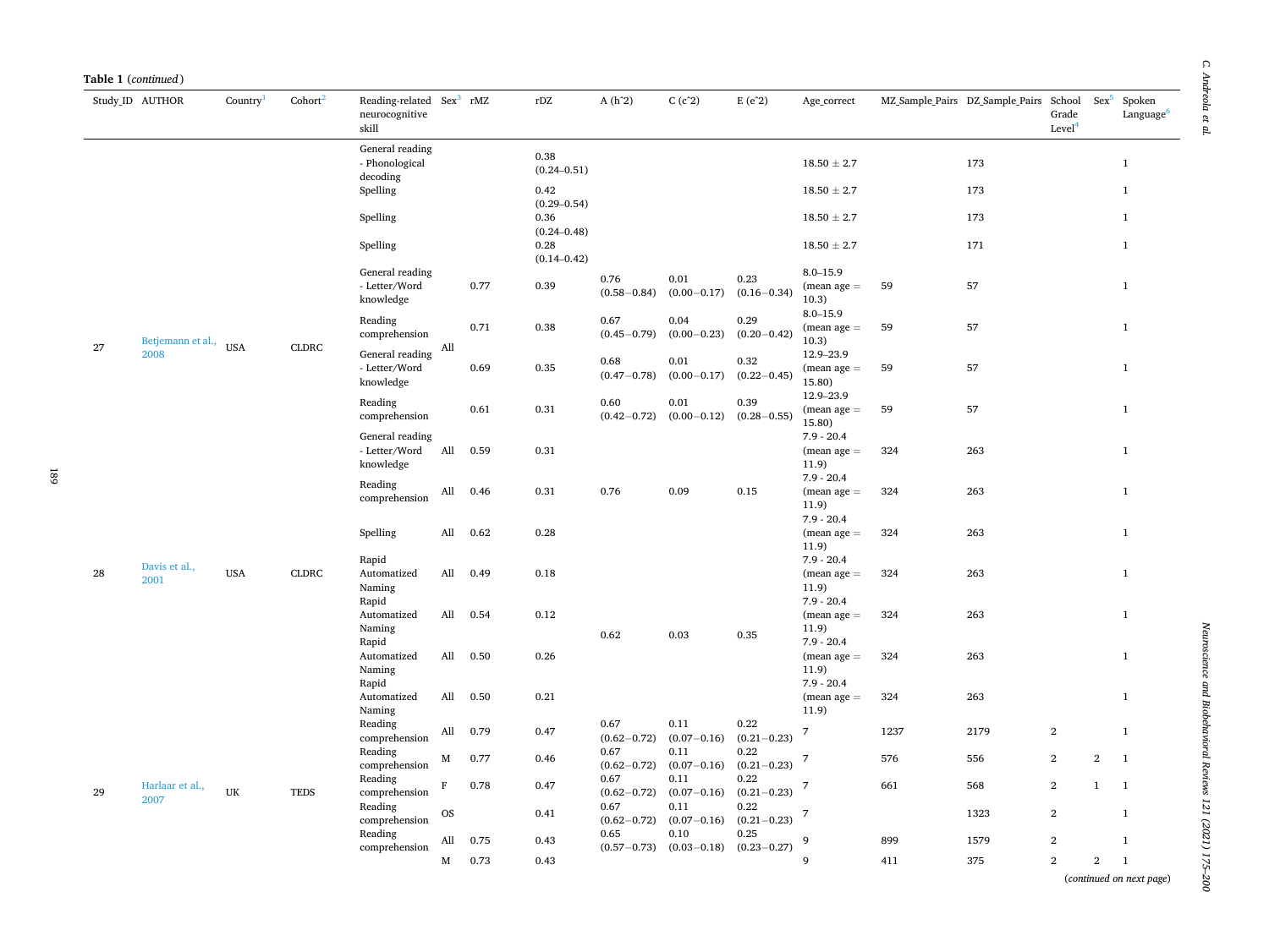**Table 1** (*continued*)

| Study_ID | AUTHOR | Country[1] | Cohort[2] | Reading-related neurocognitive skill | Sex[3] | rMZ | rDZ | A (h^2) | C (c^2) | E (e^2) | Age_correct | MZ_Sample_Pairs | DZ_Sample_Pairs | School Grade Level[4] | Sex[5] | Spoken Language[6] |
|---|---|---|---|---|---|---|---|---|---|---|---|---|---|---|---|---|
| | | | | General reading - Phonological decoding | | | 0.38 (0.24–0.51) | | | | 18.50 ± 2.7 | | 173 | | | 1 |
| | | | | Spelling | | | 0.42 (0.29–0.54) | | | | 18.50 ± 2.7 | | 173 | | | 1 |
| | | | | Spelling | | | 0.36 (0.24–0.48) | | | | 18.50 ± 2.7 | | 173 | | | 1 |
| | | | | Spelling | | | 0.28 (0.14–0.42) | | | | 18.50 ± 2.7 | | 171 | | | 1 |
| 27 | Betjemann et al., 2008 | USA | CLDRC | General reading - Letter/Word knowledge | All | 0.77 | 0.39 | 0.76 (0.58−0.84) | 0.01 (0.00−0.17) | 0.23 (0.16−0.34) | 8.0–15.9 (mean age = 10.3) | 59 | 57 | | | 1 |
| | | | | Reading comprehension | | 0.71 | 0.38 | 0.67 (0.45−0.79) | 0.04 (0.00−0.23) | 0.29 (0.20−0.42) | 8.0–15.9 (mean age = 10.3) | 59 | 57 | | | 1 |
| | | | | General reading - Letter/Word knowledge | | 0.69 | 0.35 | 0.68 (0.47−0.78) | 0.01 (0.00−0.17) | 0.32 (0.22−0.45) | 12.9–23.9 (mean age = 15.80) | 59 | 57 | | | 1 |
| | | | | Reading comprehension | | 0.61 | 0.31 | 0.60 (0.42−0.72) | 0.01 (0.00−0.12) | 0.39 (0.28−0.55) | 12.9–23.9 (mean age = 15.80) | 59 | 57 | | | 1 |
| 28 | Davis et al., 2001 | USA | CLDRC | General reading - Letter/Word knowledge | All | 0.59 | 0.31 | | | | 7.9 - 20.4 (mean age = 11.9) | 324 | 263 | | | 1 |
| | | | | Reading comprehension | All | 0.46 | 0.31 | 0.76 | 0.09 | 0.15 | 7.9 - 20.4 (mean age = 11.9) | 324 | 263 | | | 1 |
| | | | | Spelling | All | 0.62 | 0.28 | | | | 7.9 - 20.4 (mean age = 11.9) | 324 | 263 | | | 1 |
| | | | | Rapid Automatized Naming | All | 0.49 | 0.18 | | | | 7.9 - 20.4 (mean age = 11.9) | 324 | 263 | | | 1 |
| | | | | Rapid Automatized Naming | All | 0.54 | 0.12 | 0.62 | 0.03 | 0.35 | 7.9 - 20.4 (mean age = 11.9) | 324 | 263 | | | 1 |
| | | | | Rapid Automatized Naming | All | 0.50 | 0.26 | | | | 7.9 - 20.4 (mean age = 11.9) | 324 | 263 | | | 1 |
| | | | | Rapid Automatized Naming | All | 0.50 | 0.21 | | | | 7.9 - 20.4 (mean age = 11.9) | 324 | 263 | | | 1 |
| 29 | Harlaar et al., 2007 | UK | TEDS | Reading comprehension | All | 0.79 | 0.47 | 0.67 (0.62−0.72) | 0.11 (0.07−0.16) | 0.22 (0.21−0.23) | 7 | 1237 | 2179 | 2 | | 1 |
| | | | | Reading comprehension | M | 0.77 | 0.46 | 0.67 (0.62−0.72) | 0.11 (0.07−0.16) | 0.22 (0.21−0.23) | 7 | 576 | 556 | 2 | 2 | 1 |
| | | | | Reading comprehension | F | 0.78 | 0.47 | 0.67 (0.62−0.72) | 0.11 (0.07−0.16) | 0.22 (0.21−0.23) | 7 | 661 | 568 | 2 | 1 | 1 |
| | | | | Reading comprehension | OS | | 0.41 | 0.67 (0.62−0.72) | 0.11 (0.07−0.16) | 0.22 (0.21−0.23) | 7 | | 1323 | 2 | | 1 |
| | | | | Reading comprehension | All | 0.75 | 0.43 | 0.65 (0.57−0.73) | 0.10 (0.03−0.18) | 0.25 (0.23−0.27) | 9 | 899 | 1579 | 2 | | 1 |
| | | | | | M | 0.73 | 0.43 | | | | 9 | 411 | 375 | 2 | 2 | 1 |

(*continued on next page*)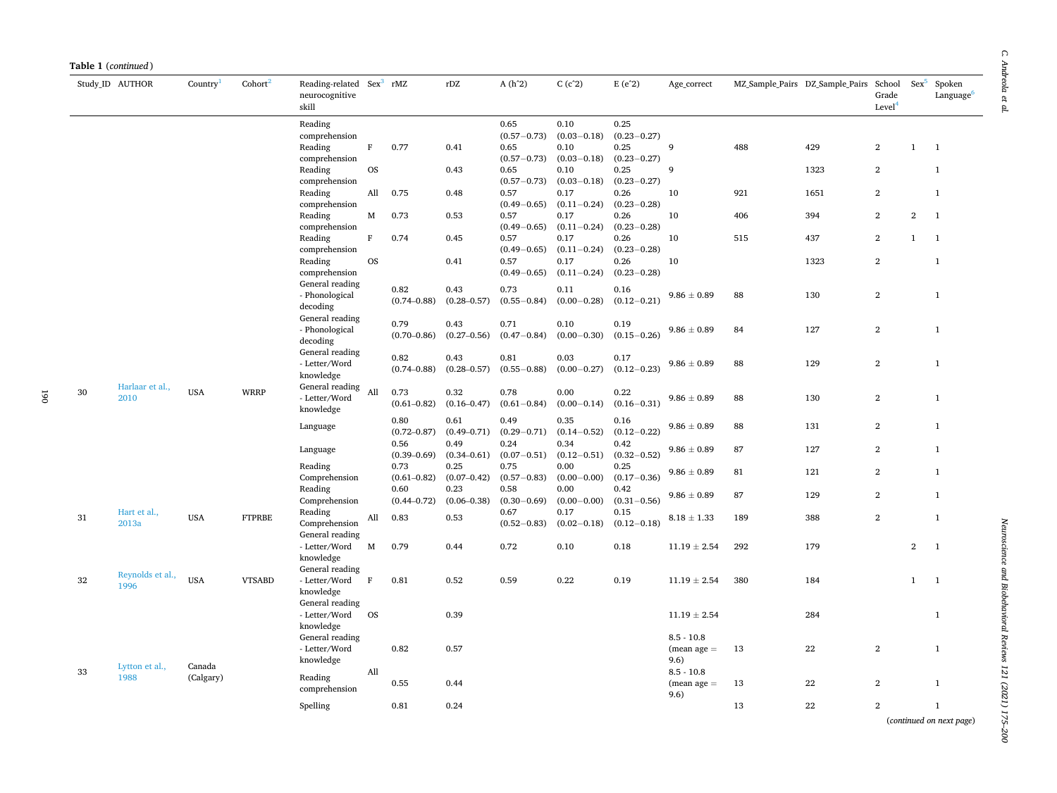**Table 1** (*continued*)

| Study_ID | AUTHOR | Country[1] | Cohort[2] | Reading-related neurocognitive skill | Sex[3] | rMZ | rDZ | A (h^2) | C (c^2) | E (e^2) | Age_correct | MZ_Sample_Pairs | DZ_Sample_Pairs | School Grade Level[4] | Sex[5] | Spoken Language[6] |
|---|---|---|---|---|---|---|---|---|---|---|---|---|---|---|---|---|
| | | | | Reading comprehension | | | | 0.65 (0.57−0.73) | 0.10 (0.03−0.18) | 0.25 (0.23−0.27) | | | | | | |
| | | | | Reading comprehension | F | 0.77 | 0.41 | 0.65 (0.57−0.73) | 0.10 (0.03−0.18) | 0.25 (0.23−0.27) | 9 | 488 | 429 | 2 | 1 | 1 |
| | | | | Reading comprehension | OS | | 0.43 | 0.65 (0.57−0.73) | 0.10 (0.03−0.18) | 0.25 (0.23−0.27) | 9 | | 1323 | 2 | | 1 |
| | | | | Reading comprehension | All | 0.75 | 0.48 | 0.57 (0.49−0.65) | 0.17 (0.11−0.24) | 0.26 (0.23−0.28) | 10 | 921 | 1651 | 2 | | 1 |
| | | | | Reading comprehension | M | 0.73 | 0.53 | 0.57 (0.49−0.65) | 0.17 (0.11−0.24) | 0.26 (0.23−0.28) | 10 | 406 | 394 | 2 | 2 | 1 |
| | | | | Reading comprehension | F | 0.74 | 0.45 | 0.57 (0.49−0.65) | 0.17 (0.11−0.24) | 0.26 (0.23−0.28) | 10 | 515 | 437 | 2 | 1 | 1 |
| | | | | Reading comprehension | OS | | 0.41 | 0.57 (0.49−0.65) | 0.17 (0.11−0.24) | 0.26 (0.23−0.28) | 10 | | 1323 | 2 | | 1 |
| 30 | Harlaar et al., 2010 | USA | WRRP | General reading - Phonological decoding | All | 0.82 (0.74–0.88) | 0.43 (0.28–0.57) | 0.73 (0.55−0.84) | 0.11 (0.00−0.28) | 0.16 (0.12−0.21) | 9.86 ± 0.89 | 88 | 130 | 2 | | 1 |
| | | | | General reading - Phonological decoding | | 0.79 (0.70–0.86) | 0.43 (0.27–0.56) | 0.71 (0.47−0.84) | 0.10 (0.00−0.30) | 0.19 (0.15−0.26) | 9.86 ± 0.89 | 84 | 127 | 2 | | 1 |
| | | | | General reading - Letter/Word knowledge | | 0.82 (0.74–0.88) | 0.43 (0.28–0.57) | 0.81 (0.55−0.88) | 0.03 (0.00−0.27) | 0.17 (0.12−0.23) | 9.86 ± 0.89 | 88 | 129 | 2 | | 1 |
| | | | | General reading - Letter/Word knowledge | | 0.73 (0.61–0.82) | 0.32 (0.16–0.47) | 0.78 (0.61−0.84) | 0.00 (0.00−0.14) | 0.22 (0.16−0.31) | 9.86 ± 0.89 | 88 | 130 | 2 | | 1 |
| | | | | Language | | 0.80 (0.72–0.87) | 0.61 (0.49–0.71) | 0.49 (0.29−0.71) | 0.35 (0.14−0.52) | 0.16 (0.12−0.22) | 9.86 ± 0.89 | 88 | 131 | 2 | | 1 |
| | | | | Language | | 0.56 (0.39–0.69) | 0.49 (0.34–0.61) | 0.24 (0.07−0.51) | 0.34 (0.12−0.51) | 0.42 (0.32−0.52) | 9.86 ± 0.89 | 87 | 127 | 2 | | 1 |
| | | | | Reading Comprehension | | 0.73 (0.61–0.82) | 0.25 (0.07–0.42) | 0.75 (0.57−0.83) | 0.00 (0.00−0.00) | 0.25 (0.17−0.36) | 9.86 ± 0.89 | 81 | 121 | 2 | | 1 |
| | | | | Reading Comprehension | | 0.60 (0.44–0.72) | 0.23 (0.06–0.38) | 0.58 (0.30−0.69) | 0.00 (0.00−0.00) | 0.42 (0.31−0.56) | 9.86 ± 0.89 | 87 | 129 | 2 | | 1 |
| 31 | Hart et al., 2013a | USA | FTPRBE | Reading Comprehension | All | 0.83 | 0.53 | 0.67 (0.52−0.83) | 0.17 (0.02−0.18) | 0.15 (0.12−0.18) | 8.18 ± 1.33 | 189 | 388 | 2 | | 1 |
| 32 | Reynolds et al., 1996 | USA | VTSABD | General reading - Letter/Word knowledge | M | 0.79 | 0.44 | 0.72 | 0.10 | 0.18 | 11.19 ± 2.54 | 292 | 179 | | 2 | 1 |
| | | | | General reading - Letter/Word knowledge | F | 0.81 | 0.52 | 0.59 | 0.22 | 0.19 | 11.19 ± 2.54 | 380 | 184 | | 1 | 1 |
| | | | | General reading - Letter/Word knowledge | OS | | 0.39 | | | | 11.19 ± 2.54 | | 284 | | | 1 |
| 33 | Lytton et al., 1988 | Canada (Calgary) | | General reading - Letter/Word knowledge | All | 0.82 | 0.57 | | | | 8.5 - 10.8 (mean age = 9.6) | 13 | 22 | 2 | | 1 |
| | | | | Reading comprehension | | 0.55 | 0.44 | | | | 8.5 - 10.8 (mean age = 9.6) | 13 | 22 | 2 | | 1 |
| | | | | Spelling | | 0.81 | 0.24 | | | | | 13 | 22 | 2 | | 1 |

(*continued on next page*)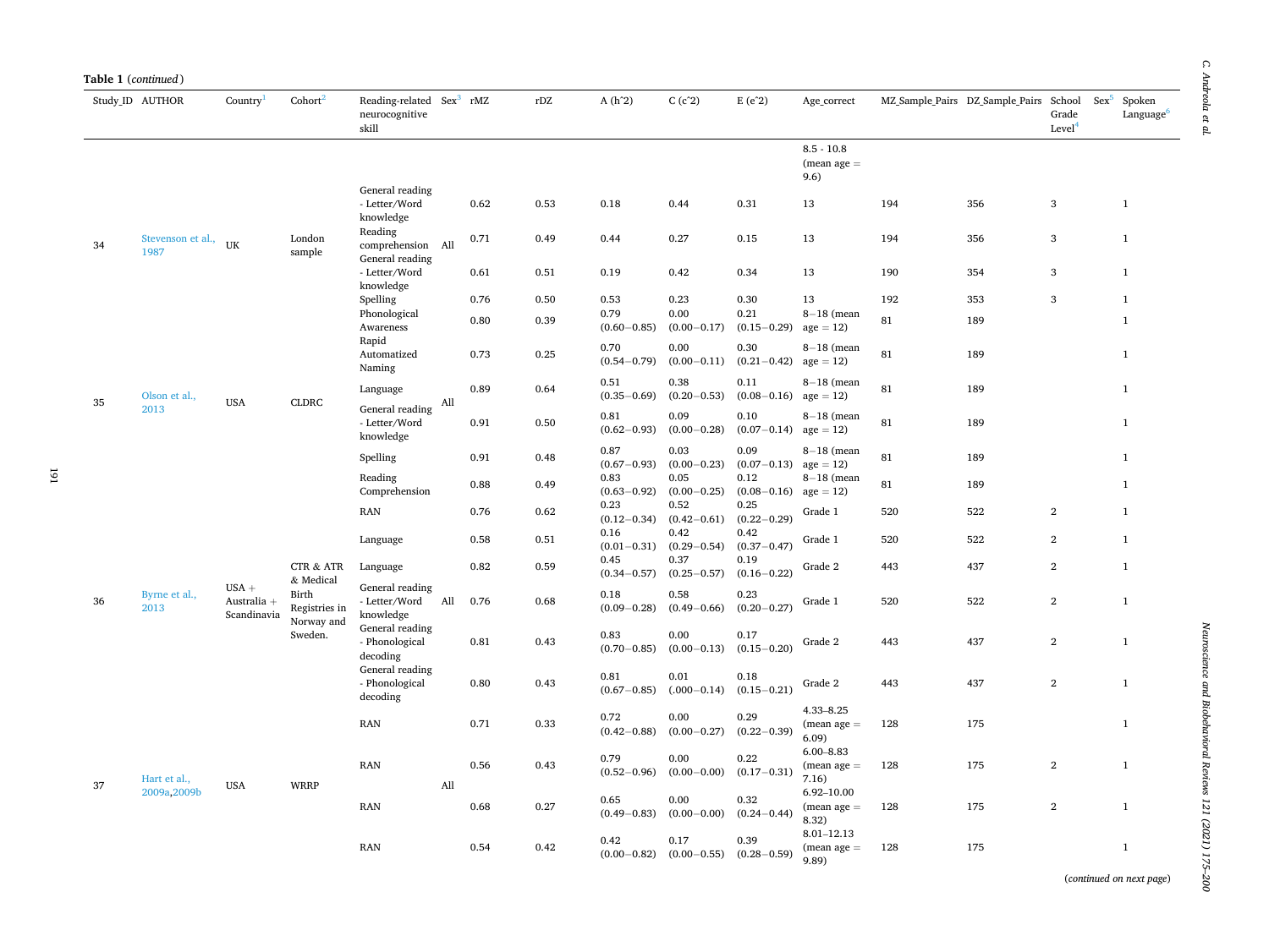**Table 1** (*continued*)

| Study_ID | AUTHOR | Country[1] | Cohort[2] | Reading-related neurocognitive skill | Sex[3] | rMZ | rDZ | A (h^2) | C (c^2) | E (e^2) | Age_correct | MZ_Sample_Pairs | DZ_Sample_Pairs | School Grade Level[4] | Sex[5] | Spoken Language[6] |
|---|---|---|---|---|---|---|---|---|---|---|---|---|---|---|---|---|
| | | | | | | | | | | | 8.5 - 10.8 (mean age = 9.6) | | | | | |
| 34 | Stevenson et al., 1987 | UK | London sample | General reading - Letter/Word knowledge | All | 0.62 | 0.53 | 0.18 | 0.44 | 0.31 | 13 | 194 | 356 | 3 | | 1 |
| | | | | Reading comprehension | | 0.71 | 0.49 | 0.44 | 0.27 | 0.15 | 13 | 194 | 356 | 3 | | 1 |
| | | | | General reading - Letter/Word knowledge | | 0.61 | 0.51 | 0.19 | 0.42 | 0.34 | 13 | 190 | 354 | 3 | | 1 |
| | | | | Spelling | | 0.76 | 0.50 | 0.53 | 0.23 | 0.30 | 13 | 192 | 353 | 3 | | 1 |
| 35 | Olson et al., 2013 | USA | CLDRC | Phonological Awareness | All | 0.80 | 0.39 | 0.79 (0.60−0.85) | 0.00 (0.00−0.17) | 0.21 (0.15−0.29) | 8−18 (mean age = 12) | 81 | 189 | | | 1 |
| | | | | Rapid Automatized Naming | | 0.73 | 0.25 | 0.70 (0.54−0.79) | 0.00 (0.00−0.11) | 0.30 (0.21−0.42) | 8−18 (mean age = 12) | 81 | 189 | | | 1 |
| | | | | Language | | 0.89 | 0.64 | 0.51 (0.35−0.69) | 0.38 (0.20−0.53) | 0.11 (0.08−0.16) | 8−18 (mean age = 12) | 81 | 189 | | | 1 |
| | | | | General reading - Letter/Word knowledge | | 0.91 | 0.50 | 0.81 (0.62−0.93) | 0.09 (0.00−0.28) | 0.10 (0.07−0.14) | 8−18 (mean age = 12) | 81 | 189 | | | 1 |
| | | | | Spelling | | 0.91 | 0.48 | 0.87 (0.67−0.93) | 0.03 (0.00−0.23) | 0.09 (0.07−0.13) | 8−18 (mean age = 12) | 81 | 189 | | | 1 |
| | | | | Reading Comprehension | | 0.88 | 0.49 | 0.83 (0.63−0.92) | 0.05 (0.00−0.25) | 0.12 (0.08−0.16) | 8−18 (mean age = 12) | 81 | 189 | | | 1 |
| 36 | Byrne et al., 2013 | USA + Australia + Scandinavia | CTR & ATR & Medical Birth Registries in Norway and Sweden. | RAN | All | 0.76 | 0.62 | 0.23 (0.12−0.34) | 0.52 (0.42−0.61) | 0.25 (0.22−0.29) | Grade 1 | 520 | 522 | 2 | | 1 |
| | | | | Language | | 0.58 | 0.51 | 0.16 (0.01−0.31) | 0.42 (0.29−0.54) | 0.42 (0.37−0.47) | Grade 1 | 520 | 522 | 2 | | 1 |
| | | | | Language | | 0.82 | 0.59 | 0.45 (0.34−0.57) | 0.37 (0.25−0.57) | 0.19 (0.16−0.22) | Grade 2 | 443 | 437 | 2 | | 1 |
| | | | | General reading - Letter/Word knowledge | | 0.76 | 0.68 | 0.18 (0.09−0.28) | 0.58 (0.49−0.66) | 0.23 (0.20−0.27) | Grade 1 | 520 | 522 | 2 | | 1 |
| | | | | General reading - Phonological decoding | | 0.81 | 0.43 | 0.83 (0.70−0.85) | 0.00 (0.00−0.13) | 0.17 (0.15−0.20) | Grade 2 | 443 | 437 | 2 | | 1 |
| | | | | General reading - Phonological decoding | | 0.80 | 0.43 | 0.81 (0.67−0.85) | 0.01 (.000−0.14) | 0.18 (0.15−0.21) | Grade 2 | 443 | 437 | 2 | | 1 |
| 37 | Hart et al., 2009a,2009b | USA | WRRP | RAN | All | 0.71 | 0.33 | 0.72 (0.42−0.88) | 0.00 (0.00−0.27) | 0.29 (0.22−0.39) | 4.33–8.25 (mean age = 6.09) | 128 | 175 | | | 1 |
| | | | | RAN | | 0.56 | 0.43 | 0.79 (0.52−0.96) | 0.00 (0.00−0.00) | 0.22 (0.17−0.31) | 6.00–8.83 (mean age = 7.16) | 128 | 175 | 2 | | 1 |
| | | | | RAN | | 0.68 | 0.27 | 0.65 (0.49−0.83) | 0.00 (0.00−0.00) | 0.32 (0.24−0.44) | 6.92–10.00 (mean age = 8.32) | 128 | 175 | 2 | | 1 |
| | | | | RAN | | 0.54 | 0.42 | 0.42 (0.00−0.82) | 0.17 (0.00−0.55) | 0.39 (0.28−0.59) | 8.01–12.13 (mean age = 9.89) | 128 | 175 | | | 1 |

(*continued on next page*)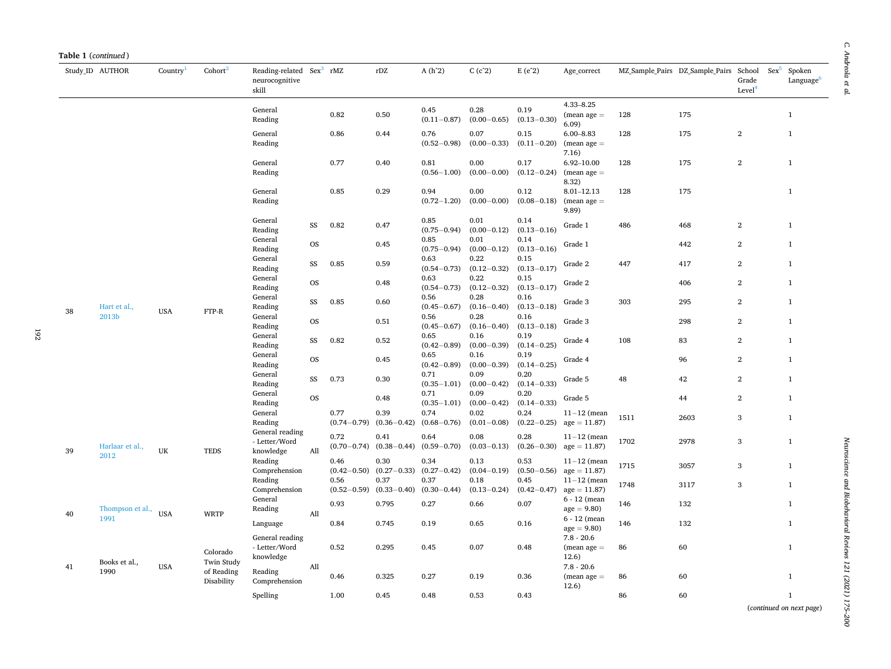**Table 1** (*continued*)

| Study_ID | AUTHOR | Country[1] | Cohort[2] | Reading-related neurocognitive skill | Sex[3] | rMZ | rDZ | A (h^2) | C (c^2) | E (e^2) | Age_correct | MZ_Sample_Pairs | DZ_Sample_Pairs | School Grade Level[4] | Sex[5] | Spoken Language[6] |
|---|---|---|---|---|---|---|---|---|---|---|---|---|---|---|---|---|
| | | | | General Reading | | 0.82 | 0.50 | 0.45 (0.11−0.87) | 0.28 (0.00−0.65) | 0.19 (0.13−0.30) | 4.33–8.25 (mean age = 6.09) | 128 | 175 | | | 1 |
| | | | | General Reading | | 0.86 | 0.44 | 0.76 (0.52−0.98) | 0.07 (0.00−0.33) | 0.15 (0.11−0.20) | 6.00–8.83 (mean age = 7.16) | 128 | 175 | 2 | | 1 |
| | | | | General Reading | | 0.77 | 0.40 | 0.81 (0.56−1.00) | 0.00 (0.00−0.00) | 0.17 (0.12−0.24) | 6.92–10.00 (mean age = 8.32) | 128 | 175 | 2 | | 1 |
| | | | | General Reading | | 0.85 | 0.29 | 0.94 (0.72−1.20) | 0.00 (0.00−0.00) | 0.12 (0.08−0.18) | 8.01–12.13 (mean age = 9.89) | 128 | 175 | | | 1 |
| 38 | Hart et al., 2013b | USA | FTP-R | General Reading | SS | 0.82 | 0.47 | 0.85 (0.75−0.94) | 0.01 (0.00−0.12) | 0.14 (0.13−0.16) | Grade 1 | 486 | 468 | 2 | | 1 |
| | | | | General Reading | OS | | 0.45 | 0.85 (0.75−0.94) | 0.01 (0.00−0.12) | 0.14 (0.13−0.16) | Grade 1 | | 442 | 2 | | 1 |
| | | | | General Reading | SS | 0.85 | 0.59 | 0.63 (0.54−0.73) | 0.22 (0.12−0.32) | 0.15 (0.13−0.17) | Grade 2 | 447 | 417 | 2 | | 1 |
| | | | | General Reading | OS | | 0.48 | 0.63 (0.54−0.73) | 0.22 (0.12−0.32) | 0.15 (0.13−0.17) | Grade 2 | | 406 | 2 | | 1 |
| | | | | General Reading | SS | 0.85 | 0.60 | 0.56 (0.45−0.67) | 0.28 (0.16−0.40) | 0.16 (0.13−0.18) | Grade 3 | 303 | 295 | 2 | | 1 |
| | | | | General Reading | OS | | 0.51 | 0.56 (0.45−0.67) | 0.28 (0.16−0.40) | 0.16 (0.13−0.18) | Grade 3 | | 298 | 2 | | 1 |
| | | | | General Reading | SS | 0.82 | 0.52 | 0.65 (0.42−0.89) | 0.16 (0.00−0.39) | 0.19 (0.14−0.25) | Grade 4 | 108 | 83 | 2 | | 1 |
| | | | | General Reading | OS | | 0.45 | 0.65 (0.42−0.89) | 0.16 (0.00−0.39) | 0.19 (0.14−0.25) | Grade 4 | | 96 | 2 | | 1 |
| | | | | General Reading | SS | 0.73 | 0.30 | 0.71 (0.35−1.01) | 0.09 (0.00−0.42) | 0.20 (0.14−0.33) | Grade 5 | 48 | 42 | 2 | | 1 |
| | | | | General Reading | OS | | 0.48 | 0.71 (0.35−1.01) | 0.09 (0.00−0.42) | 0.20 (0.14−0.33) | Grade 5 | | 44 | 2 | | 1 |
| 39 | Harlaar et al., 2012 | UK | TEDS | General Reading | All | 0.77 (0.74−0.79) | 0.39 (0.36−0.42) | 0.74 (0.68−0.76) | 0.02 (0.01−0.08) | 0.24 (0.22−0.25) | 11−12 (mean age = 11.87) | 1511 | 2603 | 3 | | 1 |
| | | | | General reading - Letter/Word knowledge | | 0.72 (0.70−0.74) | 0.41 (0.38−0.44) | 0.64 (0.59−0.70) | 0.08 (0.03−0.13) | 0.28 (0.26−0.30) | 11−12 (mean age = 11.87) | 1702 | 2978 | 3 | | 1 |
| | | | | Reading Comprehension | | 0.46 (0.42−0.50) | 0.30 (0.27−0.33) | 0.34 (0.27−0.42) | 0.13 (0.04−0.19) | 0.53 (0.50−0.56) | 11−12 (mean age = 11.87) | 1715 | 3057 | 3 | | 1 |
| | | | | Reading Comprehension | | 0.56 (0.52−0.59) | 0.37 (0.33−0.40) | 0.37 (0.30−0.44) | 0.18 (0.13−0.24) | 0.45 (0.42−0.47) | 11−12 (mean age = 11.87) | 1748 | 3117 | 3 | | 1 |
| 40 | Thompson et al., 1991 | USA | WRTP | General Reading | All | 0.93 | 0.795 | 0.27 | 0.66 | 0.07 | 6 - 12 (mean age = 9.80) | 146 | 132 | | | 1 |
| | | | | Language | | 0.84 | 0.745 | 0.19 | 0.65 | 0.16 | 6 - 12 (mean age = 9.80) | 146 | 132 | | | 1 |
| 41 | Books et al., 1990 | USA | Colorado Twin Study of Reading Disability | General reading - Letter/Word knowledge | All | 0.52 | 0.295 | 0.45 | 0.07 | 0.48 | 7.8 - 20.6 (mean age = 12.6) | 86 | 60 | | | 1 |
| | | | | Reading Comprehension | | 0.46 | 0.325 | 0.27 | 0.19 | 0.36 | 7.8 - 20.6 (mean age = 12.6) | 86 | 60 | | | 1 |
| | | | | Spelling | | 1.00 | 0.45 | 0.48 | 0.53 | 0.43 | | 86 | 60 | | | 1 |

(*continued on next page*)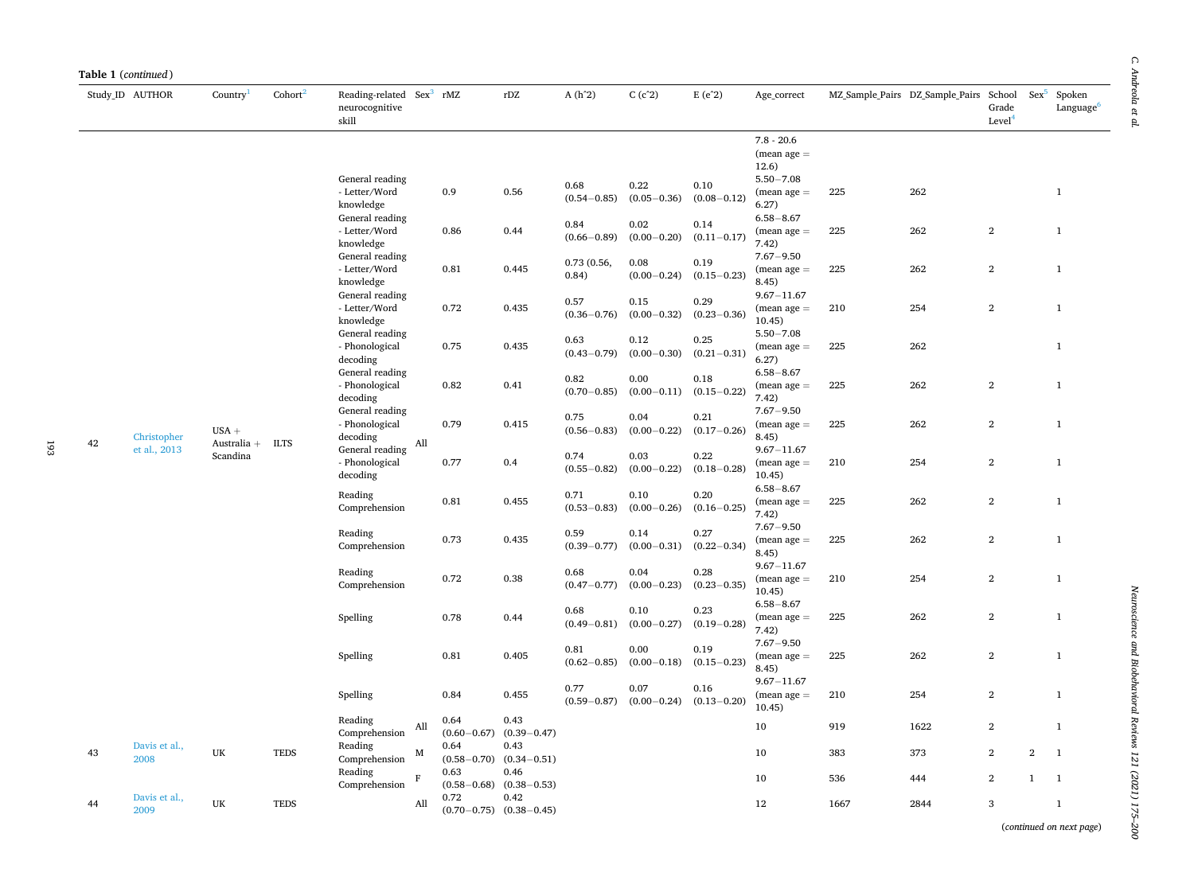**Table 1** (*continued*)

| Study_ID | AUTHOR | Country[1] | Cohort[2] | Reading-related neurocognitive skill | Sex[3] | rMZ | rDZ | A (h^2) | C (c^2) | E (e^2) | Age_correct | MZ_Sample_Pairs | DZ_Sample_Pairs | School Grade Level[4] | Sex[5] | Spoken Language[6] |
|---|---|---|---|---|---|---|---|---|---|---|---|---|---|---|---|---|
| | | | | | | | | | | | 7.8 - 20.6 (mean age = 12.6) | | | | | |
| 42 | Christopher et al., 2013 | USA + Australia + Scandina | ILTS | General reading - Letter/Word knowledge | All | 0.9 | 0.56 | 0.68 (0.54−0.85) | 0.22 (0.05−0.36) | 0.10 (0.08−0.12) | 5.50−7.08 (mean age = 6.27) | 225 | 262 | | | 1 |
| | | | | General reading - Letter/Word knowledge | | 0.86 | 0.44 | 0.84 (0.66−0.89) | 0.02 (0.00−0.20) | 0.14 (0.11−0.17) | 6.58−8.67 (mean age = 7.42) | 225 | 262 | 2 | | 1 |
| | | | | General reading - Letter/Word knowledge | | 0.81 | 0.445 | 0.73 (0.56, 0.84) | 0.08 (0.00−0.24) | 0.19 (0.15−0.23) | 7.67−9.50 (mean age = 8.45) | 225 | 262 | 2 | | 1 |
| | | | | General reading - Letter/Word knowledge | | 0.72 | 0.435 | 0.57 (0.36−0.76) | 0.15 (0.00−0.32) | 0.29 (0.23−0.36) | 9.67−11.67 (mean age = 10.45) | 210 | 254 | 2 | | 1 |
| | | | | General reading - Phonological decoding | | 0.75 | 0.435 | 0.63 (0.43−0.79) | 0.12 (0.00−0.30) | 0.25 (0.21−0.31) | 5.50−7.08 (mean age = 6.27) | 225 | 262 | | | 1 |
| | | | | General reading - Phonological decoding | | 0.82 | 0.41 | 0.82 (0.70−0.85) | 0.00 (0.00−0.11) | 0.18 (0.15−0.22) | 6.58−8.67 (mean age = 7.42) | 225 | 262 | 2 | | 1 |
| | | | | General reading - Phonological decoding | | 0.79 | 0.415 | 0.75 (0.56−0.83) | 0.04 (0.00−0.22) | 0.21 (0.17−0.26) | 7.67−9.50 (mean age = 8.45) | 225 | 262 | 2 | | 1 |
| | | | | General reading - Phonological decoding | | 0.77 | 0.4 | 0.74 (0.55−0.82) | 0.03 (0.00−0.22) | 0.22 (0.18−0.28) | 9.67−11.67 (mean age = 10.45) | 210 | 254 | 2 | | 1 |
| | | | | Reading Comprehension | | 0.81 | 0.455 | 0.71 (0.53−0.83) | 0.10 (0.00−0.26) | 0.20 (0.16−0.25) | 6.58−8.67 (mean age = 7.42) | 225 | 262 | 2 | | 1 |
| | | | | Reading Comprehension | | 0.73 | 0.435 | 0.59 (0.39−0.77) | 0.14 (0.00−0.31) | 0.27 (0.22−0.34) | 7.67−9.50 (mean age = 8.45) | 225 | 262 | 2 | | 1 |
| | | | | Reading Comprehension | | 0.72 | 0.38 | 0.68 (0.47−0.77) | 0.04 (0.00−0.23) | 0.28 (0.23−0.35) | 9.67−11.67 (mean age = 10.45) | 210 | 254 | 2 | | 1 |
| | | | | Spelling | | 0.78 | 0.44 | 0.68 (0.49−0.81) | 0.10 (0.00−0.27) | 0.23 (0.19−0.28) | 6.58−8.67 (mean age = 7.42) | 225 | 262 | 2 | | 1 |
| | | | | Spelling | | 0.81 | 0.405 | 0.81 (0.62−0.85) | 0.00 (0.00−0.18) | 0.19 (0.15−0.23) | 7.67−9.50 (mean age = 8.45) | 225 | 262 | 2 | | 1 |
| | | | | Spelling | | 0.84 | 0.455 | 0.77 (0.59−0.87) | 0.07 (0.00−0.24) | 0.16 (0.13−0.20) | 9.67−11.67 (mean age = 10.45) | 210 | 254 | 2 | | 1 |
| 43 | Davis et al., 2008 | UK | TEDS | Reading Comprehension | All | 0.64 (0.60−0.67) | 0.43 (0.39−0.47) | | | | 10 | 919 | 1622 | 2 | | 1 |
| | | | | Reading Comprehension | M | 0.64 (0.58−0.70) | 0.43 (0.34−0.51) | | | | 10 | 383 | 373 | 2 | 2 | 1 |
| | | | | Reading Comprehension | F | 0.63 (0.58−0.68) | 0.46 (0.38−0.53) | | | | 10 | 536 | 444 | 2 | 1 | 1 |
| 44 | Davis et al., 2009 | UK | TEDS | | All | 0.72 (0.70−0.75) | 0.42 (0.38−0.45) | | | | 12 | 1667 | 2844 | 3 | | 1 |

(*continued on next page*)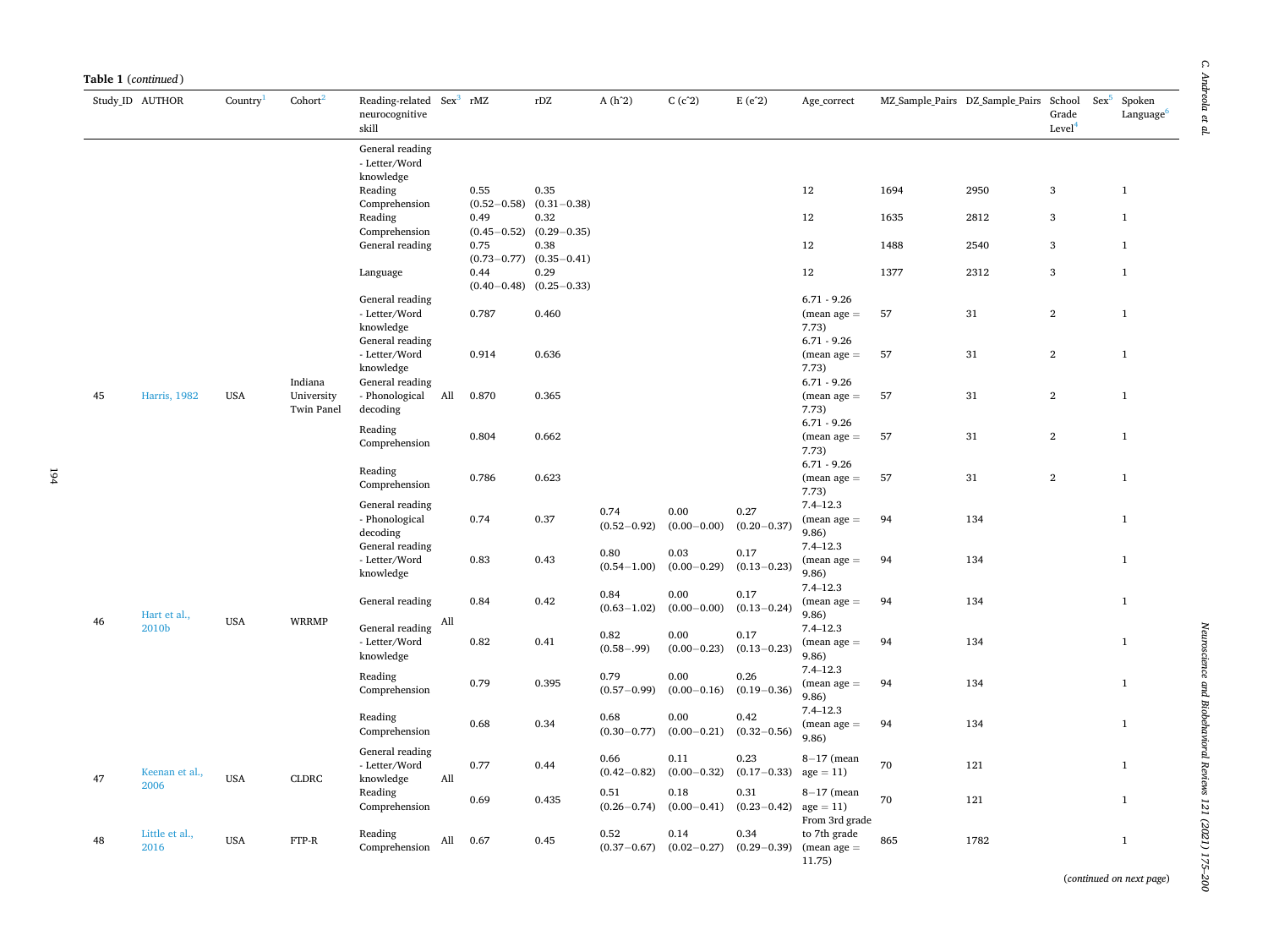**Table 1** (*continued*)

| Study_ID | AUTHOR | Country[1] | Cohort[2] | Reading-related neurocognitive skill | Sex[3] | rMZ | rDZ | A (h^2) | C (c^2) | E (e^2) | Age_correct | MZ_Sample_Pairs | DZ_Sample_Pairs | School Grade Level[4] | Sex[5] | Spoken Language[6] |
|---|---|---|---|---|---|---|---|---|---|---|---|---|---|---|---|---|
| | | | | General reading - Letter/Word knowledge | | | | | | | | | | | | |
| | | | | Reading Comprehension | | 0.55 (0.52−0.58) | 0.35 (0.31−0.38) | | | | 12 | 1694 | 2950 | 3 | | 1 |
| | | | | Reading Comprehension | | 0.49 (0.45−0.52) | 0.32 (0.29−0.35) | | | | 12 | 1635 | 2812 | 3 | | 1 |
| | | | | General reading | | 0.75 (0.73−0.77) | 0.38 (0.35−0.41) | | | | 12 | 1488 | 2540 | 3 | | 1 |
| | | | | Language | | 0.44 (0.40−0.48) | 0.29 (0.25−0.33) | | | | 12 | 1377 | 2312 | 3 | | 1 |
| 45 | Harris, 1982 | USA | Indiana University Twin Panel | General reading - Letter/Word knowledge | All | 0.787 | 0.460 | | | | 6.71 - 9.26 (mean age = 7.73) | 57 | 31 | 2 | | 1 |
| | | | | General reading - Letter/Word knowledge | | 0.914 | 0.636 | | | | 6.71 - 9.26 (mean age = 7.73) | 57 | 31 | 2 | | 1 |
| | | | | General reading - Phonological decoding | | 0.870 | 0.365 | | | | 6.71 - 9.26 (mean age = 7.73) | 57 | 31 | 2 | | 1 |
| | | | | Reading Comprehension | | 0.804 | 0.662 | | | | 6.71 - 9.26 (mean age = 7.73) | 57 | 31 | 2 | | 1 |
| | | | | Reading Comprehension | | 0.786 | 0.623 | | | | 6.71 - 9.26 (mean age = 7.73) | 57 | 31 | 2 | | 1 |
| 46 | Hart et al., 2010b | USA | WRRMP | General reading - Phonological decoding | All | 0.74 | 0.37 | 0.74 (0.52−0.92) | 0.00 (0.00−0.00) | 0.27 (0.20−0.37) | 7.4–12.3 (mean age = 9.86) | 94 | 134 | | | 1 |
| | | | | General reading - Letter/Word knowledge | | 0.83 | 0.43 | 0.80 (0.54−1.00) | 0.03 (0.00−0.29) | 0.17 (0.13−0.23) | 7.4–12.3 (mean age = 9.86) | 94 | 134 | | | 1 |
| | | | | General reading | | 0.84 | 0.42 | 0.84 (0.63−1.02) | 0.00 (0.00−0.00) | 0.17 (0.13−0.24) | 7.4–12.3 (mean age = 9.86) | 94 | 134 | | | 1 |
| | | | | General reading - Letter/Word knowledge | | 0.82 | 0.41 | 0.82 (0.58−.99) | 0.00 (0.00−0.23) | 0.17 (0.13−0.23) | 7.4–12.3 (mean age = 9.86) | 94 | 134 | | | 1 |
| | | | | Reading Comprehension | | 0.79 | 0.395 | 0.79 (0.57−0.99) | 0.00 (0.00−0.16) | 0.26 (0.19−0.36) | 7.4–12.3 (mean age = 9.86) | 94 | 134 | | | 1 |
| | | | | Reading Comprehension | | 0.68 | 0.34 | 0.68 (0.30−0.77) | 0.00 (0.00−0.21) | 0.42 (0.32−0.56) | 7.4–12.3 (mean age = 9.86) | 94 | 134 | | | 1 |
| 47 | Keenan et al., 2006 | USA | CLDRC | General reading - Letter/Word knowledge | All | 0.77 | 0.44 | 0.66 (0.42−0.82) | 0.11 (0.00−0.32) | 0.23 (0.17−0.33) | 8−17 (mean age = 11) | 70 | 121 | | | 1 |
| | | | | Reading Comprehension | | 0.69 | 0.435 | 0.51 (0.26−0.74) | 0.18 (0.00−0.41) | 0.31 (0.23−0.42) | 8−17 (mean age = 11) | 70 | 121 | | | 1 |
| 48 | Little et al., 2016 | USA | FTP-R | Reading Comprehension | All | 0.67 | 0.45 | 0.52 (0.37−0.67) | 0.14 (0.02−0.27) | 0.34 (0.29−0.39) | From 3rd grade to 7th grade (mean age = 11.75) | 865 | 1782 | | | 1 |

(*continued on next page*)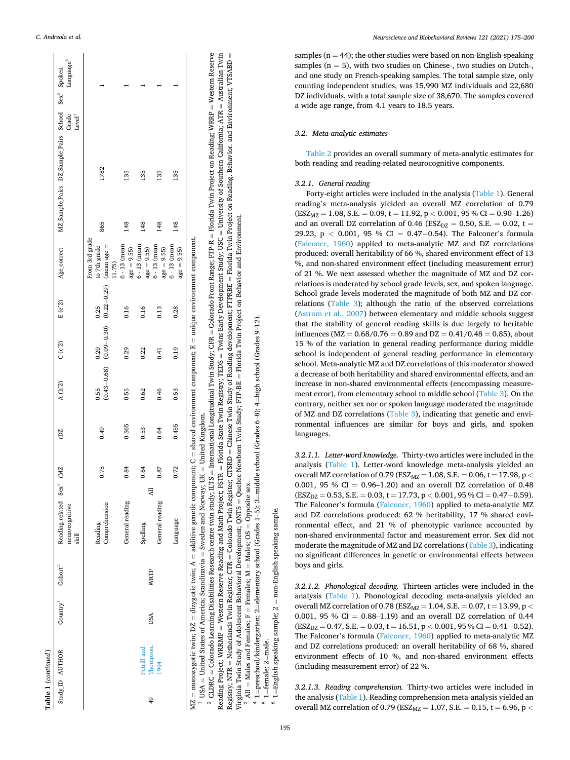**Table 1** (continued)

| Study_ID | AUTHOR | Country[1] | Cohort[2] | Reading-related neurocognitive skill | Sex[3] | rMZ | rDZ | A (h^2) | C (c^2) | E (e^2) | Age_correct | MZ_Sample_Pairs | DZ_Sample_Pairs | School Grade Level[4] | Sex[5] | Spoken Language[6] |
|---|---|---|---|---|---|---|---|---|---|---|---|---|---|---|---|---|
| | | | | Reading Comprehension | | 0.75 | 0.49 | 0.55 (0.43–0.68) | 0.20 (0.09–0.30) | 0.25 (0.22–0.29) | From 3rd grade to 7th grade (mean age = 11.75) | 865 | 1782 | | | 1 |
| 49 | Petrill and Thompson, 1994 | USA | WRTP | General reading | All | 0.84 | 0.565 | 0.55 | 0.29 | 0.16 | 6 - 13 (mean age = 9.55) | 148 | 135 | | | 1 |
| | | | | Spelling | | 0.84 | 0.53 | 0.62 | 0.22 | 0.16 | 6 - 13 (mean age = 9.55) | 148 | 135 | | | 1 |
| | | | | General reading | | 0.87 | 0.64 | 0.46 | 0.41 | 0.13 | 6 - 13 (mean age = 9.55) | 148 | 135 | | | 1 |
| | | | | Language | | 0.72 | 0.455 | 0.53 | 0.19 | 0.28 | 6 - 13 (mean age = 9.55) | 148 | 135 | | | 1 |

MZ = monozygotic twin; DZ = dizygotic twin; A = additive genetic component; C = shared environment component; E = unique environment component.

[1] USA = United States of America; Scandinavia = Sweden and Norway; UK = United Kingdom.

[2] CLDRC = Colorado Learning Disabilities Research centre twin study; ILTS = International Longitudinal Twin Study; CFR = Colorado Front Range; FTP-R = Florida Twin Project on Reading; WRRP = Western Reserve Reading Project; WRRMP = Western Reserve Reading and Math Project; FSTR = Florida State Twin Registry; TEDS = Twins Early Development Study; USC = University of Southern California; ATR = Australian Twin Registry; NTR = Netherlands Twin Register; CTR = Colorado Twin Register; CTSRD = Chinese Twin Study of Reading development; FTPRBE = Florida Twin Project on Reading, Behavior, and Environment; VTSABD = Virginia Twin Study of Adolescent Behavioral Development; QNTS = Quebec Newborn Twin Study; FTP-BE = Florida Twin Project on Behavior and Environment.

[3] All = Males and Females; F = Females; M = Males; OS = Opposite sex.

[4] 1=preschool/kindergarten; 2=elementary school (Grades 1–5); 3=middle school (Grades 6–8); 4=high school (Grades 9–12).

[5] 1=female; 2=male.

[6] 1=English speaking sample; 2 = non-English speaking sample.

samples (n = 44); the other studies were based on non-English-speaking samples (n = 5), with two studies on Chinese-, two studies on Dutch-, and one study on French-speaking samples. The total sample size, only counting independent studies, was 15,990 MZ individuals and 22,680 DZ individuals, with a total sample size of 38,670. The samples covered a wide age range, from 4.1 years to 18.5 years.

### 3.2. Meta-analytic estimates

Table 2 provides an overall summary of meta-analytic estimates for both reading and reading-related neurocognitive components.

#### 3.2.1. General reading

Forty-eight articles were included in the analysis (Table 1). General reading's meta-analysis yielded an overall MZ correlation of 0.79 ($ESZ_{MZ} = 1.08$, S.E. = 0.09, t = 11.92, $p < 0.001$, 95 % CI = 0.90–1.26) and an overall DZ correlation of 0.46 ($ESZ_{DZ} = 0.50$, S.E. = 0.02, t = 29.23, $p < 0.001$, 95 % CI = 0.47−0.54). The Falconer's formula (Falconer, 1960) applied to meta-analytic MZ and DZ correlations produced: overall heritability of 66 %, shared environment effect of 13 %, and non-shared environment effect (including measurement error) of 21 %. We next assessed whether the magnitude of MZ and DZ correlations is moderated by school grade levels, sex, and spoken language. School grade levels moderated the magnitude of both MZ and DZ correlations (Table 3); although the ratio of the observed correlations (Astrom et al., 2007) between elementary and middle schools suggest that the stability of general reading skills is due largely to heritable influences (MZ = 0.68/0.76 = 0.89 and DZ = 0.41/0.48 = 0.85), about 15 % of the variation in general reading performance during middle school is independent of general reading performance in elementary school. Meta-analytic MZ and DZ correlations of this moderator showed a decrease of both heritability and shared environmental effects, and an increase in non-shared environmental effects (encompassing measurement error), from elementary school to middle school (Table 3). On the contrary, neither sex nor spoken language moderated the magnitude of MZ and DZ correlations (Table 3), indicating that genetic and environmental influences are similar for boys and girls, and spoken languages.

##### 3.2.1.1. Letter-word knowledge.

Thirty-two articles were included in the analysis (Table 1). Letter-word knowledge meta-analysis yielded an overall MZ correlation of 0.79 ($ESZ_{MZ} = 1.08$, S.E. = 0.06, t = 17.98, $p < 0.001$, 95 % CI = 0.96–1.20) and an overall DZ correlation of 0.48 ($ESZ_{DZ} = 0.53$, S.E. = 0.03, t = 17.73, $p < 0.001$, 95 % CI = 0.47−0.59). The Falconer's formula (Falconer, 1960) applied to meta-analytic MZ and DZ correlations produced: 62 % heritability, 17 % shared environmental effect, and 21 % of phenotypic variance accounted by non-shared environmental factor and measurement error. Sex did not moderate the magnitude of MZ and DZ correlations (Table 3), indicating no significant differences in genetic or environmental effects between boys and girls.

##### 3.2.1.2. Phonological decoding.

Thirteen articles were included in the analysis (Table 1). Phonological decoding meta-analysis yielded an overall MZ correlation of 0.78 ($ESZ_{MZ} = 1.04$, S.E. = 0.07, t = 13.99, $p < 0.001$, 95 % CI = 0.88–1.19) and an overall DZ correlation of 0.44 ($ESZ_{DZ} = 0.47$, S.E. = 0.03, t = 16.51, $p < 0.001$, 95 % CI = 0.41−0.52). The Falconer's formula (Falconer, 1960) applied to meta-analytic MZ and DZ correlations produced: an overall heritability of 68 %, shared environment effects of 10 %, and non-shared environment effects (including measurement error) of 22 %.

##### 3.2.1.3. Reading comprehension.

Thirty-two articles were included in the analysis (Table 1). Reading comprehension meta-analysis yielded an overall MZ correlation of 0.79 ($ESZ_{MZ} = 1.07$, S.E. = 0.15, t = 6.96, p <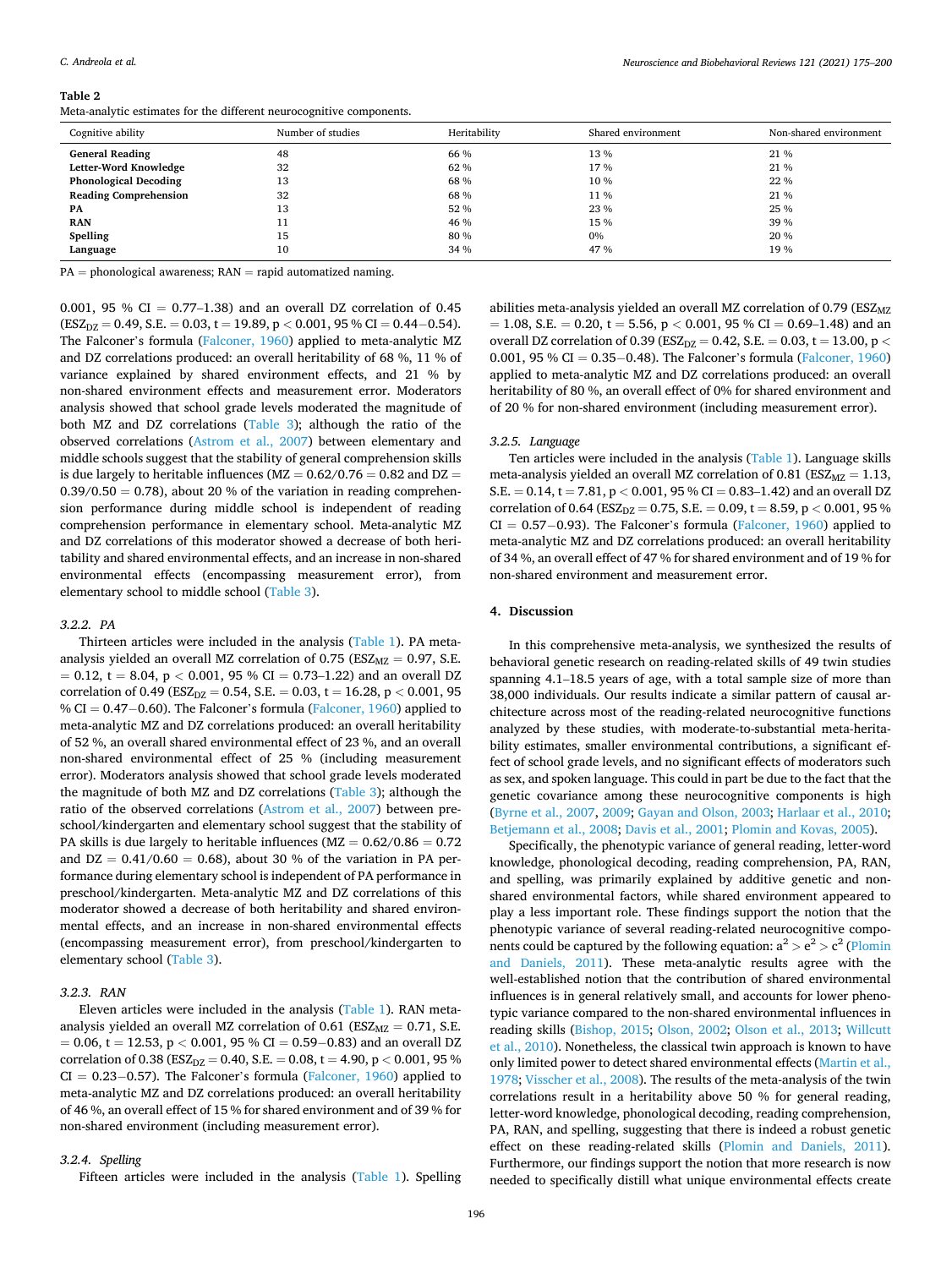**Table 2**
Meta-analytic estimates for the different neurocognitive components.

| Cognitive ability | Number of studies | Heritability | Shared environment | Non-shared environment |
|---|---|---|---|---|
| **General Reading** | 48 | 66 % | 13 % | 21 % |
| **Letter-Word Knowledge** | 32 | 62 % | 17 % | 21 % |
| **Phonological Decoding** | 13 | 68 % | 10 % | 22 % |
| **Reading Comprehension** | 32 | 68 % | 11 % | 21 % |
| **PA** | 13 | 52 % | 23 % | 25 % |
| **RAN** | 11 | 46 % | 15 % | 39 % |
| **Spelling** | 15 | 80 % | 0% | 20 % |
| **Language** | 10 | 34 % | 47 % | 19 % |

PA = phonological awareness; RAN = rapid automatized naming.

0.001, 95 % CI = 0.77–1.38) and an overall DZ correlation of 0.45 ($ESZ_{DZ}$ = 0.49, S.E. = 0.03, t = 19.89, p < 0.001, 95 % CI = 0.44−0.54). The Falconer's formula (Falconer, 1960) applied to meta-analytic MZ and DZ correlations produced: an overall heritability of 68 %, 11 % of variance explained by shared environment effects, and 21 % by non-shared environment effects and measurement error. Moderators analysis showed that school grade levels moderated the magnitude of both MZ and DZ correlations (Table 3); although the ratio of the observed correlations (Astrom et al., 2007) between elementary and middle schools suggest that the stability of general comprehension skills is due largely to heritable influences (MZ = 0.62/0.76 = 0.82 and DZ = 0.39/0.50 = 0.78), about 20 % of the variation in reading comprehension performance during middle school is independent of reading comprehension performance in elementary school. Meta-analytic MZ and DZ correlations of this moderator showed a decrease of both heritability and shared environmental effects, and an increase in non-shared environmental effects (encompassing measurement error), from elementary school to middle school (Table 3).

#### 3.2.2. PA

Thirteen articles were included in the analysis (Table 1). PA meta-analysis yielded an overall MZ correlation of 0.75 ($ESZ_{MZ}$ = 0.97, S.E. = 0.12, t = 8.04, p < 0.001, 95 % CI = 0.73–1.22) and an overall DZ correlation of 0.49 ($ESZ_{DZ}$ = 0.54, S.E. = 0.03, t = 16.28, p < 0.001, 95 % CI = 0.47−0.60). The Falconer's formula (Falconer, 1960) applied to meta-analytic MZ and DZ correlations produced: an overall heritability of 52 %, an overall shared environmental effect of 23 %, and an overall non-shared environmental effect of 25 % (including measurement error). Moderators analysis showed that school grade levels moderated the magnitude of both MZ and DZ correlations (Table 3); although the ratio of the observed correlations (Astrom et al., 2007) between preschool/kindergarten and elementary school suggest that the stability of PA skills is due largely to heritable influences (MZ = 0.62/0.86 = 0.72 and DZ = 0.41/0.60 = 0.68), about 30 % of the variation in PA performance during elementary school is independent of PA performance in preschool/kindergarten. Meta-analytic MZ and DZ correlations of this moderator showed a decrease of both heritability and shared environmental effects, and an increase in non-shared environmental effects (encompassing measurement error), from preschool/kindergarten to elementary school (Table 3).

#### 3.2.3. RAN

Eleven articles were included in the analysis (Table 1). RAN meta-analysis yielded an overall MZ correlation of 0.61 ($ESZ_{MZ}$ = 0.71, S.E. = 0.06, t = 12.53, p < 0.001, 95 % CI = 0.59–0.83) and an overall DZ correlation of 0.38 ($ESZ_{DZ}$ = 0.40, S.E. = 0.08, t = 4.90, p < 0.001, 95 % CI = 0.23−0.57). The Falconer's formula (Falconer, 1960) applied to meta-analytic MZ and DZ correlations produced: an overall heritability of 46 %, an overall effect of 15 % for shared environment and of 39 % for non-shared environment (including measurement error).

#### 3.2.4. Spelling

Fifteen articles were included in the analysis (Table 1). Spelling abilities meta-analysis yielded an overall MZ correlation of 0.79 ($ESZ_{MZ}$ = 1.08, S.E. = 0.20, t = 5.56, p < 0.001, 95 % CI = 0.69–1.48) and an overall DZ correlation of 0.39 ($ESZ_{DZ}$ = 0.42, S.E. = 0.03, t = 13.00, p < 0.001, 95 % CI = 0.35−0.48). The Falconer's formula (Falconer, 1960) applied to meta-analytic MZ and DZ correlations produced: an overall heritability of 80 %, an overall effect of 0% for shared environment and of 20 % for non-shared environment (including measurement error).

#### 3.2.5. Language

Ten articles were included in the analysis (Table 1). Language skills meta-analysis yielded an overall MZ correlation of 0.81 ($ESZ_{MZ}$ = 1.13, S.E. = 0.14, t = 7.81, p < 0.001, 95 % CI = 0.83–1.42) and an overall DZ correlation of 0.64 ($ESZ_{DZ}$ = 0.75, S.E. = 0.09, t = 8.59, p < 0.001, 95 % CI = 0.57−0.93). The Falconer's formula (Falconer, 1960) applied to meta-analytic MZ and DZ correlations produced: an overall heritability of 34 %, an overall effect of 47 % for shared environment and of 19 % for non-shared environment and measurement error.

## 4. Discussion

In this comprehensive meta-analysis, we synthesized the results of behavioral genetic research on reading-related skills of 49 twin studies spanning 4.1–18.5 years of age, with a total sample size of more than 38,000 individuals. Our results indicate a similar pattern of causal architecture across most of the reading-related neurocognitive functions analyzed by these studies, with moderate-to-substantial meta-heritability estimates, smaller environmental contributions, a significant effect of school grade levels, and no significant effects of moderators such as sex, and spoken language. This could in part be due to the fact that the genetic covariance among these neurocognitive components is high (Byrne et al., 2007, 2009; Gayan and Olson, 2003; Harlaar et al., 2010; Betjemann et al., 2008; Davis et al., 2001; Plomin and Kovas, 2005).

Specifically, the phenotypic variance of general reading, letter-word knowledge, phonological decoding, reading comprehension, PA, RAN, and spelling, was primarily explained by additive genetic and non-shared environmental factors, while shared environment appeared to play a less important role. These findings support the notion that the phenotypic variance of several reading-related neurocognitive components could be captured by the following equation: $a^2 > e^2 > c^2$ (Plomin and Daniels, 2011). These meta-analytic results agree with the well-established notion that the contribution of shared environmental influences is in general relatively small, and accounts for lower phenotypic variance compared to the non-shared environmental influences in reading skills (Bishop, 2015; Olson, 2002; Olson et al., 2013; Willcutt et al., 2010). Nonetheless, the classical twin approach is known to have only limited power to detect shared environmental effects (Martin et al., 1978; Visscher et al., 2008). The results of the meta-analysis of the twin correlations result in a heritability above 50 % for general reading, letter-word knowledge, phonological decoding, reading comprehension, PA, RAN, and spelling, suggesting that there is indeed a robust genetic effect on these reading-related skills (Plomin and Daniels, 2011). Furthermore, our findings support the notion that more research is now needed to specifically distill what unique environmental effects create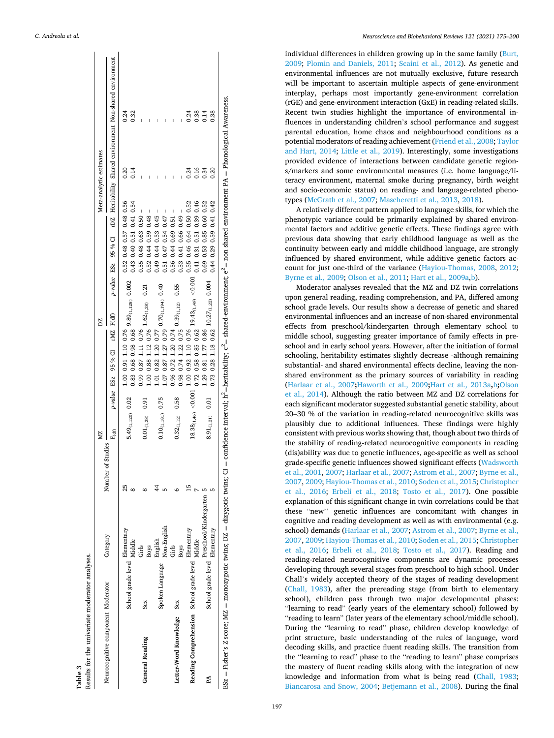**Table 3**
Results for the univariate moderator analyses.

| Neurocognitive component | Moderator | Category | Number of Studies | MZ | | | | | DZ | | | | | Meta-analytic estimates | | |
|---|---|---|---|---|---|---|---|---|---|---|---|---|---|---|---|---|
| | | | | $F_{(df)}$ | p-value | ESz | 95 % CI | rMZ | F(df) | p-value | ESz | 95 % CI | rDZ | Heritability | Shared environment | Non-shared environment |
| General Reading | School grade level | Elementary | 25 | $5.49_{(1,120)}$ | 0.02 | 1.00 | 0.91 1.10 | 0.76 | $9.89_{(1,128)}$ | 0.002 | 0.52 | 0.48 0.57 | 0.48 | 0.56 | 0.20 | 0.24 |
| | | Middle | 8 | | | 0.83 | 0.68 0.98 | 0.68 | | | 0.43 | 0.40 0.51 | 0.41 | 0.54 | 0.14 | 0.32 |
| | Sex | Girls | 8 | $0.01_{(1,28)}$ | 0.91 | 0.99 | 0.87 1.11 | 0.76 | $1.62_{(1,28)}$ | 0.21 | 0.55 | 0.48 0.63 | 0.50 | – | – | – |
| | | Boys | 8 | | | 1.00 | 0.88 1.12 | 0.76 | | | 0.52 | 0.44 0.59 | 0.48 | – | – | – |
| | Spoken Language | English | 44 | $0.10_{(1,181)}$ | 0.75 | 1.01 | 0.82 1.20 | 0.77 | $0.70_{(1,194)}$ | 0.40 | 0.49 | 0.44 0.53 | 0.45 | – | – | – |
| | | Non-English | 5 | | | 1.07 | 0.87 1.27 | 0.79 | | | 0.51 | 0.47 0.54 | 0.47 | – | – | – |
| Letter-Word Knowledge | Sex | Girls | 6 | $0.32_{(1,12)}$ | 0.58 | 0.96 | 0.72 1.20 | 0.74 | $0.39_{(1,12)}$ | 0.55 | 0.56 | 0.44 0.69 | 0.51 | – | – | – |
| | | Boys | | | | 0.98 | 0.74 1.22 | 0.75 | | | 0.53 | 0.41 0.66 | 0.49 | – | – | – |
| Reading Comprehension | School grade level | Elementary | 15 | $18.38_{(1,46)}$ | <0.001 | 1.00 | 0.92 1.10 | 0.76 | $19.43_{(1,49)}$ | <0.001 | 0.55 | 0.46 0.64 | 0.50 | 0.52 | 0.24 | 0.24 |
| | | Middle | 7 | | | 0.72 | 0.58 0.85 | 0.62 | | | 0.41 | 0.31 0.51 | 0.39 | 0.46 | 0.16 | 0.38 |
| PA | School grade level | Preschool/Kindergarten | 5 | $8.91_{(1,21)}$ | 0.01 | 1.29 | 0.81 1.77 | 0.86 | $10.27_{(1,22)}$ | 0.004 | 0.69 | 0.53 0.85 | 0.60 | 0.52 | 0.34 | 0.14 |
| | | Elementary | 5 | | | 0.73 | 0.28 1.18 | 0.62 | | | 0.44 | 0.29 0.59 | 0.41 | 0.42 | 0.20 | 0.38 |

ESz = Fisher's Z score; MZ = monozygotic twins; DZ = dizygotic twins; CI = confidence interval; $h^2$=heritability; $c^2$= shared-environment; $e^2$= non shared environment PA = Phonological Awareness.

individual differences in children growing up in the same family (Burt, 2009; Plomin and Daniels, 2011; Scaini et al., 2012). As genetic and environmental influences are not mutually exclusive, future research will be important to ascertain multiple aspects of gene-environment interplay, perhaps most importantly gene-environment correlation (rGE) and gene-environment interaction (GxE) in reading-related skills. Recent twin studies highlight the importance of environmental influences in understanding children's school performance and suggest parental education, home chaos and neighbourhood conditions as a potential moderators of reading achievement (Friend et al., 2008; Taylor and Hart, 2014; Little et al., 2019). Interestingly, some investigations provided evidence of interactions between candidate genetic regions/markers and some environmental measures (i.e. home language/literacy environment, maternal smoke during pregnancy, birth weight and socio-economic status) on reading- and language-related phenotypes (McGrath et al., 2007; Mascheretti et al., 2013, 2018).

A relatively different pattern applied to language skills, for which the phenotypic variance could be primarily explained by shared environmental factors and additive genetic effects. These findings agree with previous data showing that early childhood language as well as the continuity between early and middle childhood language, are strongly influenced by shared environment, while additive genetic factors account for just one-third of the variance (Hayiou-Thomas, 2008, 2012; Byrne et al., 2009; Olson et al., 2011; Hart et al., 2009a,b).

Moderator analyses revealed that the MZ and DZ twin correlations upon general reading, reading comprehension, and PA, differed among school grade levels. Our results show a decrease of genetic and shared environmental influences and an increase of non-shared environmental effects from preschool/kindergarten through elementary school to middle school, suggesting greater importance of family effects in preschool and in early school years. However, after the initiation of formal schooling, heritability estimates slightly decrease -although remaining substantial- and shared environmental effects decline, leaving the non-shared environment as the primary sources of variability in reading (Harlaar et al., 2007;Haworth et al., 2009;Hart et al., 2013a,b;Olson et al., 2014). Although the ratio between MZ and DZ correlations for each significant moderator suggested substantial genetic stability, about 20–30 % of the variation in reading-related neurocognitive skills was plausibly due to additional influences. These findings were highly consistent with previous works showing that, though about two thirds of the stability of reading-related neurocognitive components in reading (dis)ability was due to genetic influences, age-specific as well as school grade-specific genetic influences showed significant effects (Wadsworth et al., 2001, 2007; Harlaar et al., 2007; Astrom et al., 2007; Byrne et al., 2007, 2009; Hayiou-Thomas et al., 2010; Soden et al., 2015; Christopher et al., 2016; Erbeli et al., 2018; Tosto et al., 2017). One possible explanation of this significant change in twin correlations could be that these "new'' genetic influences are concomitant with changes in cognitive and reading development as well as with environmental (e.g. school) demands (Harlaar et al., 2007; Astrom et al., 2007; Byrne et al., 2007, 2009; Hayiou-Thomas et al., 2010; Soden et al., 2015; Christopher et al., 2016; Erbeli et al., 2018; Tosto et al., 2017). Reading and reading-related neurocognitive components are dynamic processes developing through several stages from preschool to high school. Under Chall's widely accepted theory of the stages of reading development (Chall, 1983), after the prereading stage (from birth to elementary school), children pass through two major developmental phases: "learning to read" (early years of the elementary school) followed by "reading to learn" (later years of the elementary school/middle school). During the "learning to read" phase, children develop knowledge of print structure, basic understanding of the rules of language, word decoding skills, and practice fluent reading skills. The transition from the "learning to read" phase to the "reading to learn" phase comprises the mastery of fluent reading skills along with the integration of new knowledge and information from what is being read (Chall, 1983; Biancarosa and Snow, 2004; Betjemann et al., 2008). During the final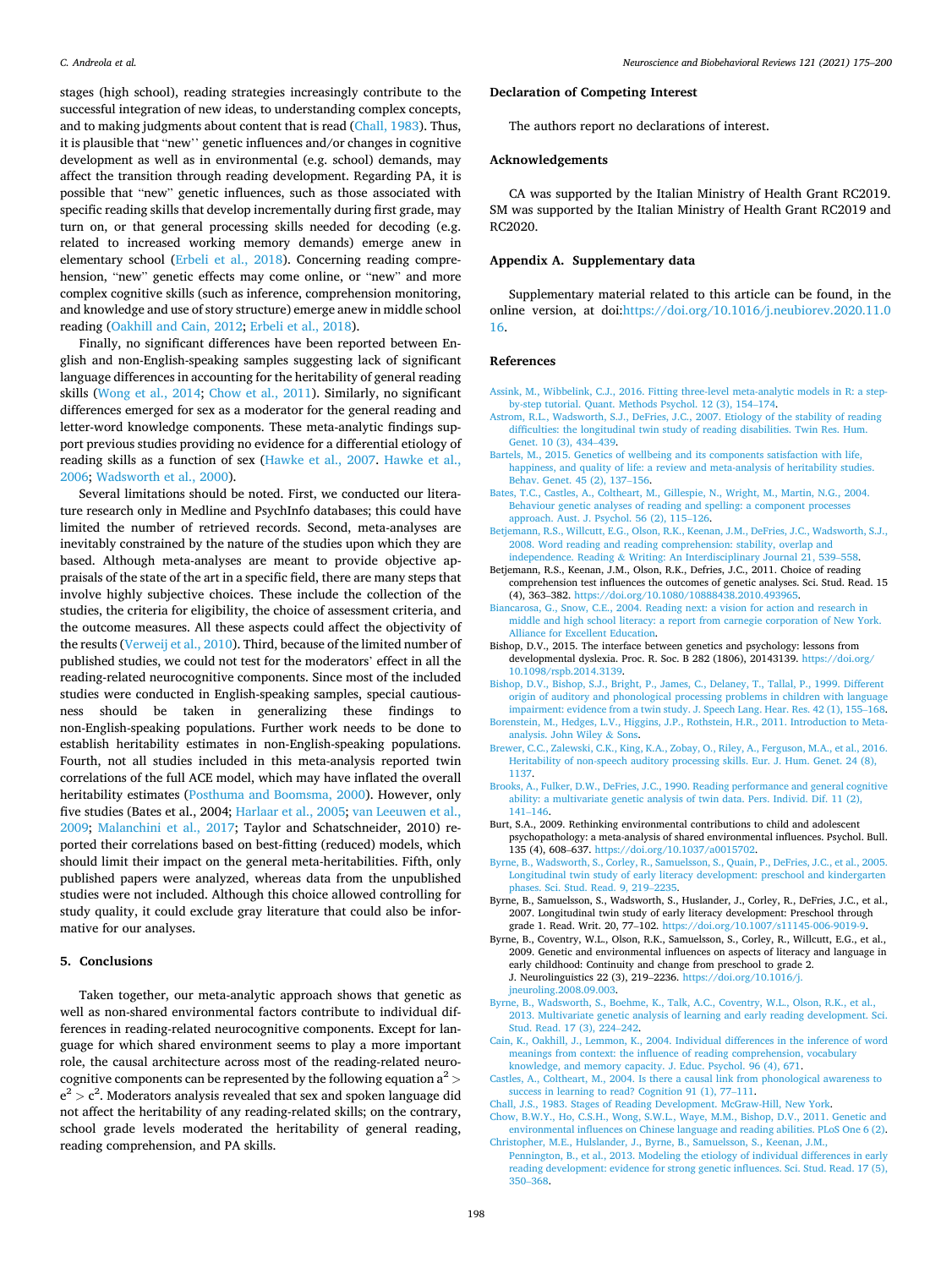stages (high school), reading strategies increasingly contribute to the successful integration of new ideas, to understanding complex concepts, and to making judgments about content that is read (Chall, 1983). Thus, it is plausible that "new'' genetic influences and/or changes in cognitive development as well as in environmental (e.g. school) demands, may affect the transition through reading development. Regarding PA, it is possible that "new" genetic influences, such as those associated with specific reading skills that develop incrementally during first grade, may turn on, or that general processing skills needed for decoding (e.g. related to increased working memory demands) emerge anew in elementary school (Erbeli et al., 2018). Concerning reading comprehension, "new" genetic effects may come online, or "new" and more complex cognitive skills (such as inference, comprehension monitoring, and knowledge and use of story structure) emerge anew in middle school reading (Oakhill and Cain, 2012; Erbeli et al., 2018).

Finally, no significant differences have been reported between English and non-English-speaking samples suggesting lack of significant language differences in accounting for the heritability of general reading skills (Wong et al., 2014; Chow et al., 2011). Similarly, no significant differences emerged for sex as a moderator for the general reading and letter-word knowledge components. These meta-analytic findings support previous studies providing no evidence for a differential etiology of reading skills as a function of sex (Hawke et al., 2007. Hawke et al., 2006; Wadsworth et al., 2000).

Several limitations should be noted. First, we conducted our literature research only in Medline and PsychInfo databases; this could have limited the number of retrieved records. Second, meta-analyses are inevitably constrained by the nature of the studies upon which they are based. Although meta-analyses are meant to provide objective appraisals of the state of the art in a specific field, there are many steps that involve highly subjective choices. These include the collection of the studies, the criteria for eligibility, the choice of assessment criteria, and the outcome measures. All these aspects could affect the objectivity of the results (Verweij et al., 2010). Third, because of the limited number of published studies, we could not test for the moderators' effect in all the reading-related neurocognitive components. Since most of the included studies were conducted in English-speaking samples, special cautiousness should be taken in generalizing these findings to non-English-speaking populations. Further work needs to be done to establish heritability estimates in non-English-speaking populations. Fourth, not all studies included in this meta-analysis reported twin correlations of the full ACE model, which may have inflated the overall heritability estimates (Posthuma and Boomsma, 2000). However, only five studies (Bates et al., 2004; Harlaar et al., 2005; van Leeuwen et al., 2009; Malanchini et al., 2017; Taylor and Schatschneider, 2010) reported their correlations based on best-fitting (reduced) models, which should limit their impact on the general meta-heritabilities. Fifth, only published papers were analyzed, whereas data from the unpublished studies were not included. Although this choice allowed controlling for study quality, it could exclude gray literature that could also be informative for our analyses.

## 5. Conclusions

Taken together, our meta-analytic approach shows that genetic as well as non-shared environmental factors contribute to individual differences in reading-related neurocognitive components. Except for language for which shared environment seems to play a more important role, the causal architecture across most of the reading-related neurocognitive components can be represented by the following equation $a^2 > e^2 > c^2$. Moderators analysis revealed that sex and spoken language did not affect the heritability of any reading-related skills; on the contrary, school grade levels moderated the heritability of general reading, reading comprehension, and PA skills.

## Declaration of Competing Interest

The authors report no declarations of interest.

## Acknowledgements

CA was supported by the Italian Ministry of Health Grant RC2019. SM was supported by the Italian Ministry of Health Grant RC2019 and RC2020.

## Appendix A. Supplementary data

Supplementary material related to this article can be found, in the online version, at doi:https://doi.org/10.1016/j.neubiorev.2020.11.016.

## References

Assink, M., Wibbelink, C.J., 2016. Fitting three-level meta-analytic models in R: a step-by-step tutorial. Quant. Methods Psychol. 12 (3), 154–174.

Astrom, R.L., Wadsworth, S.J., DeFries, J.C., 2007. Etiology of the stability of reading difficulties: the longitudinal twin study of reading disabilities. Twin Res. Hum. Genet. 10 (3), 434–439.

Bartels, M., 2015. Genetics of wellbeing and its components satisfaction with life, happiness, and quality of life: a review and meta-analysis of heritability studies. Behav. Genet. 45 (2), 137–156.

Bates, T.C., Castles, A., Coltheart, M., Gillespie, N., Wright, M., Martin, N.G., 2004. Behaviour genetic analyses of reading and spelling: a component processes approach. Aust. J. Psychol. 56 (2), 115–126.

Betjemann, R.S., Willcutt, E.G., Olson, R.K., Keenan, J.M., DeFries, J.C., Wadsworth, S.J., 2008. Word reading and reading comprehension: stability, overlap and independence. Reading & Writing: An Interdisciplinary Journal 21, 539–558.

Betjemann, R.S., Keenan, J.M., Olson, R.K., Defries, J.C., 2011. Choice of reading comprehension test influences the outcomes of genetic analyses. Sci. Stud. Read. 15 (4), 363–382. https://doi.org/10.1080/10888438.2010.493965.

Biancarosa, G., Snow, C.E., 2004. Reading next: a vision for action and research in middle and high school literacy: a report from carnegie corporation of New York. Alliance for Excellent Education.

Bishop, D.V., 2015. The interface between genetics and psychology: lessons from developmental dyslexia. Proc. R. Soc. B 282 (1806), 20143139. https://doi.org/10.1098/rspb.2014.3139.

Bishop, D.V., Bishop, S.J., Bright, P., James, C., Delaney, T., Tallal, P., 1999. Different origin of auditory and phonological processing problems in children with language impairment: evidence from a twin study. J. Speech Lang. Hear. Res. 42 (1), 155–168.

Borenstein, M., Hedges, L.V., Higgins, J.P., Rothstein, H.R., 2011. Introduction to Meta-analysis. John Wiley & Sons.

Brewer, C.C., Zalewski, C.K., King, K.A., Zobay, O., Riley, A., Ferguson, M.A., et al., 2016. Heritability of non-speech auditory processing skills. Eur. J. Hum. Genet. 24 (8), 1137.

Brooks, A., Fulker, D.W., DeFries, J.C., 1990. Reading performance and general cognitive ability: a multivariate genetic analysis of twin data. Pers. Individ. Dif. 11 (2), 141–146.

Burt, S.A., 2009. Rethinking environmental contributions to child and adolescent psychopathology: a meta-analysis of shared environmental influences. Psychol. Bull. 135 (4), 608–637. https://doi.org/10.1037/a0015702.

Byrne, B., Wadsworth, S., Corley, R., Samuelsson, S., Quain, P., DeFries, J.C., et al., 2005. Longitudinal twin study of early literacy development: preschool and kindergarten phases. Sci. Stud. Read. 9, 219–2235.

Byrne, B., Samuelsson, S., Wadsworth, S., Huslander, J., Corley, R., DeFries, J.C., et al., 2007. Longitudinal twin study of early literacy development: Preschool through grade 1. Read. Writ. 20, 77–102. https://doi.org/10.1007/s11145-006-9019-9.

Byrne, B., Coventry, W.L., Olson, R.K., Samuelsson, S., Corley, R., Willcutt, E.G., et al., 2009. Genetic and environmental influences on aspects of literacy and language in early childhood: Continuity and change from preschool to grade 2. J. Neurolinguistics 22 (3), 219–2236. https://doi.org/10.1016/j.jneuroling.2008.09.003.

Byrne, B., Wadsworth, S., Boehme, K., Talk, A.C., Coventry, W.L., Olson, R.K., et al., 2013. Multivariate genetic analysis of learning and early reading development. Sci. Stud. Read. 17 (3), 224–242.

Cain, K., Oakhill, J., Lemmon, K., 2004. Individual differences in the inference of word meanings from context: the influence of reading comprehension, vocabulary knowledge, and memory capacity. J. Educ. Psychol. 96 (4), 671.

Castles, A., Coltheart, M., 2004. Is there a causal link from phonological awareness to success in learning to read? Cognition 91 (1), 77–111.

Chall, J.S., 1983. Stages of Reading Development. McGraw-Hill, New York.

Chow, B.W.Y., Ho, C.S.H., Wong, S.W.L., Waye, M.M., Bishop, D.V., 2011. Genetic and environmental influences on Chinese language and reading abilities. PLoS One 6 (2).

Christopher, M.E., Hulslander, J., Byrne, B., Samuelsson, S., Keenan, J.M., Pennington, B., et al., 2013. Modeling the etiology of individual differences in early reading development: evidence for strong genetic influences. Sci. Stud. Read. 17 (5), 350–368.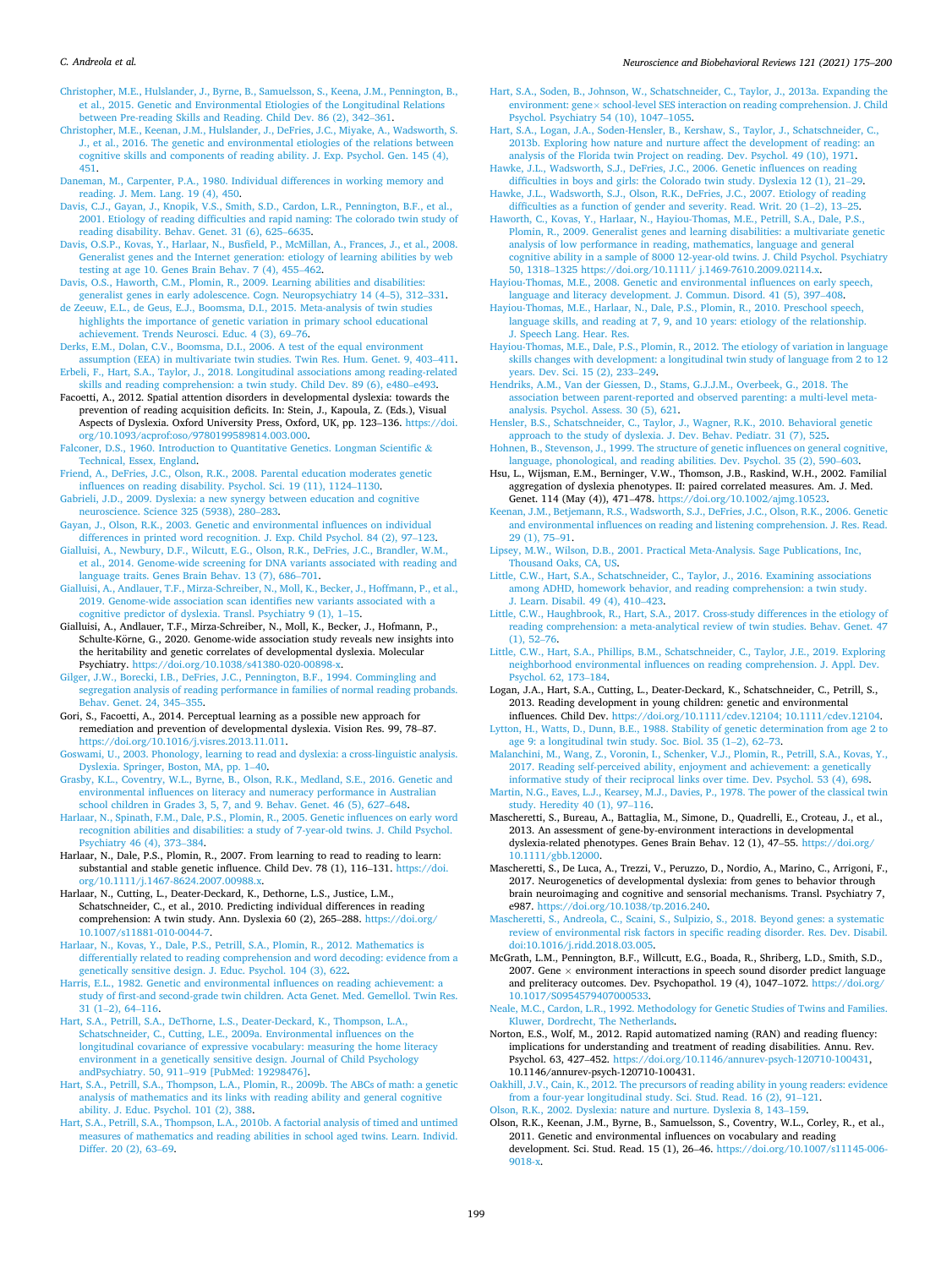Christopher, M.E., Hulslander, J., Byrne, B., Samuelsson, S., Keena, J.M., Pennington, B., et al., 2015. Genetic and Environmental Etiologies of the Longitudinal Relations between Pre-reading Skills and Reading. Child Dev. 86 (2), 342–361.

Christopher, M.E., Keenan, J.M., Hulslander, J., DeFries, J.C., Miyake, A., Wadsworth, S. J., et al., 2016. The genetic and environmental etiologies of the relations between cognitive skills and components of reading ability. J. Exp. Psychol. Gen. 145 (4), 451.

Daneman, M., Carpenter, P.A., 1980. Individual differences in working memory and reading. J. Mem. Lang. 19 (4), 450.

Davis, C.J., Gayan, J., Knopik, V.S., Smith, S.D., Cardon, L.R., Pennington, B.F., et al., 2001. Etiology of reading difficulties and rapid naming: The colorado twin study of reading disability. Behav. Genet. 31 (6), 625–6635.

Davis, O.S.P., Kovas, Y., Harlaar, N., Busfield, P., McMillan, A., Frances, J., et al., 2008. Generalist genes and the Internet generation: etiology of learning abilities by web testing at age 10. Genes Brain Behav. 7 (4), 455–462.

Davis, O.S., Haworth, C.M., Plomin, R., 2009. Learning abilities and disabilities: generalist genes in early adolescence. Cogn. Neuropsychiatry 14 (4–5), 312–331.

de Zeeuw, E.L., de Geus, E.J., Boomsma, D.I., 2015. Meta-analysis of twin studies highlights the importance of genetic variation in primary school educational achievement. Trends Neurosci. Educ. 4 (3), 69–76.

Derks, E.M., Dolan, C.V., Boomsma, D.I., 2006. A test of the equal environment assumption (EEA) in multivariate twin studies. Twin Res. Hum. Genet. 9, 403–411.

Erbeli, F., Hart, S.A., Taylor, J., 2018. Longitudinal associations among reading-related skills and reading comprehension: a twin study. Child Dev. 89 (6), e480–e493.

Facoetti, A., 2012. Spatial attention disorders in developmental dyslexia: towards the prevention of reading acquisition deficits. In: Stein, J., Kapoula, Z. (Eds.), Visual Aspects of Dyslexia. Oxford University Press, Oxford, UK, pp. 123–136. https://doi.org/10.1093/acprof:oso/9780199589814.003.000.

Falconer, D.S., 1960. Introduction to Quantitative Genetics. Longman Scientific & Technical, Essex, England.

Friend, A., DeFries, J.C., Olson, R.K., 2008. Parental education moderates genetic influences on reading disability. Psychol. Sci. 19 (11), 1124–1130.

Gabrieli, J.D., 2009. Dyslexia: a new synergy between education and cognitive neuroscience. Science 325 (5938), 280–283.

Gayan, J., Olson, R.K., 2003. Genetic and environmental influences on individual differences in printed word recognition. J. Exp. Child Psychol. 84 (2), 97–123.

Gialluisi, A., Newbury, D.F., Wilcutt, E.G., Olson, R.K., DeFries, J.C., Brandler, W.M., et al., 2014. Genome-wide screening for DNA variants associated with reading and language traits. Genes Brain Behav. 13 (7), 686–701.

Gialluisi, A., Andlauer, T.F., Mirza-Schreiber, N., Moll, K., Becker, J., Hoffmann, P., et al., 2019. Genome-wide association scan identifies new variants associated with a cognitive predictor of dyslexia. Transl. Psychiatry 9 (1), 1–15.

Gialluisi, A., Andlauer, T.F., Mirza-Schreiber, N., Moll, K., Becker, J., Hofmann, P., Schulte-Körne, G., 2020. Genome-wide association study reveals new insights into the heritability and genetic correlates of developmental dyslexia. Molecular Psychiatry. https://doi.org/10.1038/s41380-020-00898-x.

Gilger, J.W., Borecki, I.B., DeFries, J.C., Pennington, B.F., 1994. Commingling and segregation analysis of reading performance in families of normal reading probands. Behav. Genet. 24, 345–355.

Gori, S., Facoetti, A., 2014. Perceptual learning as a possible new approach for remediation and prevention of developmental dyslexia. Vision Res. 99, 78–87. https://doi.org/10.1016/j.visres.2013.11.011.

Goswami, U., 2003. Phonology, learning to read and dyslexia: a cross-linguistic analysis. Dyslexia. Springer, Boston, MA, pp. 1–40.

Grasby, K.L., Coventry, W.L., Byrne, B., Olson, R.K., Medland, S.E., 2016. Genetic and environmental influences on literacy and numeracy performance in Australian school children in Grades 3, 5, 7, and 9. Behav. Genet. 46 (5), 627–648.

Harlaar, N., Spinath, F.M., Dale, P.S., Plomin, R., 2005. Genetic influences on early word recognition abilities and disabilities: a study of 7-year-old twins. J. Child Psychol. Psychiatry 46 (4), 373–384.

Harlaar, N., Dale, P.S., Plomin, R., 2007. From learning to read to reading to learn: substantial and stable genetic influence. Child Dev. 78 (1), 116–131. https://doi.org/10.1111/j.1467-8624.2007.00988.x.

Harlaar, N., Cutting, L., Deater-Deckard, K., Dethorne, L.S., Justice, L.M., Schatschneider, C., et al., 2010. Predicting individual differences in reading comprehension: A twin study. Ann. Dyslexia 60 (2), 265–288. https://doi.org/10.1007/s11881-010-0044-7.

Harlaar, N., Kovas, Y., Dale, P.S., Petrill, S.A., Plomin, R., 2012. Mathematics is differentially related to reading comprehension and word decoding: evidence from a genetically sensitive design. J. Educ. Psychol. 104 (3), 622.

Harris, E.L., 1982. Genetic and environmental influences on reading achievement: a study of first-and second-grade twin children. Acta Genet. Med. Gemellol. Twin Res. 31 (1–2), 64–116.

Hart, S.A., Petrill, S.A., DeThorne, L.S., Deater-Deckard, K., Thompson, L.A., Schatschneider, C., Cutting, L.E., 2009a. Environmental influences on the longitudinal covariance of expressive vocabulary: measuring the home literacy environment in a genetically sensitive design. Journal of Child Psychology andPsychiatry. 50, 911–919 [PubMed: 19298476].

Hart, S.A., Petrill, S.A., Thompson, L.A., Plomin, R., 2009b. The ABCs of math: a genetic analysis of mathematics and its links with reading ability and general cognitive ability. J. Educ. Psychol. 101 (2), 388.

Hart, S.A., Petrill, S.A., Thompson, L.A., 2010b. A factorial analysis of timed and untimed measures of mathematics and reading abilities in school aged twins. Learn. Individ. Differ. 20 (2), 63–69.

Hart, S.A., Soden, B., Johnson, W., Schatschneider, C., Taylor, J., 2013a. Expanding the environment: gene× school-level SES interaction on reading comprehension. J. Child Psychol. Psychiatry 54 (10), 1047–1055.

Hart, S.A., Logan, J.A., Soden-Hensler, B., Kershaw, S., Taylor, J., Schatschneider, C., 2013b. Exploring how nature and nurture affect the development of reading: an analysis of the Florida twin Project on reading. Dev. Psychol. 49 (10), 1971.

Hawke, J.L., Wadsworth, S.J., DeFries, J.C., 2006. Genetic influences on reading difficulties in boys and girls: the Colorado twin study. Dyslexia 12 (1), 21–29.

Hawke, J.L., Wadsworth, S.J., Olson, R.K., DeFries, J.C., 2007. Etiology of reading difficulties as a function of gender and severity. Read. Writ. 20 (1–2), 13–25.

Haworth, C., Kovas, Y., Harlaar, N., Hayiou-Thomas, M.E., Petrill, S.A., Dale, P.S., Plomin, R., 2009. Generalist genes and learning disabilities: a multivariate genetic analysis of low performance in reading, mathematics, language and general cognitive ability in a sample of 8000 12-year-old twins. J. Child Psychol. Psychiatry 50, 1318–1325 https://doi.org/10.1111/ j.1469-7610.2009.02114.x.

Hayiou-Thomas, M.E., 2008. Genetic and environmental influences on early speech, language and literacy development. J. Commun. Disord. 41 (5), 397–408.

Hayiou-Thomas, M.E., Harlaar, N., Dale, P.S., Plomin, R., 2010. Preschool speech, language skills, and reading at 7, 9, and 10 years: etiology of the relationship. J. Speech Lang. Hear. Res.

Hayiou-Thomas, M.E., Dale, P.S., Plomin, R., 2012. The etiology of variation in language skills changes with development: a longitudinal twin study of language from 2 to 12 years. Dev. Sci. 15 (2), 233–249.

Hendriks, A.M., Van der Giessen, D., Stams, G.J.J.M., Overbeek, G., 2018. The association between parent-reported and observed parenting: a multi-level meta-analysis. Psychol. Assess. 30 (5), 621.

Hensler, B.S., Schatschneider, C., Taylor, J., Wagner, R.K., 2010. Behavioral genetic approach to the study of dyslexia. J. Dev. Behav. Pediatr. 31 (7), 525.

Hohnen, B., Stevenson, J., 1999. The structure of genetic influences on general cognitive, language, phonological, and reading abilities. Dev. Psychol. 35 (2), 590–603.

Hsu, L., Wijsman, E.M., Berninger, V.W., Thomson, J.B., Raskind, W.H., 2002. Familial aggregation of dyslexia phenotypes. II: paired correlated measures. Am. J. Med. Genet. 114 (May (4)), 471–478. https://doi.org/10.1002/ajmg.10523.

Keenan, J.M., Betjemann, R.S., Wadsworth, S.J., DeFries, J.C., Olson, R.K., 2006. Genetic and environmental influences on reading and listening comprehension. J. Res. Read. 29 (1), 75–91.

Lipsey, M.W., Wilson, D.B., 2001. Practical Meta-Analysis. Sage Publications, Inc, Thousand Oaks, CA, US.

Little, C.W., Hart, S.A., Schatschneider, C., Taylor, J., 2016. Examining associations among ADHD, homework behavior, and reading comprehension: a twin study. J. Learn. Disabil. 49 (4), 410–423.

Little, C.W., Haughbrook, R., Hart, S.A., 2017. Cross-study differences in the etiology of reading comprehension: a meta-analytical review of twin studies. Behav. Genet. 47 (1), 52–76.

Little, C.W., Hart, S.A., Phillips, B.M., Schatschneider, C., Taylor, J.E., 2019. Exploring neighborhood environmental influences on reading comprehension. J. Appl. Dev. Psychol. 62, 173–184.

Logan, J.A., Hart, S.A., Cutting, L., Deater-Deckard, K., Schatschneider, C., Petrill, S., 2013. Reading development in young children: genetic and environmental influences. Child Dev. https://doi.org/10.1111/cdev.12104; 10.1111/cdev.12104.

Lytton, H., Watts, D., Dunn, B.E., 1988. Stability of genetic determination from age 2 to age 9: a longitudinal twin study. Soc. Biol. 35 (1–2), 62–73.

Malanchini, M., Wang, Z., Voronin, I., Schenker, V.J., Plomin, R., Petrill, S.A., Kovas, Y., 2017. Reading self-perceived ability, enjoyment and achievement: a genetically informative study of their reciprocal links over time. Dev. Psychol. 53 (4), 698.

Martin, N.G., Eaves, L.J., Kearsey, M.J., Davies, P., 1978. The power of the classical twin study. Heredity 40 (1), 97–116.

Mascheretti, S., Bureau, A., Battaglia, M., Simone, D., Quadrelli, E., Croteau, J., et al., 2013. An assessment of gene-by-environment interactions in developmental dyslexia-related phenotypes. Genes Brain Behav. 12 (1), 47–55. https://doi.org/10.1111/gbb.12000.

Mascheretti, S., De Luca, A., Trezzi, V., Peruzzo, D., Nordio, A., Marino, C., Arrigoni, F., 2017. Neurogenetics of developmental dyslexia: from genes to behavior through brain neuroimaging and cognitive and sensorial mechanisms. Transl. Psychiatry 7, e987. https://doi.org/10.1038/tp.2016.240.

Mascheretti, S., Andreola, C., Scaini, S., Sulpizio, S., 2018. Beyond genes: a systematic review of environmental risk factors in specific reading disorder. Res. Dev. Disabil. doi:10.1016/j.ridd.2018.03.005.

McGrath, L.M., Pennington, B.F., Willcutt, E.G., Boada, R., Shriberg, L.D., Smith, S.D., 2007. Gene × environment interactions in speech sound disorder predict language and preliteracy outcomes. Dev. Psychopathol. 19 (4), 1047–1072. https://doi.org/10.1017/S0954579407000533.

Neale, M.C., Cardon, L.R., 1992. Methodology for Genetic Studies of Twins and Families. Kluwer, Dordrecht, The Netherlands.

Norton, E.S., Wolf, M., 2012. Rapid automatized naming (RAN) and reading fluency: implications for understanding and treatment of reading disabilities. Annu. Rev. Psychol. 63, 427–452. https://doi.org/10.1146/annurev-psych-120710-100431, 10.1146/annurev-psych-120710-100431.

Oakhill, J.V., Cain, K., 2012. The precursors of reading ability in young readers: evidence from a four-year longitudinal study. Sci. Stud. Read. 16 (2), 91–121.

Olson, R.K., 2002. Dyslexia: nature and nurture. Dyslexia 8, 143–159.

Olson, R.K., Keenan, J.M., Byrne, B., Samuelsson, S., Coventry, W.L., Corley, R., et al., 2011. Genetic and environmental influences on vocabulary and reading development. Sci. Stud. Read. 15 (1), 26–46. https://doi.org/10.1007/s11145-006-9018-x.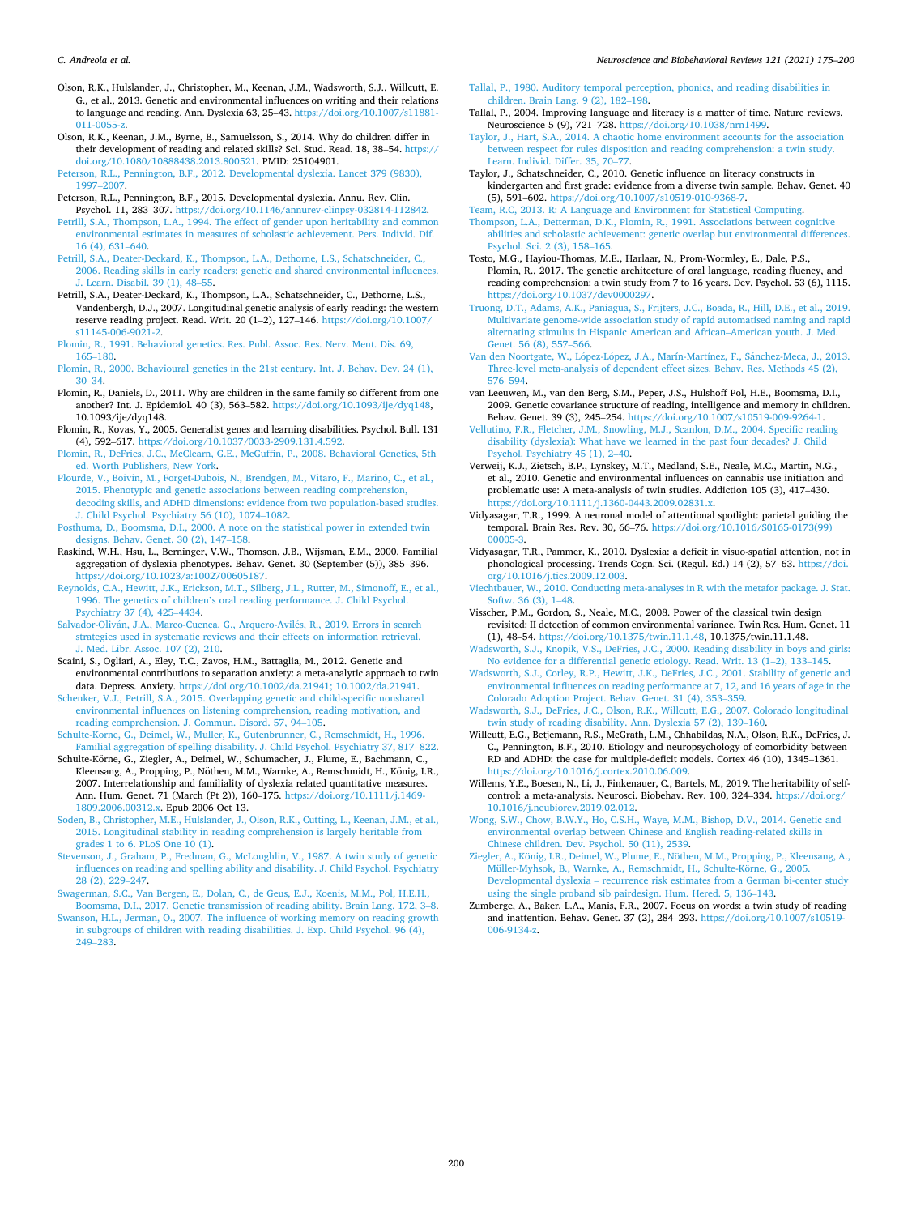Olson, R.K., Hulslander, J., Christopher, M., Keenan, J.M., Wadsworth, S.J., Willcutt, E. G., et al., 2013. Genetic and environmental influences on writing and their relations to language and reading. Ann. Dyslexia 63, 25–43. https://doi.org/10.1007/s11881-011-0055-z.

Olson, R.K., Keenan, J.M., Byrne, B., Samuelsson, S., 2014. Why do children differ in their development of reading and related skills? Sci. Stud. Read. 18, 38–54. https://doi.org/10.1080/10888438.2013.800521. PMID: 25104901.

Peterson, R.L., Pennington, B.F., 2012. Developmental dyslexia. Lancet 379 (9830), 1997–2007.

Peterson, R.L., Pennington, B.F., 2015. Developmental dyslexia. Annu. Rev. Clin. Psychol. 11, 283–307. https://doi.org/10.1146/annurev-clinpsy-032814-112842.

Petrill, S.A., Thompson, L.A., 1994. The effect of gender upon heritability and common environmental estimates in measures of scholastic achievement. Pers. Individ. Dif. 16 (4), 631–640.

Petrill, S.A., Deater-Deckard, K., Thompson, L.A., Dethorne, L.S., Schatschneider, C., 2006. Reading skills in early readers: genetic and shared environmental influences. J. Learn. Disabil. 39 (1), 48–55.

Petrill, S.A., Deater-Deckard, K., Thompson, L.A., Schatschneider, C., Dethorne, L.S., Vandenbergh, D.J., 2007. Longitudinal genetic analysis of early reading: the western reserve reading project. Read. Writ. 20 (1–2), 127–146. https://doi.org/10.1007/s11145-006-9021-2.

Plomin, R., 1991. Behavioral genetics. Res. Publ. Assoc. Res. Nerv. Ment. Dis. 69, 165–180.

Plomin, R., 2000. Behavioural genetics in the 21st century. Int. J. Behav. Dev. 24 (1), 30–34.

Plomin, R., Daniels, D., 2011. Why are children in the same family so different from one another? Int. J. Epidemiol. 40 (3), 563–582. https://doi.org/10.1093/ije/dyq148, 10.1093/ije/dyq148.

Plomin, R., Kovas, Y., 2005. Generalist genes and learning disabilities. Psychol. Bull. 131 (4), 592–617. https://doi.org/10.1037/0033-2909.131.4.592.

Plomin, R., DeFries, J.C., McClearn, G.E., McGuffin, P., 2008. Behavioral Genetics, 5th ed. Worth Publishers, New York.

Plourde, V., Boivin, M., Forget-Dubois, N., Brendgen, M., Vitaro, F., Marino, C., et al., 2015. Phenotypic and genetic associations between reading comprehension, decoding skills, and ADHD dimensions: evidence from two population-based studies. J. Child Psychol. Psychiatry 56 (10), 1074–1082.

Posthuma, D., Boomsma, D.I., 2000. A note on the statistical power in extended twin designs. Behav. Genet. 30 (2), 147–158.

Raskind, W.H., Hsu, L., Berninger, V.W., Thomson, J.B., Wijsman, E.M., 2000. Familial aggregation of dyslexia phenotypes. Behav. Genet. 30 (September (5)), 385–396. https://doi.org/10.1023/a:1002700605187.

Reynolds, C.A., Hewitt, J.K., Erickson, M.T., Silberg, J.L., Rutter, M., Simonoff, E., et al., 1996. The genetics of children's oral reading performance. J. Child Psychol. Psychiatry 37 (4), 425–4434.

Salvador-Oliván, J.A., Marco-Cuenca, G., Arquero-Avilés, R., 2019. Errors in search strategies used in systematic reviews and their effects on information retrieval. J. Med. Libr. Assoc. 107 (2), 210.

Scaini, S., Ogliari, A., Eley, T.C., Zavos, H.M., Battaglia, M., 2012. Genetic and environmental contributions to separation anxiety: a meta-analytic approach to twin data. Depress. Anxiety. https://doi.org/10.1002/da.21941; 10.1002/da.21941.

Schenker, V.J., Petrill, S.A., 2015. Overlapping genetic and child-specific nonshared environmental influences on listening comprehension, reading motivation, and reading comprehension. J. Commun. Disord. 57, 94–105.

Schulte-Korne, G., Deimel, W., Muller, K., Gutenbrunner, C., Remschmidt, H., 1996. Familial aggregation of spelling disability. J. Child Psychol. Psychiatry 37, 817–822.

Schulte-Körne, G., Ziegler, A., Deimel, W., Schumacher, J., Plume, E., Bachmann, C., Kleensang, A., Propping, P., Nöthen, M.M., Warnke, A., Remschmidt, H., König, I.R., 2007. Interrelationship and familiality of dyslexia related quantitative measures. Ann. Hum. Genet. 71 (March (Pt 2)), 160–175. https://doi.org/10.1111/j.1469-1809.2006.00312.x. Epub 2006 Oct 13.

Soden, B., Christopher, M.E., Hulslander, J., Olson, R.K., Cutting, L., Keenan, J.M., et al., 2015. Longitudinal stability in reading comprehension is largely heritable from grades 1 to 6. PLoS One 10 (1).

Stevenson, J., Graham, P., Fredman, G., McLoughlin, V., 1987. A twin study of genetic influences on reading and spelling ability and disability. J. Child Psychol. Psychiatry 28 (2), 229–247.

Swagerman, S.C., Van Bergen, E., Dolan, C., de Geus, E.J., Koenis, M.M., Pol, H.E.H., Boomsma, D.I., 2017. Genetic transmission of reading ability. Brain Lang. 172, 3–8.

Swanson, H.L., Jerman, O., 2007. The influence of working memory on reading growth in subgroups of children with reading disabilities. J. Exp. Child Psychol. 96 (4), 249–283.

Tallal, P., 1980. Auditory temporal perception, phonics, and reading disabilities in children. Brain Lang. 9 (2), 182–198.

Tallal, P., 2004. Improving language and literacy is a matter of time. Nature reviews. Neuroscience 5 (9), 721–728. https://doi.org/10.1038/nrn1499.

Taylor, J., Hart, S.A., 2014. A chaotic home environment accounts for the association between respect for rules disposition and reading comprehension: a twin study. Learn. Individ. Differ. 35, 70–77.

Taylor, J., Schatschneider, C., 2010. Genetic influence on literacy constructs in kindergarten and first grade: evidence from a diverse twin sample. Behav. Genet. 40 (5), 591–602. https://doi.org/10.1007/s10519-010-9368-7.

Team, R.C, 2013. R: A Language and Environment for Statistical Computing.

Thompson, L.A., Detterman, D.K., Plomin, R., 1991. Associations between cognitive abilities and scholastic achievement: genetic overlap but environmental differences. Psychol. Sci. 2 (3), 158–165.

Tosto, M.G., Hayiou-Thomas, M.E., Harlaar, N., Prom-Wormley, E., Dale, P.S., Plomin, R., 2017. The genetic architecture of oral language, reading fluency, and reading comprehension: a twin study from 7 to 16 years. Dev. Psychol. 53 (6), 1115. https://doi.org/10.1037/dev0000297.

Truong, D.T., Adams, A.K., Paniagua, S., Frijters, J.C., Boada, R., Hill, D.E., et al., 2019. Multivariate genome-wide association study of rapid automatised naming and rapid alternating stimulus in Hispanic American and African–American youth. J. Med. Genet. 56 (8), 557–566.

Van den Noortgate, W., López-López, J.A., Marín-Martínez, F., Sánchez-Meca, J., 2013. Three-level meta-analysis of dependent effect sizes. Behav. Res. Methods 45 (2), 576–594.

van Leeuwen, M., van den Berg, S.M., Peper, J.S., Hulshoff Pol, H.E., Boomsma, D.I., 2009. Genetic covariance structure of reading, intelligence and memory in children. Behav. Genet. 39 (3), 245–254. https://doi.org/10.1007/s10519-009-9264-1.

Vellutino, F.R., Fletcher, J.M., Snowling, M.J., Scanlon, D.M., 2004. Specific reading disability (dyslexia): What have we learned in the past four decades? J. Child Psychol. Psychiatry 45 (1), 2–40.

Verweij, K.J., Zietsch, B.P., Lynskey, M.T., Medland, S.E., Neale, M.C., Martin, N.G., et al., 2010. Genetic and environmental influences on cannabis use initiation and problematic use: A meta-analysis of twin studies. Addiction 105 (3), 417–430. https://doi.org/10.1111/j.1360-0443.2009.02831.x.

Vidyasagar, T.R., 1999. A neuronal model of attentional spotlight: parietal guiding the temporal. Brain Res. Rev. 30, 66–76. https://doi.org/10.1016/S0165-0173(99)00005-3.

Vidyasagar, T.R., Pammer, K., 2010. Dyslexia: a deficit in visuo-spatial attention, not in phonological processing. Trends Cogn. Sci. (Regul. Ed.) 14 (2), 57–63. https://doi.org/10.1016/j.tics.2009.12.003.

Viechtbauer, W., 2010. Conducting meta-analyses in R with the metafor package. J. Stat. Softw. 36 (3), 1–48.

Visscher, P.M., Gordon, S., Neale, M.C., 2008. Power of the classical twin design revisited: II detection of common environmental variance. Twin Res. Hum. Genet. 11 (1), 48–54. https://doi.org/10.1375/twin.11.1.48, 10.1375/twin.11.1.48.

Wadsworth, S.J., Knopik, V.S., DeFries, J.C., 2000. Reading disability in boys and girls: No evidence for a differential genetic etiology. Read. Writ. 13 (1–2), 133–145.

Wadsworth, S.J., Corley, R.P., Hewitt, J.K., DeFries, J.C., 2001. Stability of genetic and environmental influences on reading performance at 7, 12, and 16 years of age in the Colorado Adoption Project. Behav. Genet. 31 (4), 353–359.

Wadsworth, S.J., DeFries, J.C., Olson, R.K., Willcutt, E.G., 2007. Colorado longitudinal twin study of reading disability. Ann. Dyslexia 57 (2), 139–160.

Willcutt, E.G., Betjemann, R.S., McGrath, L.M., Chhabildas, N.A., Olson, R.K., DeFries, J. C., Pennington, B.F., 2010. Etiology and neuropsychology of comorbidity between RD and ADHD: the case for multiple-deficit models. Cortex 46 (10), 1345–1361. https://doi.org/10.1016/j.cortex.2010.06.009.

Willems, Y.E., Boesen, N., Li, J., Finkenauer, C., Bartels, M., 2019. The heritability of self-control: a meta-analysis. Neurosci. Biobehav. Rev. 100, 324–334. https://doi.org/10.1016/j.neubiorev.2019.02.012.

Wong, S.W., Chow, B.W.Y., Ho, C.S.H., Waye, M.M., Bishop, D.V., 2014. Genetic and environmental overlap between Chinese and English reading-related skills in Chinese children. Dev. Psychol. 50 (11), 2539.

Ziegler, A., König, I.R., Deimel, W., Plume, E., Nöthen, M.M., Propping, P., Kleensang, A., Müller-Myhsok, B., Warnke, A., Remschmidt, H., Schulte-Körne, G., 2005. Developmental dyslexia – recurrence risk estimates from a German bi-center study using the single proband sib pairdesign. Hum. Hered. 5, 136–143.

Zumberge, A., Baker, L.A., Manis, F.R., 2007. Focus on words: a twin study of reading and inattention. Behav. Genet. 37 (2), 284–293. https://doi.org/10.1007/s10519-006-9134-z.